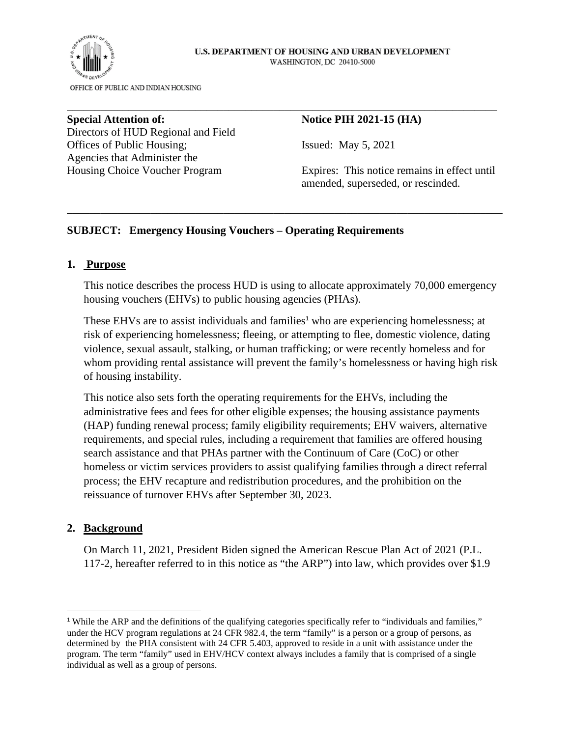U.S. DEPARTMENT OF HOUSING AND URBAN DEVELOPMENT
WASHINGTON, DC 20410-5000

OFFICE OF PUBLIC AND INDIAN HOUSING

---

**Special Attention of:**
Directors of HUD Regional and Field Offices of Public Housing; Agencies that Administer the Housing Choice Voucher Program

**Notice PIH 2021-15 (HA)**

Issued: May 5, 2021

Expires: This notice remains in effect until amended, superseded, or rescinded.

---

**SUBJECT: Emergency Housing Vouchers – Operating Requirements**

## 1. Purpose

This notice describes the process HUD is using to allocate approximately 70,000 emergency housing vouchers (EHVs) to public housing agencies (PHAs).

These EHVs are to assist individuals and families[1] who are experiencing homelessness; at risk of experiencing homelessness; fleeing, or attempting to flee, domestic violence, dating violence, sexual assault, stalking, or human trafficking; or were recently homeless and for whom providing rental assistance will prevent the family's homelessness or having high risk of housing instability.

This notice also sets forth the operating requirements for the EHVs, including the administrative fees and fees for other eligible expenses; the housing assistance payments (HAP) funding renewal process; family eligibility requirements; EHV waivers, alternative requirements, and special rules, including a requirement that families are offered housing search assistance and that PHAs partner with the Continuum of Care (CoC) or other homeless or victim services providers to assist qualifying families through a direct referral process; the EHV recapture and redistribution procedures, and the prohibition on the reissuance of turnover EHVs after September 30, 2023.

## 2. Background

On March 11, 2021, President Biden signed the American Rescue Plan Act of 2021 (P.L. 117-2, hereafter referred to in this notice as "the ARP") into law, which provides over $1.9

---

[1] While the ARP and the definitions of the qualifying categories specifically refer to "individuals and families," under the HCV program regulations at 24 CFR 982.4, the term "family" is a person or a group of persons, as determined by the PHA consistent with 24 CFR 5.403, approved to reside in a unit with assistance under the program. The term "family" used in EHV/HCV context always includes a family that is comprised of a single individual as well as a group of persons.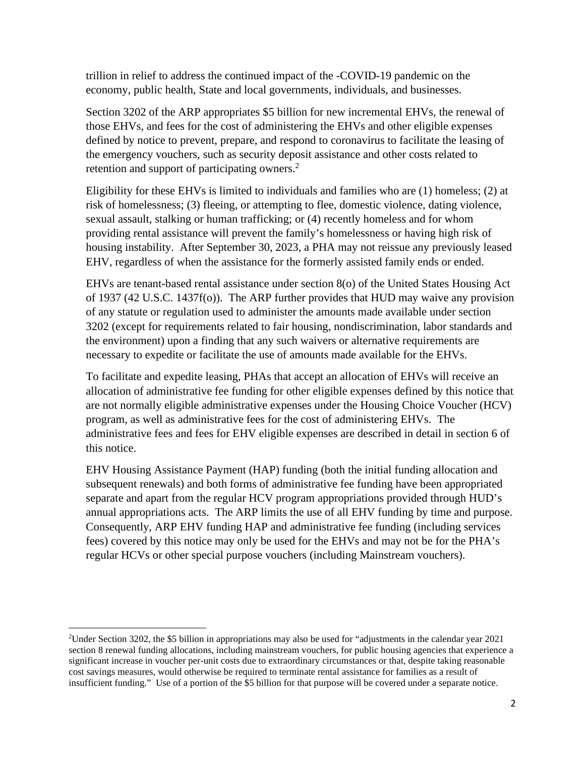trillion in relief to address the continued impact of the -COVID-19 pandemic on the economy, public health, State and local governments, individuals, and businesses.

Section 3202 of the ARP appropriates $5 billion for new incremental EHVs, the renewal of those EHVs, and fees for the cost of administering the EHVs and other eligible expenses defined by notice to prevent, prepare, and respond to coronavirus to facilitate the leasing of the emergency vouchers, such as security deposit assistance and other costs related to retention and support of participating owners.[2]

Eligibility for these EHVs is limited to individuals and families who are (1) homeless; (2) at risk of homelessness; (3) fleeing, or attempting to flee, domestic violence, dating violence, sexual assault, stalking or human trafficking; or (4) recently homeless and for whom providing rental assistance will prevent the family's homelessness or having high risk of housing instability. After September 30, 2023, a PHA may not reissue any previously leased EHV, regardless of when the assistance for the formerly assisted family ends or ended.

EHVs are tenant-based rental assistance under section 8(o) of the United States Housing Act of 1937 (42 U.S.C. 1437f(o)). The ARP further provides that HUD may waive any provision of any statute or regulation used to administer the amounts made available under section 3202 (except for requirements related to fair housing, nondiscrimination, labor standards and the environment) upon a finding that any such waivers or alternative requirements are necessary to expedite or facilitate the use of amounts made available for the EHVs.

To facilitate and expedite leasing, PHAs that accept an allocation of EHVs will receive an allocation of administrative fee funding for other eligible expenses defined by this notice that are not normally eligible administrative expenses under the Housing Choice Voucher (HCV) program, as well as administrative fees for the cost of administering EHVs. The administrative fees and fees for EHV eligible expenses are described in detail in section 6 of this notice.

EHV Housing Assistance Payment (HAP) funding (both the initial funding allocation and subsequent renewals) and both forms of administrative fee funding have been appropriated separate and apart from the regular HCV program appropriations provided through HUD's annual appropriations acts. The ARP limits the use of all EHV funding by time and purpose. Consequently, ARP EHV funding HAP and administrative fee funding (including services fees) covered by this notice may only be used for the EHVs and may not be for the PHA's regular HCVs or other special purpose vouchers (including Mainstream vouchers).

---

[2]Under Section 3202, the $5 billion in appropriations may also be used for "adjustments in the calendar year 2021 section 8 renewal funding allocations, including mainstream vouchers, for public housing agencies that experience a significant increase in voucher per-unit costs due to extraordinary circumstances or that, despite taking reasonable cost savings measures, would otherwise be required to terminate rental assistance for families as a result of insufficient funding." Use of a portion of the $5 billion for that purpose will be covered under a separate notice.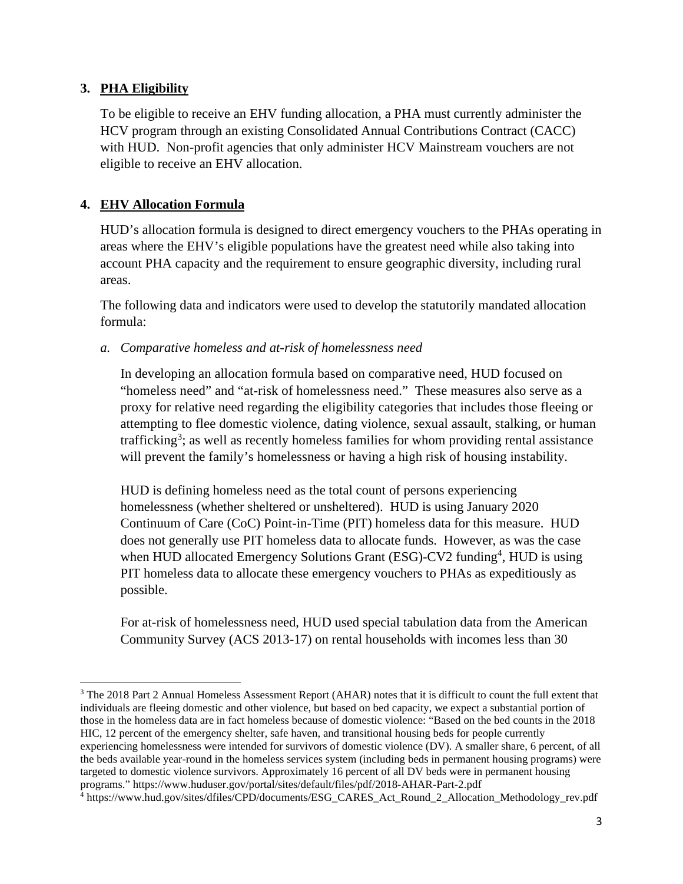## 3. PHA Eligibility

To be eligible to receive an EHV funding allocation, a PHA must currently administer the HCV program through an existing Consolidated Annual Contributions Contract (CACC) with HUD. Non-profit agencies that only administer HCV Mainstream vouchers are not eligible to receive an EHV allocation.

## 4. EHV Allocation Formula

HUD's allocation formula is designed to direct emergency vouchers to the PHAs operating in areas where the EHV's eligible populations have the greatest need while also taking into account PHA capacity and the requirement to ensure geographic diversity, including rural areas.

The following data and indicators were used to develop the statutorily mandated allocation formula:

*a. Comparative homeless and at-risk of homelessness need*

In developing an allocation formula based on comparative need, HUD focused on "homeless need" and "at-risk of homelessness need." These measures also serve as a proxy for relative need regarding the eligibility categories that includes those fleeing or attempting to flee domestic violence, dating violence, sexual assault, stalking, or human trafficking[3]; as well as recently homeless families for whom providing rental assistance will prevent the family's homelessness or having a high risk of housing instability.

HUD is defining homeless need as the total count of persons experiencing homelessness (whether sheltered or unsheltered). HUD is using January 2020 Continuum of Care (CoC) Point-in-Time (PIT) homeless data for this measure. HUD does not generally use PIT homeless data to allocate funds. However, as was the case when HUD allocated Emergency Solutions Grant (ESG)-CV2 funding[4], HUD is using PIT homeless data to allocate these emergency vouchers to PHAs as expeditiously as possible.

For at-risk of homelessness need, HUD used special tabulation data from the American Community Survey (ACS 2013-17) on rental households with incomes less than 30

---

[3] The 2018 Part 2 Annual Homeless Assessment Report (AHAR) notes that it is difficult to count the full extent that individuals are fleeing domestic and other violence, but based on bed capacity, we expect a substantial portion of those in the homeless data are in fact homeless because of domestic violence: "Based on the bed counts in the 2018 HIC, 12 percent of the emergency shelter, safe haven, and transitional housing beds for people currently experiencing homelessness were intended for survivors of domestic violence (DV). A smaller share, 6 percent, of all the beds available year-round in the homeless services system (including beds in permanent housing programs) were targeted to domestic violence survivors. Approximately 16 percent of all DV beds were in permanent housing programs." https://www.huduser.gov/portal/sites/default/files/pdf/2018-AHAR-Part-2.pdf

[4] https://www.hud.gov/sites/dfiles/CPD/documents/ESG_CARES_Act_Round_2_Allocation_Methodology_rev.pdf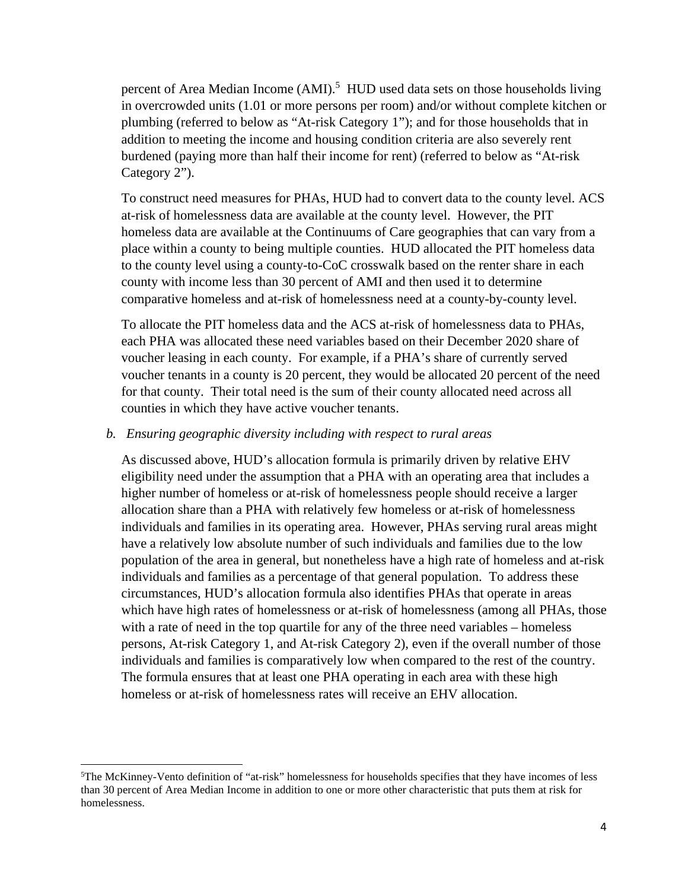percent of Area Median Income (AMI).[5] HUD used data sets on those households living in overcrowded units (1.01 or more persons per room) and/or without complete kitchen or plumbing (referred to below as "At-risk Category 1"); and for those households that in addition to meeting the income and housing condition criteria are also severely rent burdened (paying more than half their income for rent) (referred to below as "At-risk Category 2").

To construct need measures for PHAs, HUD had to convert data to the county level. ACS at-risk of homelessness data are available at the county level. However, the PIT homeless data are available at the Continuums of Care geographies that can vary from a place within a county to being multiple counties. HUD allocated the PIT homeless data to the county level using a county-to-CoC crosswalk based on the renter share in each county with income less than 30 percent of AMI and then used it to determine comparative homeless and at-risk of homelessness need at a county-by-county level.

To allocate the PIT homeless data and the ACS at-risk of homelessness data to PHAs, each PHA was allocated these need variables based on their December 2020 share of voucher leasing in each county. For example, if a PHA's share of currently served voucher tenants in a county is 20 percent, they would be allocated 20 percent of the need for that county. Their total need is the sum of their county allocated need across all counties in which they have active voucher tenants.

*b. Ensuring geographic diversity including with respect to rural areas*

As discussed above, HUD's allocation formula is primarily driven by relative EHV eligibility need under the assumption that a PHA with an operating area that includes a higher number of homeless or at-risk of homelessness people should receive a larger allocation share than a PHA with relatively few homeless or at-risk of homelessness individuals and families in its operating area. However, PHAs serving rural areas might have a relatively low absolute number of such individuals and families due to the low population of the area in general, but nonetheless have a high rate of homeless and at-risk individuals and families as a percentage of that general population. To address these circumstances, HUD's allocation formula also identifies PHAs that operate in areas which have high rates of homelessness or at-risk of homelessness (among all PHAs, those with a rate of need in the top quartile for any of the three need variables – homeless persons, At-risk Category 1, and At-risk Category 2), even if the overall number of those individuals and families is comparatively low when compared to the rest of the country. The formula ensures that at least one PHA operating in each area with these high homeless or at-risk of homelessness rates will receive an EHV allocation.

---

[5] The McKinney-Vento definition of "at-risk" homelessness for households specifies that they have incomes of less than 30 percent of Area Median Income in addition to one or more other characteristic that puts them at risk for homelessness.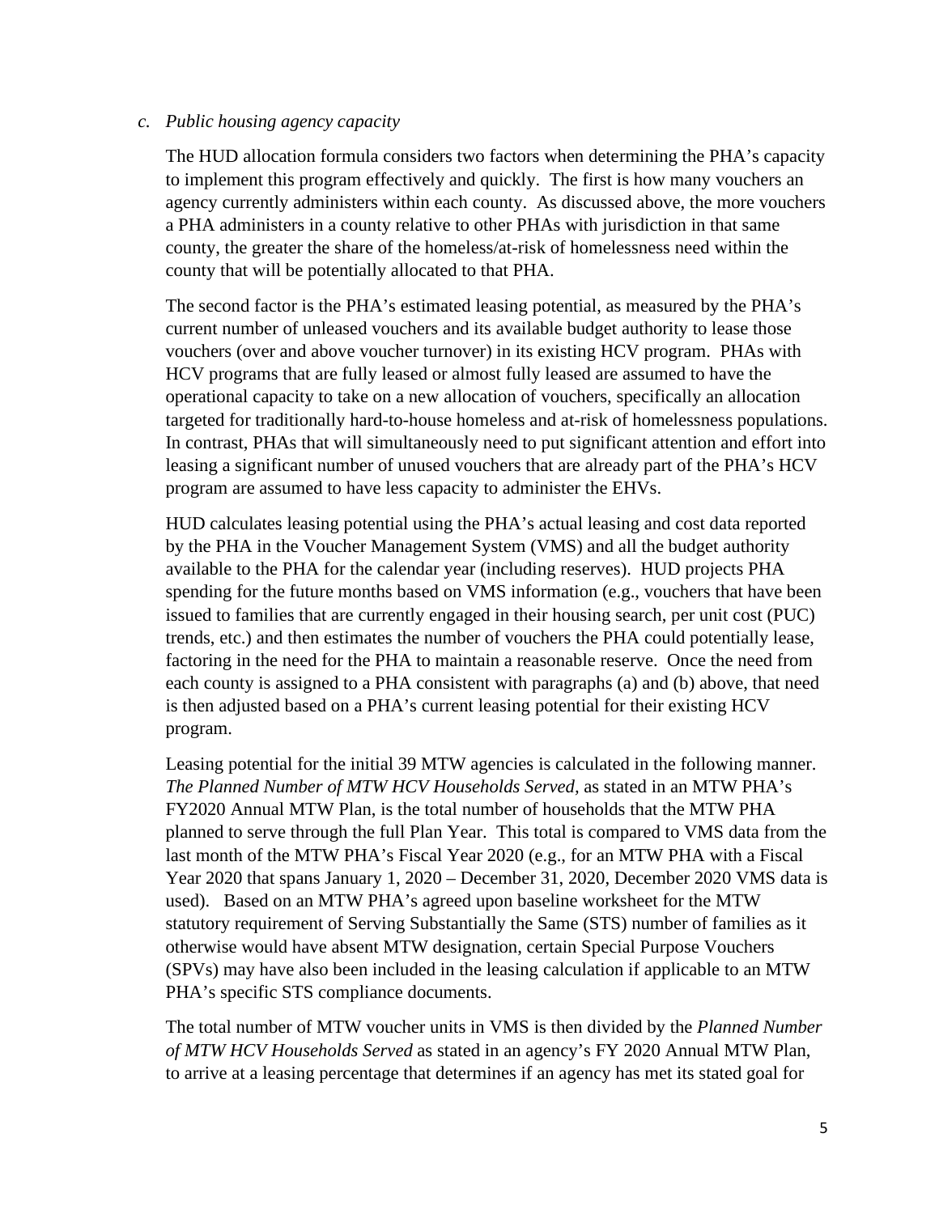*c. Public housing agency capacity*

The HUD allocation formula considers two factors when determining the PHA's capacity to implement this program effectively and quickly. The first is how many vouchers an agency currently administers within each county. As discussed above, the more vouchers a PHA administers in a county relative to other PHAs with jurisdiction in that same county, the greater the share of the homeless/at-risk of homelessness need within the county that will be potentially allocated to that PHA.

The second factor is the PHA's estimated leasing potential, as measured by the PHA's current number of unleased vouchers and its available budget authority to lease those vouchers (over and above voucher turnover) in its existing HCV program. PHAs with HCV programs that are fully leased or almost fully leased are assumed to have the operational capacity to take on a new allocation of vouchers, specifically an allocation targeted for traditionally hard-to-house homeless and at-risk of homelessness populations. In contrast, PHAs that will simultaneously need to put significant attention and effort into leasing a significant number of unused vouchers that are already part of the PHA's HCV program are assumed to have less capacity to administer the EHVs.

HUD calculates leasing potential using the PHA's actual leasing and cost data reported by the PHA in the Voucher Management System (VMS) and all the budget authority available to the PHA for the calendar year (including reserves). HUD projects PHA spending for the future months based on VMS information (e.g., vouchers that have been issued to families that are currently engaged in their housing search, per unit cost (PUC) trends, etc.) and then estimates the number of vouchers the PHA could potentially lease, factoring in the need for the PHA to maintain a reasonable reserve. Once the need from each county is assigned to a PHA consistent with paragraphs (a) and (b) above, that need is then adjusted based on a PHA's current leasing potential for their existing HCV program.

Leasing potential for the initial 39 MTW agencies is calculated in the following manner. *The Planned Number of MTW HCV Households Served*, as stated in an MTW PHA's FY2020 Annual MTW Plan, is the total number of households that the MTW PHA planned to serve through the full Plan Year. This total is compared to VMS data from the last month of the MTW PHA's Fiscal Year 2020 (e.g., for an MTW PHA with a Fiscal Year 2020 that spans January 1, 2020 – December 31, 2020, December 2020 VMS data is used). Based on an MTW PHA's agreed upon baseline worksheet for the MTW statutory requirement of Serving Substantially the Same (STS) number of families as it otherwise would have absent MTW designation, certain Special Purpose Vouchers (SPVs) may have also been included in the leasing calculation if applicable to an MTW PHA's specific STS compliance documents.

The total number of MTW voucher units in VMS is then divided by the *Planned Number of MTW HCV Households Served* as stated in an agency's FY 2020 Annual MTW Plan, to arrive at a leasing percentage that determines if an agency has met its stated goal for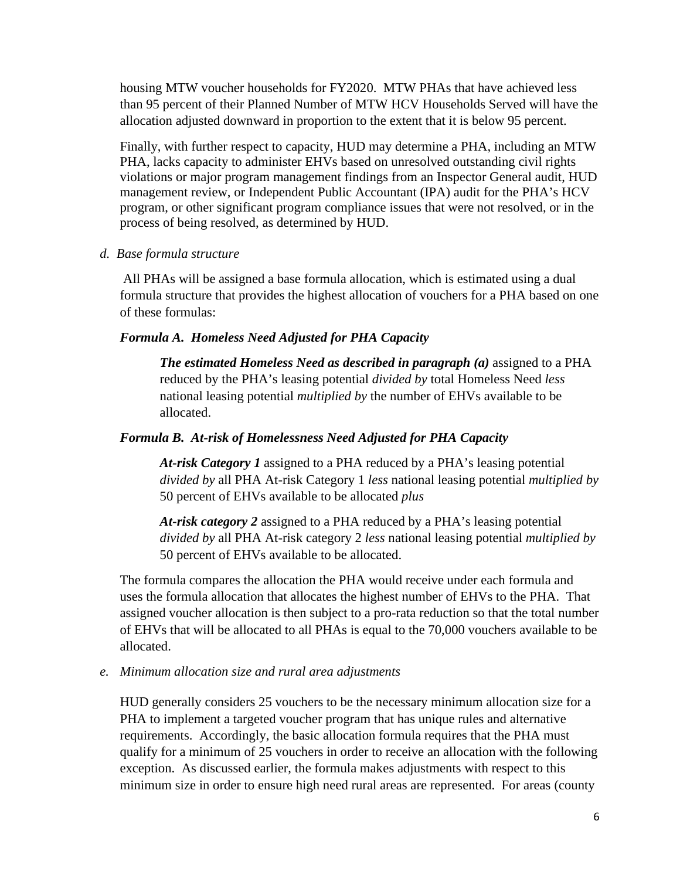housing MTW voucher households for FY2020. MTW PHAs that have achieved less than 95 percent of their Planned Number of MTW HCV Households Served will have the allocation adjusted downward in proportion to the extent that it is below 95 percent.

Finally, with further respect to capacity, HUD may determine a PHA, including an MTW PHA, lacks capacity to administer EHVs based on unresolved outstanding civil rights violations or major program management findings from an Inspector General audit, HUD management review, or Independent Public Accountant (IPA) audit for the PHA's HCV program, or other significant program compliance issues that were not resolved, or in the process of being resolved, as determined by HUD.

*d. Base formula structure*

All PHAs will be assigned a base formula allocation, which is estimated using a dual formula structure that provides the highest allocation of vouchers for a PHA based on one of these formulas:

***Formula A. Homeless Need Adjusted for PHA Capacity***

> ***The estimated Homeless Need as described in paragraph (a)*** assigned to a PHA reduced by the PHA's leasing potential *divided by* total Homeless Need *less* national leasing potential *multiplied by* the number of EHVs available to be allocated.

***Formula B. At-risk of Homelessness Need Adjusted for PHA Capacity***

> ***At-risk Category 1*** assigned to a PHA reduced by a PHA's leasing potential *divided by* all PHA At-risk Category 1 *less* national leasing potential *multiplied by* 50 percent of EHVs available to be allocated *plus*
>
> ***At-risk category 2*** assigned to a PHA reduced by a PHA's leasing potential *divided by* all PHA At-risk category 2 *less* national leasing potential *multiplied by* 50 percent of EHVs available to be allocated.

The formula compares the allocation the PHA would receive under each formula and uses the formula allocation that allocates the highest number of EHVs to the PHA. That assigned voucher allocation is then subject to a pro-rata reduction so that the total number of EHVs that will be allocated to all PHAs is equal to the 70,000 vouchers available to be allocated.

*e. Minimum allocation size and rural area adjustments*

HUD generally considers 25 vouchers to be the necessary minimum allocation size for a PHA to implement a targeted voucher program that has unique rules and alternative requirements. Accordingly, the basic allocation formula requires that the PHA must qualify for a minimum of 25 vouchers in order to receive an allocation with the following exception. As discussed earlier, the formula makes adjustments with respect to this minimum size in order to ensure high need rural areas are represented. For areas (county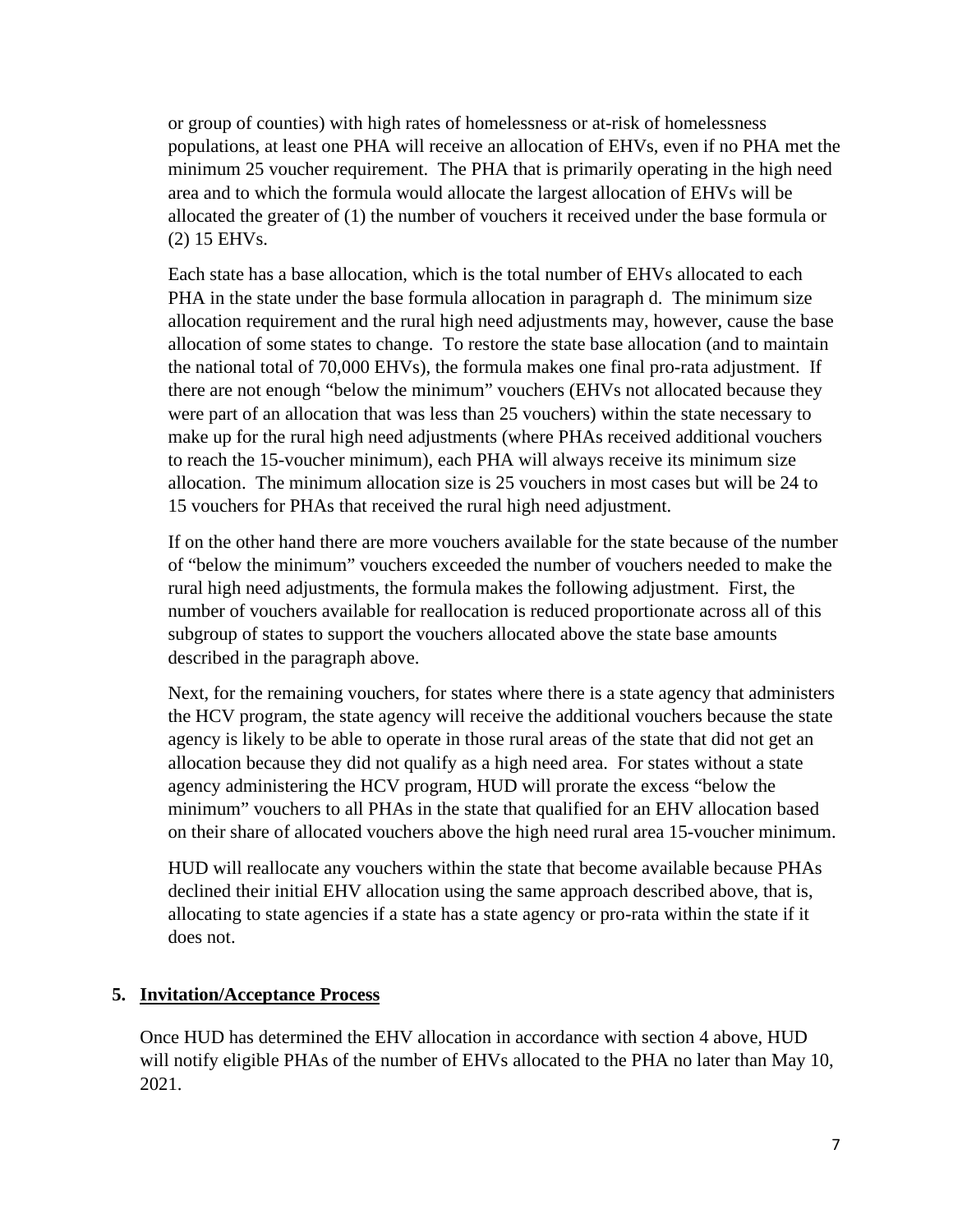or group of counties) with high rates of homelessness or at-risk of homelessness populations, at least one PHA will receive an allocation of EHVs, even if no PHA met the minimum 25 voucher requirement. The PHA that is primarily operating in the high need area and to which the formula would allocate the largest allocation of EHVs will be allocated the greater of (1) the number of vouchers it received under the base formula or (2) 15 EHVs.

Each state has a base allocation, which is the total number of EHVs allocated to each PHA in the state under the base formula allocation in paragraph d. The minimum size allocation requirement and the rural high need adjustments may, however, cause the base allocation of some states to change. To restore the state base allocation (and to maintain the national total of 70,000 EHVs), the formula makes one final pro-rata adjustment. If there are not enough "below the minimum" vouchers (EHVs not allocated because they were part of an allocation that was less than 25 vouchers) within the state necessary to make up for the rural high need adjustments (where PHAs received additional vouchers to reach the 15-voucher minimum), each PHA will always receive its minimum size allocation. The minimum allocation size is 25 vouchers in most cases but will be 24 to 15 vouchers for PHAs that received the rural high need adjustment.

If on the other hand there are more vouchers available for the state because of the number of "below the minimum" vouchers exceeded the number of vouchers needed to make the rural high need adjustments, the formula makes the following adjustment. First, the number of vouchers available for reallocation is reduced proportionate across all of this subgroup of states to support the vouchers allocated above the state base amounts described in the paragraph above.

Next, for the remaining vouchers, for states where there is a state agency that administers the HCV program, the state agency will receive the additional vouchers because the state agency is likely to be able to operate in those rural areas of the state that did not get an allocation because they did not qualify as a high need area. For states without a state agency administering the HCV program, HUD will prorate the excess "below the minimum" vouchers to all PHAs in the state that qualified for an EHV allocation based on their share of allocated vouchers above the high need rural area 15-voucher minimum.

HUD will reallocate any vouchers within the state that become available because PHAs declined their initial EHV allocation using the same approach described above, that is, allocating to state agencies if a state has a state agency or pro-rata within the state if it does not.

## 5. Invitation/Acceptance Process

Once HUD has determined the EHV allocation in accordance with section 4 above, HUD will notify eligible PHAs of the number of EHVs allocated to the PHA no later than May 10, 2021.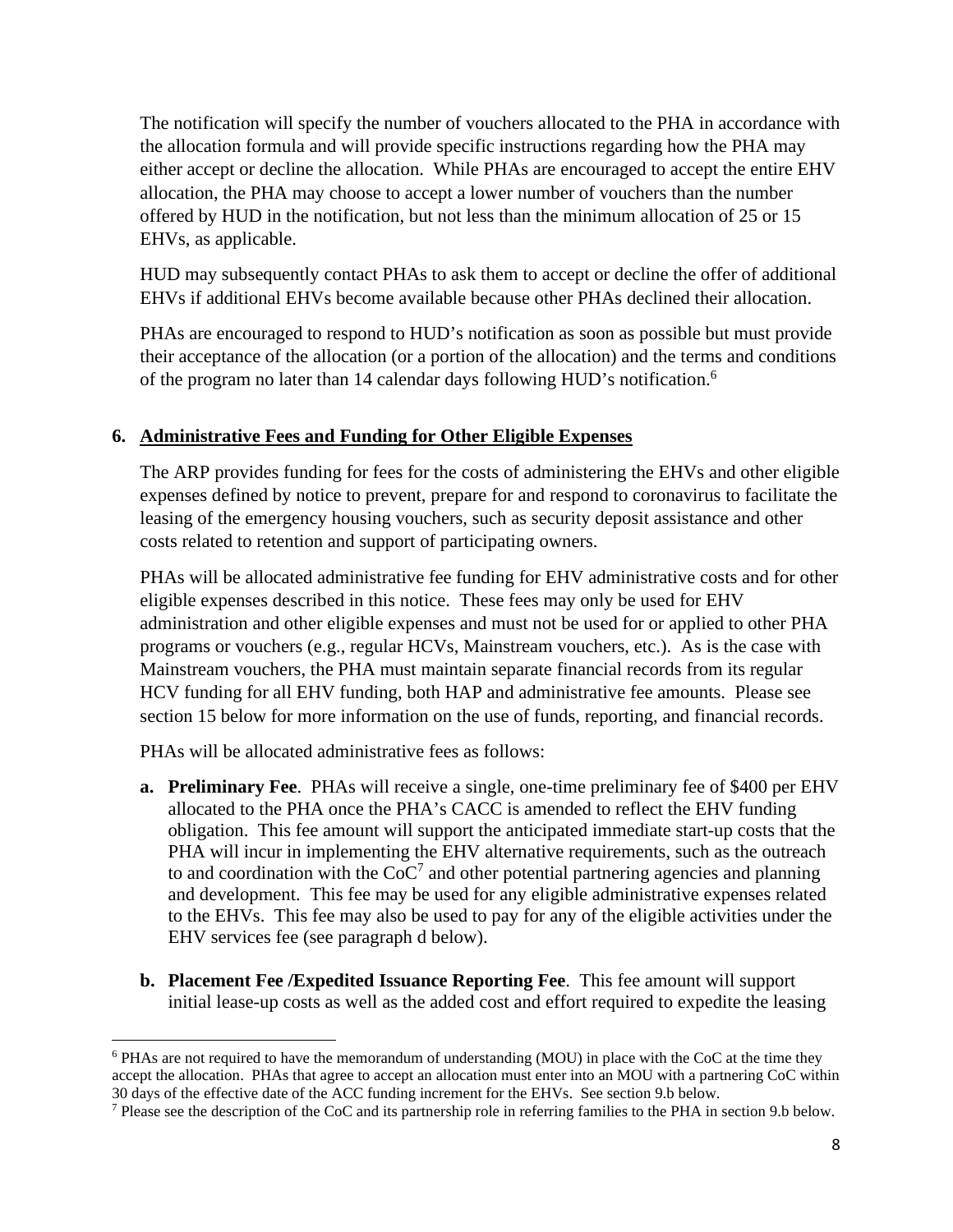The notification will specify the number of vouchers allocated to the PHA in accordance with the allocation formula and will provide specific instructions regarding how the PHA may either accept or decline the allocation. While PHAs are encouraged to accept the entire EHV allocation, the PHA may choose to accept a lower number of vouchers than the number offered by HUD in the notification, but not less than the minimum allocation of 25 or 15 EHVs, as applicable.

HUD may subsequently contact PHAs to ask them to accept or decline the offer of additional EHVs if additional EHVs become available because other PHAs declined their allocation.

PHAs are encouraged to respond to HUD's notification as soon as possible but must provide their acceptance of the allocation (or a portion of the allocation) and the terms and conditions of the program no later than 14 calendar days following HUD's notification.[6]

## 6. Administrative Fees and Funding for Other Eligible Expenses

The ARP provides funding for fees for the costs of administering the EHVs and other eligible expenses defined by notice to prevent, prepare for and respond to coronavirus to facilitate the leasing of the emergency housing vouchers, such as security deposit assistance and other costs related to retention and support of participating owners.

PHAs will be allocated administrative fee funding for EHV administrative costs and for other eligible expenses described in this notice. These fees may only be used for EHV administration and other eligible expenses and must not be used for or applied to other PHA programs or vouchers (e.g., regular HCVs, Mainstream vouchers, etc.). As is the case with Mainstream vouchers, the PHA must maintain separate financial records from its regular HCV funding for all EHV funding, both HAP and administrative fee amounts. Please see section 15 below for more information on the use of funds, reporting, and financial records.

PHAs will be allocated administrative fees as follows:

**a. Preliminary Fee**. PHAs will receive a single, one-time preliminary fee of $400 per EHV allocated to the PHA once the PHA's CACC is amended to reflect the EHV funding obligation. This fee amount will support the anticipated immediate start-up costs that the PHA will incur in implementing the EHV alternative requirements, such as the outreach to and coordination with the CoC[7] and other potential partnering agencies and planning and development. This fee may be used for any eligible administrative expenses related to the EHVs. This fee may also be used to pay for any of the eligible activities under the EHV services fee (see paragraph d below).

**b. Placement Fee /Expedited Issuance Reporting Fee**. This fee amount will support initial lease-up costs as well as the added cost and effort required to expedite the leasing

---

[6] PHAs are not required to have the memorandum of understanding (MOU) in place with the CoC at the time they accept the allocation. PHAs that agree to accept an allocation must enter into an MOU with a partnering CoC within 30 days of the effective date of the ACC funding increment for the EHVs. See section 9.b below.

[7] Please see the description of the CoC and its partnership role in referring families to the PHA in section 9.b below.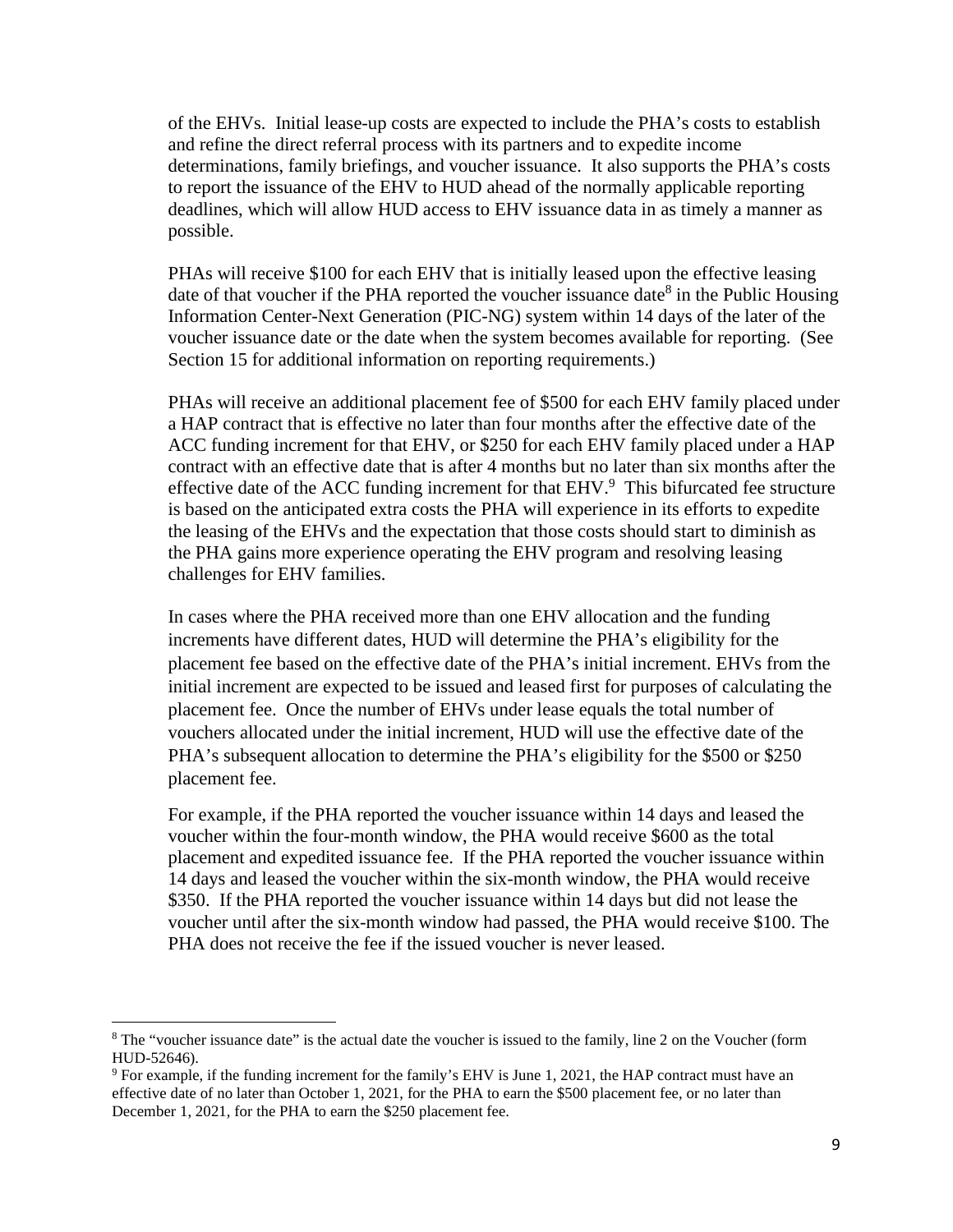of the EHVs. Initial lease-up costs are expected to include the PHA's costs to establish and refine the direct referral process with its partners and to expedite income determinations, family briefings, and voucher issuance. It also supports the PHA's costs to report the issuance of the EHV to HUD ahead of the normally applicable reporting deadlines, which will allow HUD access to EHV issuance data in as timely a manner as possible.

PHAs will receive $100 for each EHV that is initially leased upon the effective leasing date of that voucher if the PHA reported the voucher issuance date[8] in the Public Housing Information Center-Next Generation (PIC-NG) system within 14 days of the later of the voucher issuance date or the date when the system becomes available for reporting. (See Section 15 for additional information on reporting requirements.)

PHAs will receive an additional placement fee of $500 for each EHV family placed under a HAP contract that is effective no later than four months after the effective date of the ACC funding increment for that EHV, or $250 for each EHV family placed under a HAP contract with an effective date that is after 4 months but no later than six months after the effective date of the ACC funding increment for that EHV.[9] This bifurcated fee structure is based on the anticipated extra costs the PHA will experience in its efforts to expedite the leasing of the EHVs and the expectation that those costs should start to diminish as the PHA gains more experience operating the EHV program and resolving leasing challenges for EHV families.

In cases where the PHA received more than one EHV allocation and the funding increments have different dates, HUD will determine the PHA's eligibility for the placement fee based on the effective date of the PHA's initial increment. EHVs from the initial increment are expected to be issued and leased first for purposes of calculating the placement fee. Once the number of EHVs under lease equals the total number of vouchers allocated under the initial increment, HUD will use the effective date of the PHA's subsequent allocation to determine the PHA's eligibility for the $500 or $250 placement fee.

For example, if the PHA reported the voucher issuance within 14 days and leased the voucher within the four-month window, the PHA would receive $600 as the total placement and expedited issuance fee. If the PHA reported the voucher issuance within 14 days and leased the voucher within the six-month window, the PHA would receive $350. If the PHA reported the voucher issuance within 14 days but did not lease the voucher until after the six-month window had passed, the PHA would receive $100. The PHA does not receive the fee if the issued voucher is never leased.

---

[8] The "voucher issuance date" is the actual date the voucher is issued to the family, line 2 on the Voucher (form HUD-52646).

[9] For example, if the funding increment for the family's EHV is June 1, 2021, the HAP contract must have an effective date of no later than October 1, 2021, for the PHA to earn the $500 placement fee, or no later than December 1, 2021, for the PHA to earn the $250 placement fee.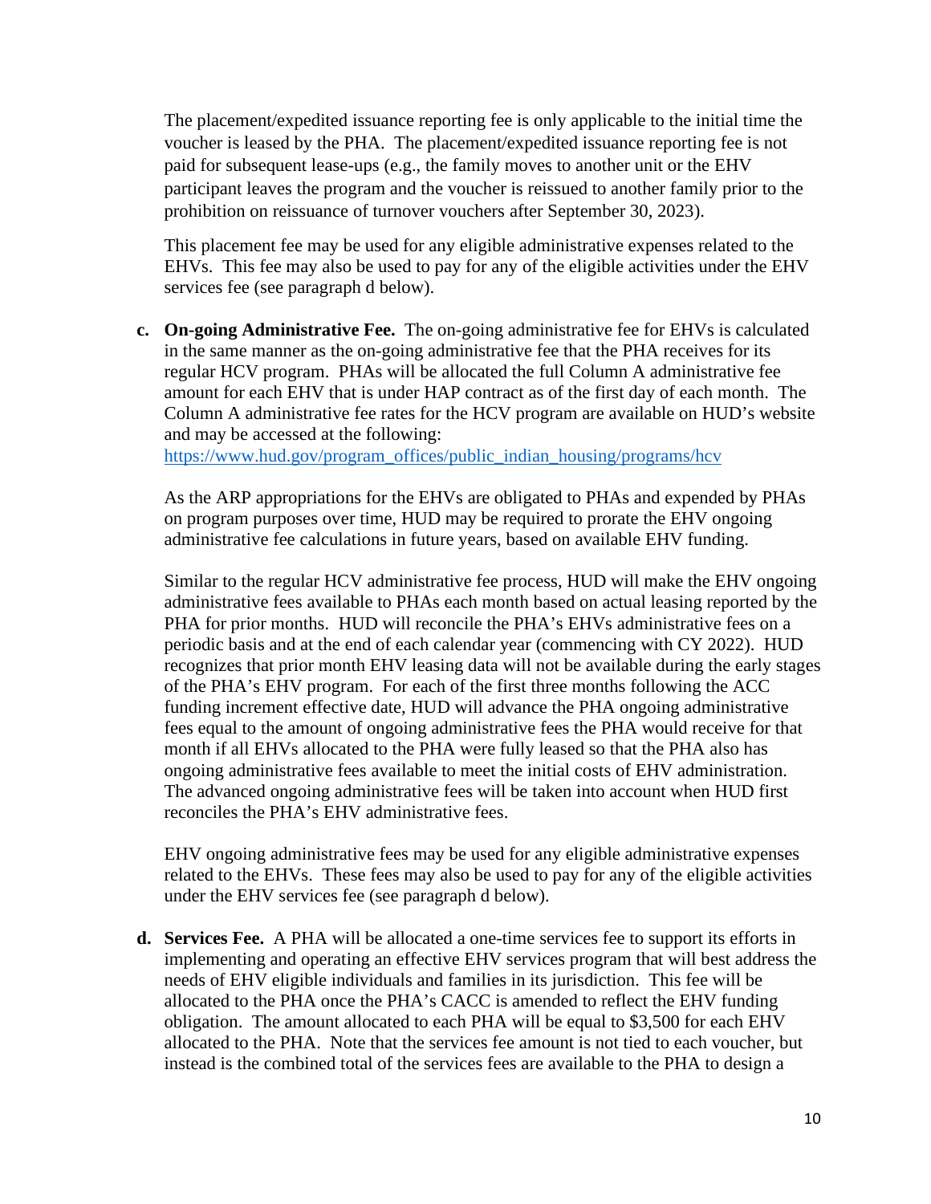The placement/expedited issuance reporting fee is only applicable to the initial time the voucher is leased by the PHA. The placement/expedited issuance reporting fee is not paid for subsequent lease-ups (e.g., the family moves to another unit or the EHV participant leaves the program and the voucher is reissued to another family prior to the prohibition on reissuance of turnover vouchers after September 30, 2023).

This placement fee may be used for any eligible administrative expenses related to the EHVs. This fee may also be used to pay for any of the eligible activities under the EHV services fee (see paragraph d below).

**c. On-going Administrative Fee.** The on-going administrative fee for EHVs is calculated in the same manner as the on-going administrative fee that the PHA receives for its regular HCV program. PHAs will be allocated the full Column A administrative fee amount for each EHV that is under HAP contract as of the first day of each month. The Column A administrative fee rates for the HCV program are available on HUD's website and may be accessed at the following: [https://www.hud.gov/program_offices/public_indian_housing/programs/hcv](https://www.hud.gov/program_offices/public_indian_housing/programs/hcv)

As the ARP appropriations for the EHVs are obligated to PHAs and expended by PHAs on program purposes over time, HUD may be required to prorate the EHV ongoing administrative fee calculations in future years, based on available EHV funding.

Similar to the regular HCV administrative fee process, HUD will make the EHV ongoing administrative fees available to PHAs each month based on actual leasing reported by the PHA for prior months. HUD will reconcile the PHA's EHVs administrative fees on a periodic basis and at the end of each calendar year (commencing with CY 2022). HUD recognizes that prior month EHV leasing data will not be available during the early stages of the PHA's EHV program. For each of the first three months following the ACC funding increment effective date, HUD will advance the PHA ongoing administrative fees equal to the amount of ongoing administrative fees the PHA would receive for that month if all EHVs allocated to the PHA were fully leased so that the PHA also has ongoing administrative fees available to meet the initial costs of EHV administration. The advanced ongoing administrative fees will be taken into account when HUD first reconciles the PHA's EHV administrative fees.

EHV ongoing administrative fees may be used for any eligible administrative expenses related to the EHVs. These fees may also be used to pay for any of the eligible activities under the EHV services fee (see paragraph d below).

**d. Services Fee.** A PHA will be allocated a one-time services fee to support its efforts in implementing and operating an effective EHV services program that will best address the needs of EHV eligible individuals and families in its jurisdiction. This fee will be allocated to the PHA once the PHA's CACC is amended to reflect the EHV funding obligation. The amount allocated to each PHA will be equal to $3,500 for each EHV allocated to the PHA. Note that the services fee amount is not tied to each voucher, but instead is the combined total of the services fees are available to the PHA to design a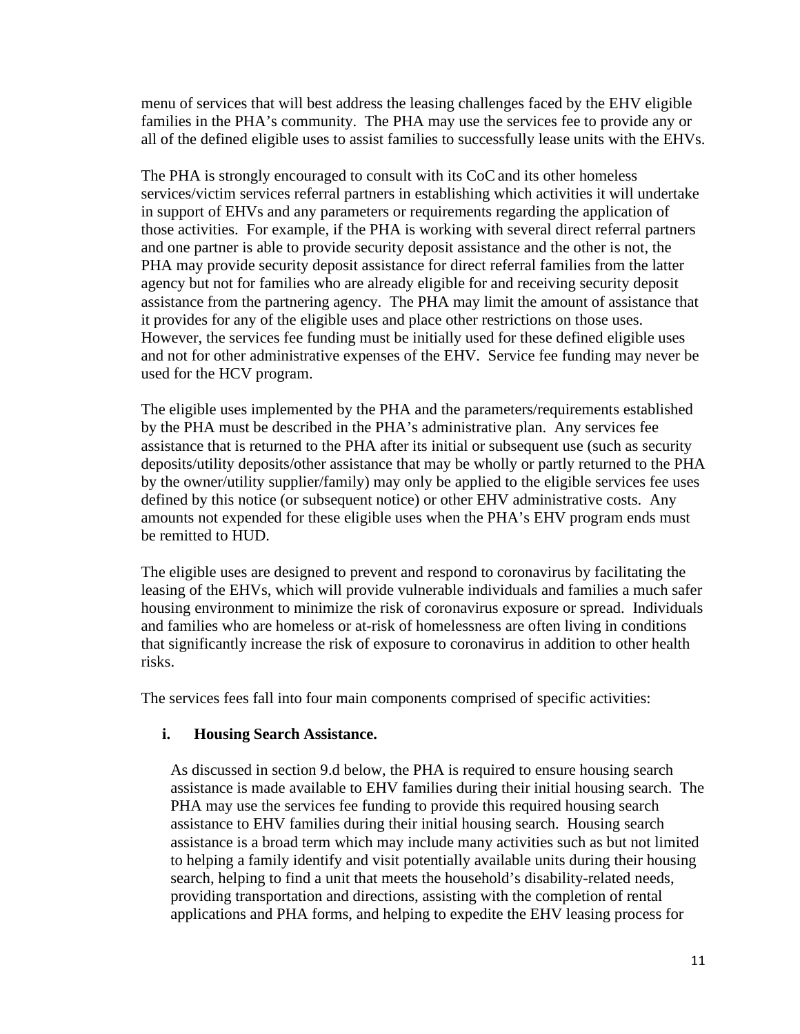menu of services that will best address the leasing challenges faced by the EHV eligible families in the PHA's community. The PHA may use the services fee to provide any or all of the defined eligible uses to assist families to successfully lease units with the EHVs.

The PHA is strongly encouraged to consult with its CoC and its other homeless services/victim services referral partners in establishing which activities it will undertake in support of EHVs and any parameters or requirements regarding the application of those activities. For example, if the PHA is working with several direct referral partners and one partner is able to provide security deposit assistance and the other is not, the PHA may provide security deposit assistance for direct referral families from the latter agency but not for families who are already eligible for and receiving security deposit assistance from the partnering agency. The PHA may limit the amount of assistance that it provides for any of the eligible uses and place other restrictions on those uses. However, the services fee funding must be initially used for these defined eligible uses and not for other administrative expenses of the EHV. Service fee funding may never be used for the HCV program.

The eligible uses implemented by the PHA and the parameters/requirements established by the PHA must be described in the PHA's administrative plan. Any services fee assistance that is returned to the PHA after its initial or subsequent use (such as security deposits/utility deposits/other assistance that may be wholly or partly returned to the PHA by the owner/utility supplier/family) may only be applied to the eligible services fee uses defined by this notice (or subsequent notice) or other EHV administrative costs. Any amounts not expended for these eligible uses when the PHA's EHV program ends must be remitted to HUD.

The eligible uses are designed to prevent and respond to coronavirus by facilitating the leasing of the EHVs, which will provide vulnerable individuals and families a much safer housing environment to minimize the risk of coronavirus exposure or spread. Individuals and families who are homeless or at-risk of homelessness are often living in conditions that significantly increase the risk of exposure to coronavirus in addition to other health risks.

The services fees fall into four main components comprised of specific activities:

**i. Housing Search Assistance.**

As discussed in section 9.d below, the PHA is required to ensure housing search assistance is made available to EHV families during their initial housing search. The PHA may use the services fee funding to provide this required housing search assistance to EHV families during their initial housing search. Housing search assistance is a broad term which may include many activities such as but not limited to helping a family identify and visit potentially available units during their housing search, helping to find a unit that meets the household's disability-related needs, providing transportation and directions, assisting with the completion of rental applications and PHA forms, and helping to expedite the EHV leasing process for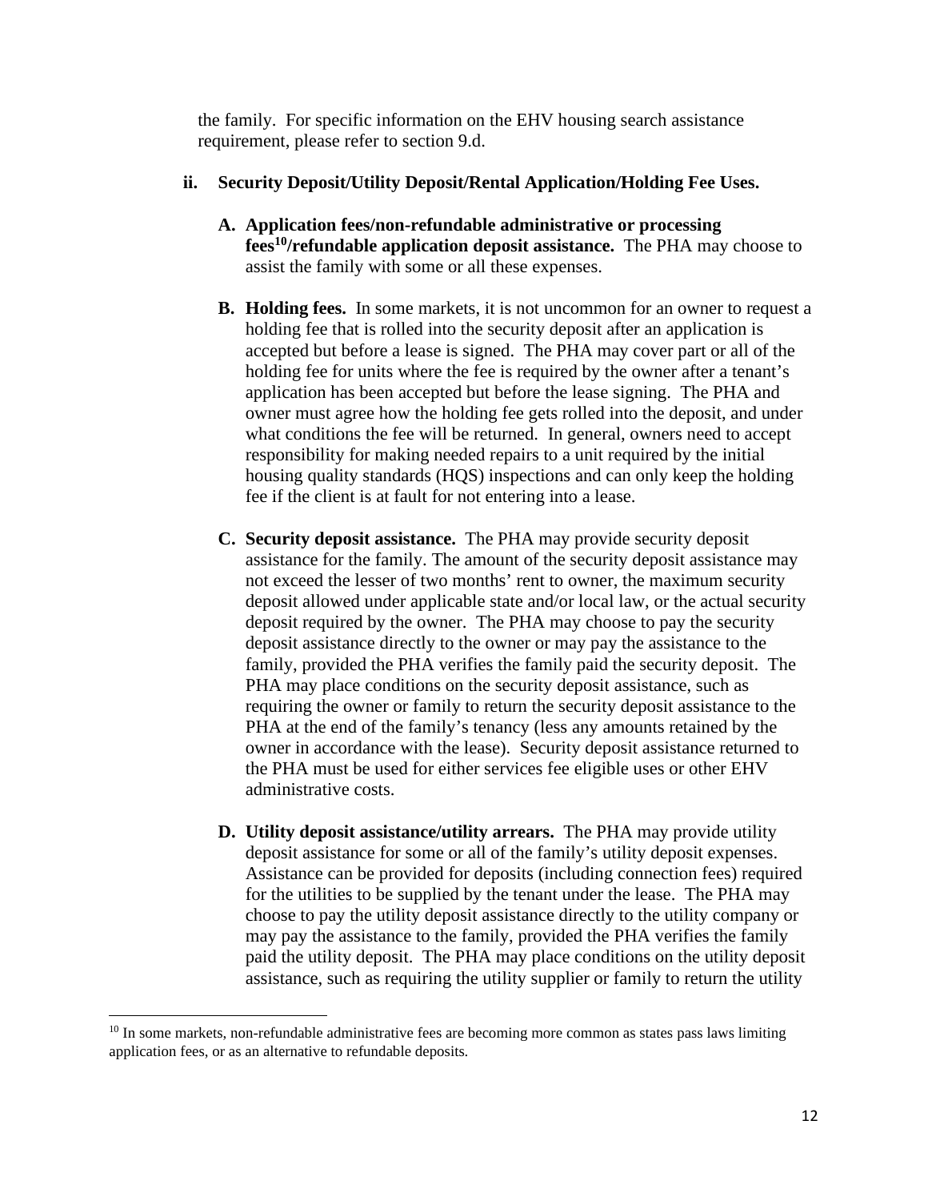the family. For specific information on the EHV housing search assistance requirement, please refer to section 9.d.

ii. **Security Deposit/Utility Deposit/Rental Application/Holding Fee Uses.**

A. **Application fees/non-refundable administrative or processing fees[10]/refundable application deposit assistance.** The PHA may choose to assist the family with some or all these expenses.

B. **Holding fees.** In some markets, it is not uncommon for an owner to request a holding fee that is rolled into the security deposit after an application is accepted but before a lease is signed. The PHA may cover part or all of the holding fee for units where the fee is required by the owner after a tenant's application has been accepted but before the lease signing. The PHA and owner must agree how the holding fee gets rolled into the deposit, and under what conditions the fee will be returned. In general, owners need to accept responsibility for making needed repairs to a unit required by the initial housing quality standards (HQS) inspections and can only keep the holding fee if the client is at fault for not entering into a lease.

C. **Security deposit assistance.** The PHA may provide security deposit assistance for the family. The amount of the security deposit assistance may not exceed the lesser of two months' rent to owner, the maximum security deposit allowed under applicable state and/or local law, or the actual security deposit required by the owner. The PHA may choose to pay the security deposit assistance directly to the owner or may pay the assistance to the family, provided the PHA verifies the family paid the security deposit. The PHA may place conditions on the security deposit assistance, such as requiring the owner or family to return the security deposit assistance to the PHA at the end of the family's tenancy (less any amounts retained by the owner in accordance with the lease). Security deposit assistance returned to the PHA must be used for either services fee eligible uses or other EHV administrative costs.

D. **Utility deposit assistance/utility arrears.** The PHA may provide utility deposit assistance for some or all of the family's utility deposit expenses. Assistance can be provided for deposits (including connection fees) required for the utilities to be supplied by the tenant under the lease. The PHA may choose to pay the utility deposit assistance directly to the utility company or may pay the assistance to the family, provided the PHA verifies the family paid the utility deposit. The PHA may place conditions on the utility deposit assistance, such as requiring the utility supplier or family to return the utility

---

[10] In some markets, non-refundable administrative fees are becoming more common as states pass laws limiting application fees, or as an alternative to refundable deposits.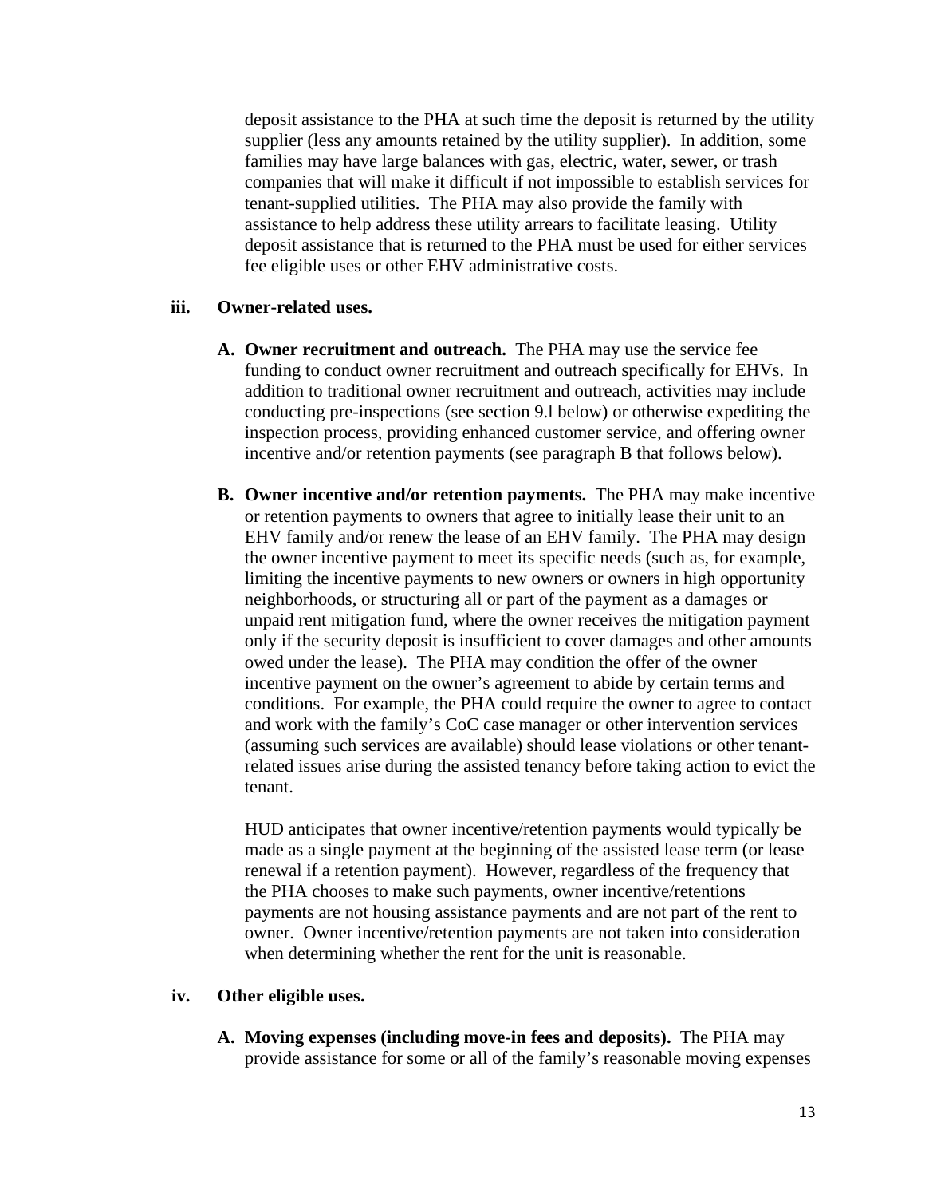deposit assistance to the PHA at such time the deposit is returned by the utility supplier (less any amounts retained by the utility supplier). In addition, some families may have large balances with gas, electric, water, sewer, or trash companies that will make it difficult if not impossible to establish services for tenant-supplied utilities. The PHA may also provide the family with assistance to help address these utility arrears to facilitate leasing. Utility deposit assistance that is returned to the PHA must be used for either services fee eligible uses or other EHV administrative costs.

**iii. Owner-related uses.**

**A. Owner recruitment and outreach.** The PHA may use the service fee funding to conduct owner recruitment and outreach specifically for EHVs. In addition to traditional owner recruitment and outreach, activities may include conducting pre-inspections (see section 9.l below) or otherwise expediting the inspection process, providing enhanced customer service, and offering owner incentive and/or retention payments (see paragraph B that follows below).

**B. Owner incentive and/or retention payments.** The PHA may make incentive or retention payments to owners that agree to initially lease their unit to an EHV family and/or renew the lease of an EHV family. The PHA may design the owner incentive payment to meet its specific needs (such as, for example, limiting the incentive payments to new owners or owners in high opportunity neighborhoods, or structuring all or part of the payment as a damages or unpaid rent mitigation fund, where the owner receives the mitigation payment only if the security deposit is insufficient to cover damages and other amounts owed under the lease). The PHA may condition the offer of the owner incentive payment on the owner's agreement to abide by certain terms and conditions. For example, the PHA could require the owner to agree to contact and work with the family's CoC case manager or other intervention services (assuming such services are available) should lease violations or other tenant-related issues arise during the assisted tenancy before taking action to evict the tenant.

HUD anticipates that owner incentive/retention payments would typically be made as a single payment at the beginning of the assisted lease term (or lease renewal if a retention payment). However, regardless of the frequency that the PHA chooses to make such payments, owner incentive/retentions payments are not housing assistance payments and are not part of the rent to owner. Owner incentive/retention payments are not taken into consideration when determining whether the rent for the unit is reasonable.

**iv. Other eligible uses.**

**A. Moving expenses (including move-in fees and deposits).** The PHA may provide assistance for some or all of the family's reasonable moving expenses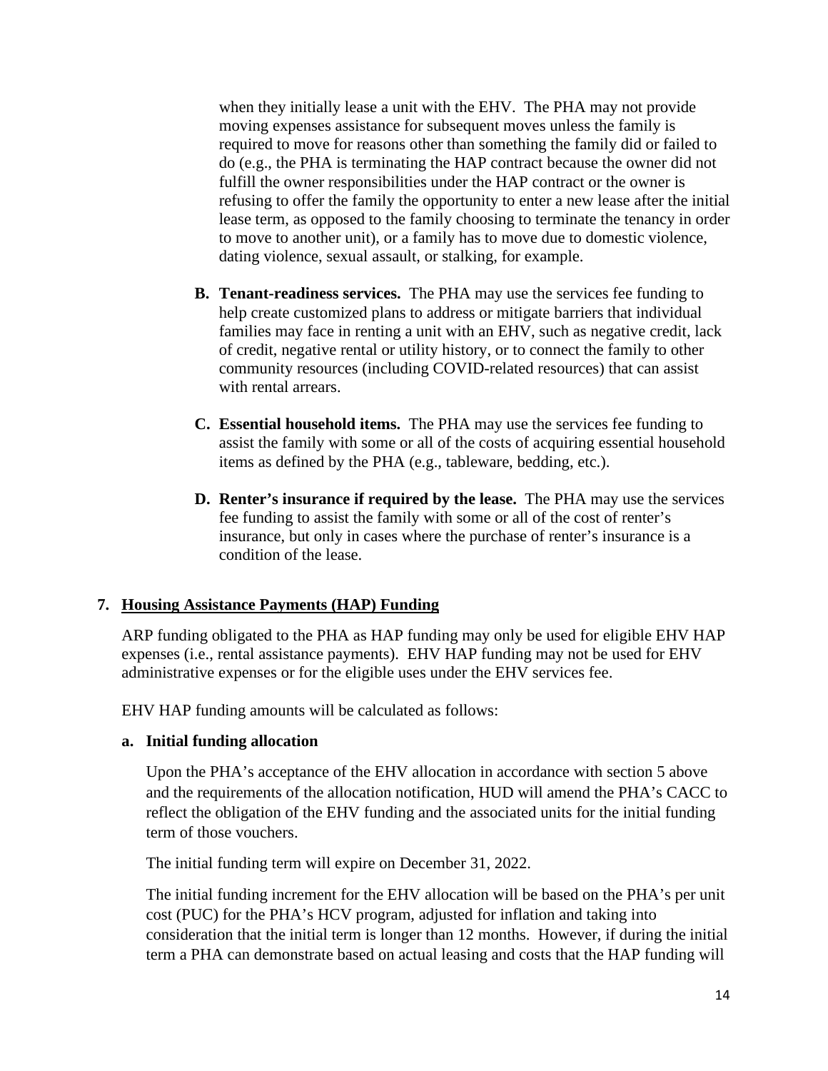when they initially lease a unit with the EHV. The PHA may not provide moving expenses assistance for subsequent moves unless the family is required to move for reasons other than something the family did or failed to do (e.g., the PHA is terminating the HAP contract because the owner did not fulfill the owner responsibilities under the HAP contract or the owner is refusing to offer the family the opportunity to enter a new lease after the initial lease term, as opposed to the family choosing to terminate the tenancy in order to move to another unit), or a family has to move due to domestic violence, dating violence, sexual assault, or stalking, for example.

**B. Tenant-readiness services.** The PHA may use the services fee funding to help create customized plans to address or mitigate barriers that individual families may face in renting a unit with an EHV, such as negative credit, lack of credit, negative rental or utility history, or to connect the family to other community resources (including COVID-related resources) that can assist with rental arrears.

**C. Essential household items.** The PHA may use the services fee funding to assist the family with some or all of the costs of acquiring essential household items as defined by the PHA (e.g., tableware, bedding, etc.).

**D. Renter's insurance if required by the lease.** The PHA may use the services fee funding to assist the family with some or all of the cost of renter's insurance, but only in cases where the purchase of renter's insurance is a condition of the lease.

## 7. Housing Assistance Payments (HAP) Funding

ARP funding obligated to the PHA as HAP funding may only be used for eligible EHV HAP expenses (i.e., rental assistance payments). EHV HAP funding may not be used for EHV administrative expenses or for the eligible uses under the EHV services fee.

EHV HAP funding amounts will be calculated as follows:

### a. Initial funding allocation

Upon the PHA's acceptance of the EHV allocation in accordance with section 5 above and the requirements of the allocation notification, HUD will amend the PHA's CACC to reflect the obligation of the EHV funding and the associated units for the initial funding term of those vouchers.

The initial funding term will expire on December 31, 2022.

The initial funding increment for the EHV allocation will be based on the PHA's per unit cost (PUC) for the PHA's HCV program, adjusted for inflation and taking into consideration that the initial term is longer than 12 months. However, if during the initial term a PHA can demonstrate based on actual leasing and costs that the HAP funding will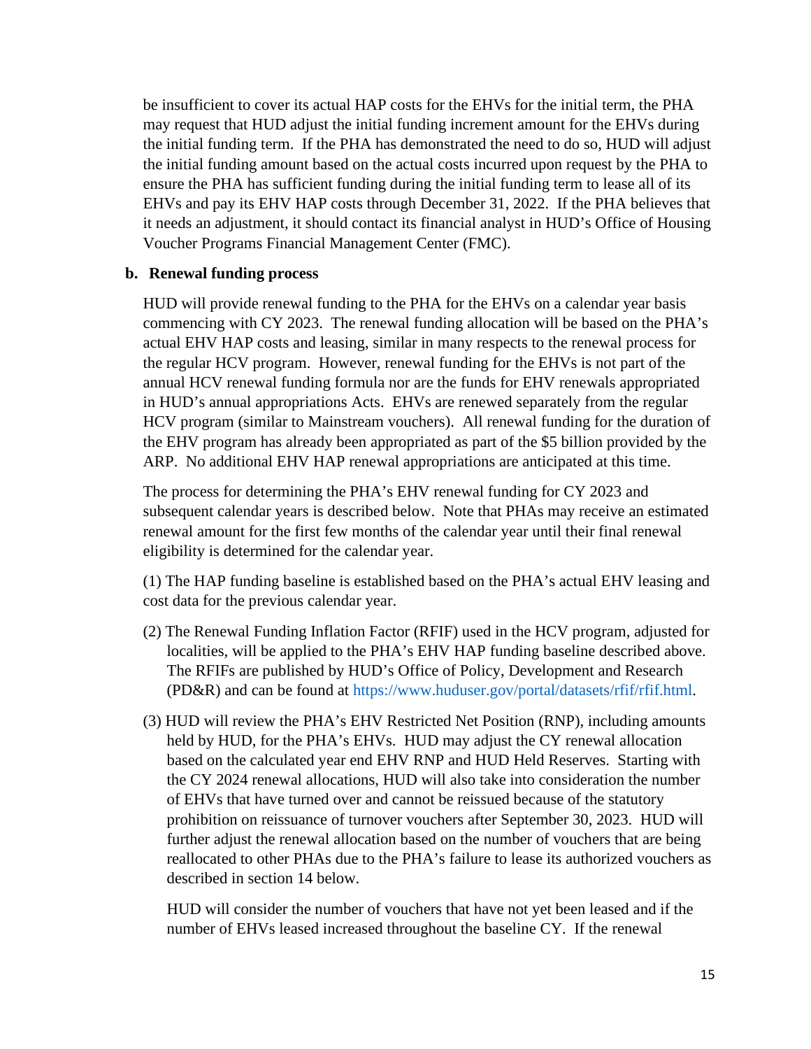be insufficient to cover its actual HAP costs for the EHVs for the initial term, the PHA may request that HUD adjust the initial funding increment amount for the EHVs during the initial funding term. If the PHA has demonstrated the need to do so, HUD will adjust the initial funding amount based on the actual costs incurred upon request by the PHA to ensure the PHA has sufficient funding during the initial funding term to lease all of its EHVs and pay its EHV HAP costs through December 31, 2022. If the PHA believes that it needs an adjustment, it should contact its financial analyst in HUD's Office of Housing Voucher Programs Financial Management Center (FMC).

**b. Renewal funding process**

HUD will provide renewal funding to the PHA for the EHVs on a calendar year basis commencing with CY 2023. The renewal funding allocation will be based on the PHA's actual EHV HAP costs and leasing, similar in many respects to the renewal process for the regular HCV program. However, renewal funding for the EHVs is not part of the annual HCV renewal funding formula nor are the funds for EHV renewals appropriated in HUD's annual appropriations Acts. EHVs are renewed separately from the regular HCV program (similar to Mainstream vouchers). All renewal funding for the duration of the EHV program has already been appropriated as part of the $5 billion provided by the ARP. No additional EHV HAP renewal appropriations are anticipated at this time.

The process for determining the PHA's EHV renewal funding for CY 2023 and subsequent calendar years is described below. Note that PHAs may receive an estimated renewal amount for the first few months of the calendar year until their final renewal eligibility is determined for the calendar year.

(1) The HAP funding baseline is established based on the PHA's actual EHV leasing and cost data for the previous calendar year.

(2) The Renewal Funding Inflation Factor (RFIF) used in the HCV program, adjusted for localities, will be applied to the PHA's EHV HAP funding baseline described above. The RFIFs are published by HUD's Office of Policy, Development and Research (PD&R) and can be found at https://www.huduser.gov/portal/datasets/rfif/rfif.html.

(3) HUD will review the PHA's EHV Restricted Net Position (RNP), including amounts held by HUD, for the PHA's EHVs. HUD may adjust the CY renewal allocation based on the calculated year end EHV RNP and HUD Held Reserves. Starting with the CY 2024 renewal allocations, HUD will also take into consideration the number of EHVs that have turned over and cannot be reissued because of the statutory prohibition on reissuance of turnover vouchers after September 30, 2023. HUD will further adjust the renewal allocation based on the number of vouchers that are being reallocated to other PHAs due to the PHA's failure to lease its authorized vouchers as described in section 14 below.

HUD will consider the number of vouchers that have not yet been leased and if the number of EHVs leased increased throughout the baseline CY. If the renewal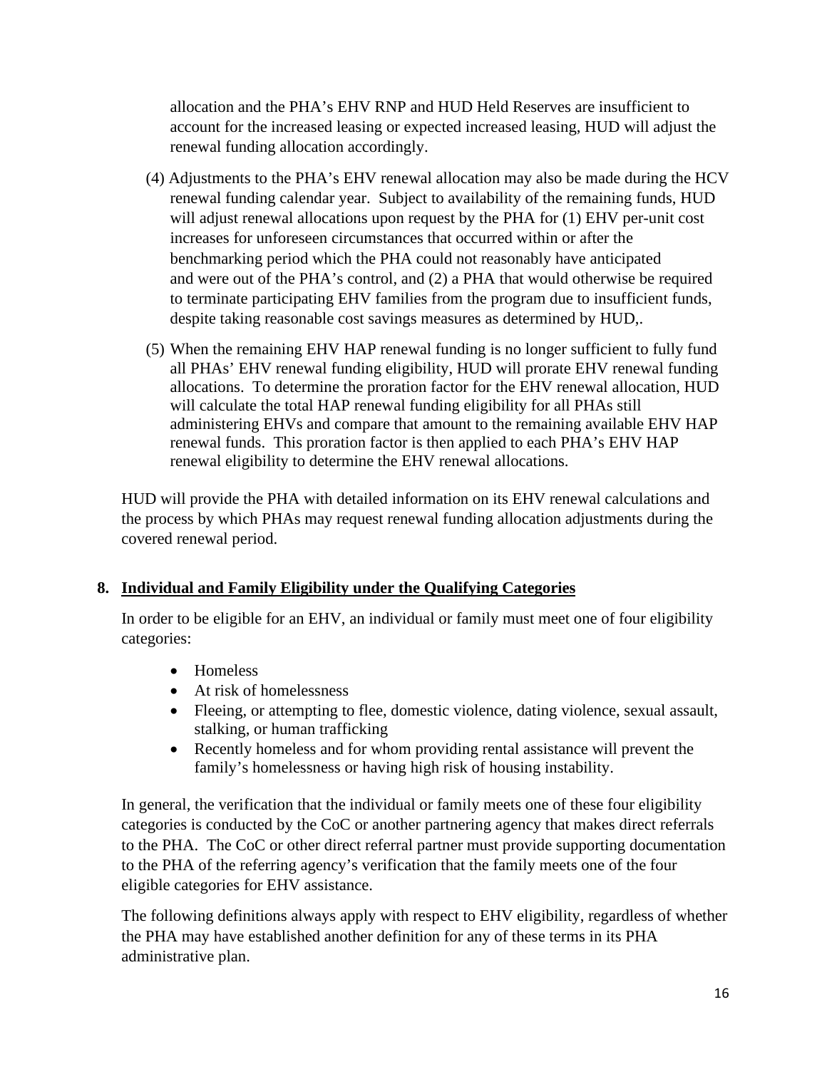allocation and the PHA's EHV RNP and HUD Held Reserves are insufficient to account for the increased leasing or expected increased leasing, HUD will adjust the renewal funding allocation accordingly.

(4) Adjustments to the PHA's EHV renewal allocation may also be made during the HCV renewal funding calendar year. Subject to availability of the remaining funds, HUD will adjust renewal allocations upon request by the PHA for (1) EHV per-unit cost increases for unforeseen circumstances that occurred within or after the benchmarking period which the PHA could not reasonably have anticipated and were out of the PHA's control, and (2) a PHA that would otherwise be required to terminate participating EHV families from the program due to insufficient funds, despite taking reasonable cost savings measures as determined by HUD,.

(5) When the remaining EHV HAP renewal funding is no longer sufficient to fully fund all PHAs' EHV renewal funding eligibility, HUD will prorate EHV renewal funding allocations. To determine the proration factor for the EHV renewal allocation, HUD will calculate the total HAP renewal funding eligibility for all PHAs still administering EHVs and compare that amount to the remaining available EHV HAP renewal funds. This proration factor is then applied to each PHA's EHV HAP renewal eligibility to determine the EHV renewal allocations.

HUD will provide the PHA with detailed information on its EHV renewal calculations and the process by which PHAs may request renewal funding allocation adjustments during the covered renewal period.

## 8. Individual and Family Eligibility under the Qualifying Categories

In order to be eligible for an EHV, an individual or family must meet one of four eligibility categories:

- Homeless
- At risk of homelessness
- Fleeing, or attempting to flee, domestic violence, dating violence, sexual assault, stalking, or human trafficking
- Recently homeless and for whom providing rental assistance will prevent the family's homelessness or having high risk of housing instability.

In general, the verification that the individual or family meets one of these four eligibility categories is conducted by the CoC or another partnering agency that makes direct referrals to the PHA. The CoC or other direct referral partner must provide supporting documentation to the PHA of the referring agency's verification that the family meets one of the four eligible categories for EHV assistance.

The following definitions always apply with respect to EHV eligibility, regardless of whether the PHA may have established another definition for any of these terms in its PHA administrative plan.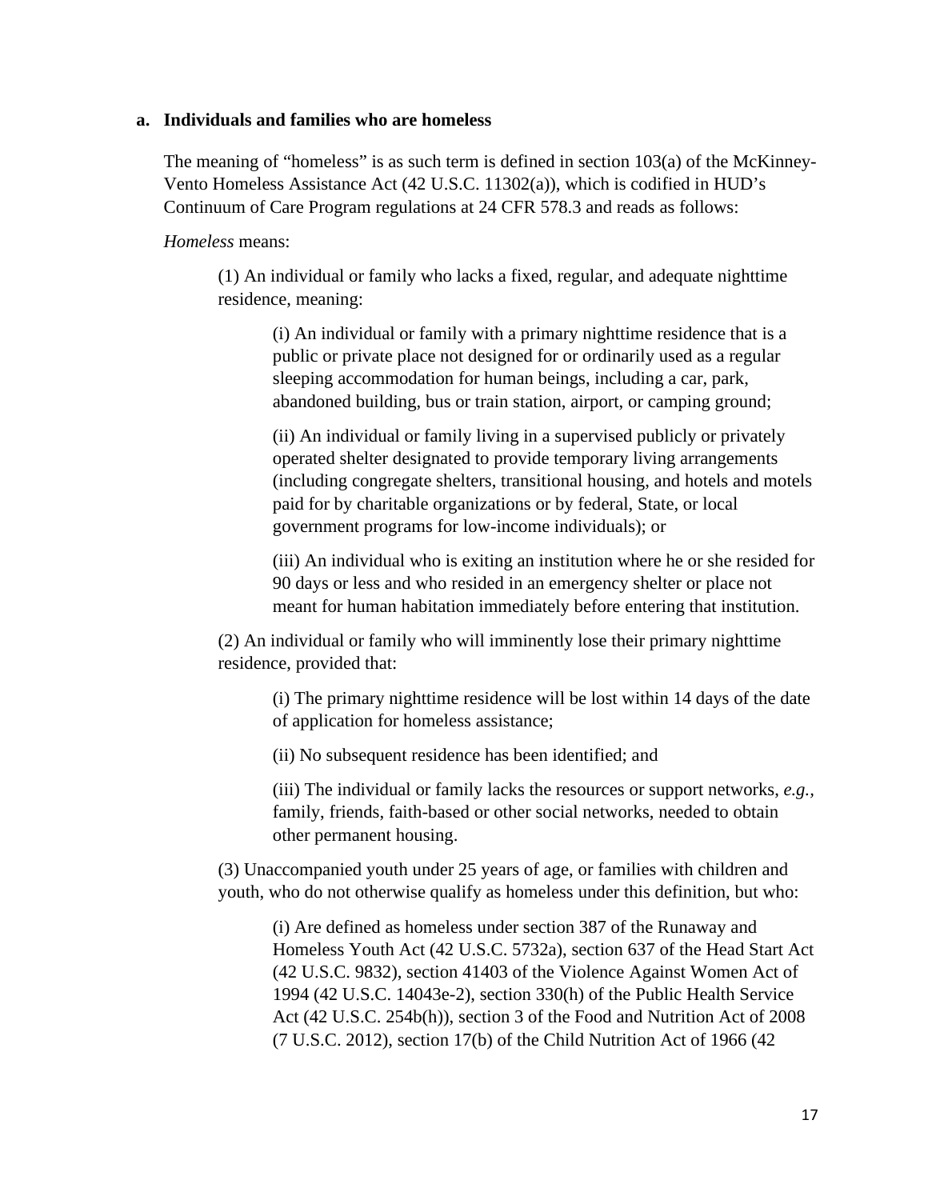**a. Individuals and families who are homeless**

The meaning of "homeless" is as such term is defined in section 103(a) of the McKinney-Vento Homeless Assistance Act (42 U.S.C. 11302(a)), which is codified in HUD's Continuum of Care Program regulations at 24 CFR 578.3 and reads as follows:

*Homeless* means:

> (1) An individual or family who lacks a fixed, regular, and adequate nighttime residence, meaning:
>
> > (i) An individual or family with a primary nighttime residence that is a public or private place not designed for or ordinarily used as a regular sleeping accommodation for human beings, including a car, park, abandoned building, bus or train station, airport, or camping ground;
> >
> > (ii) An individual or family living in a supervised publicly or privately operated shelter designated to provide temporary living arrangements (including congregate shelters, transitional housing, and hotels and motels paid for by charitable organizations or by federal, State, or local government programs for low-income individuals); or
> >
> > (iii) An individual who is exiting an institution where he or she resided for 90 days or less and who resided in an emergency shelter or place not meant for human habitation immediately before entering that institution.
>
> (2) An individual or family who will imminently lose their primary nighttime residence, provided that:
>
> > (i) The primary nighttime residence will be lost within 14 days of the date of application for homeless assistance;
> >
> > (ii) No subsequent residence has been identified; and
> >
> > (iii) The individual or family lacks the resources or support networks, *e.g.,* family, friends, faith-based or other social networks, needed to obtain other permanent housing.
>
> (3) Unaccompanied youth under 25 years of age, or families with children and youth, who do not otherwise qualify as homeless under this definition, but who:
>
> > (i) Are defined as homeless under section 387 of the Runaway and Homeless Youth Act (42 U.S.C. 5732a), section 637 of the Head Start Act (42 U.S.C. 9832), section 41403 of the Violence Against Women Act of 1994 (42 U.S.C. 14043e-2), section 330(h) of the Public Health Service Act (42 U.S.C. 254b(h)), section 3 of the Food and Nutrition Act of 2008 (7 U.S.C. 2012), section 17(b) of the Child Nutrition Act of 1966 (42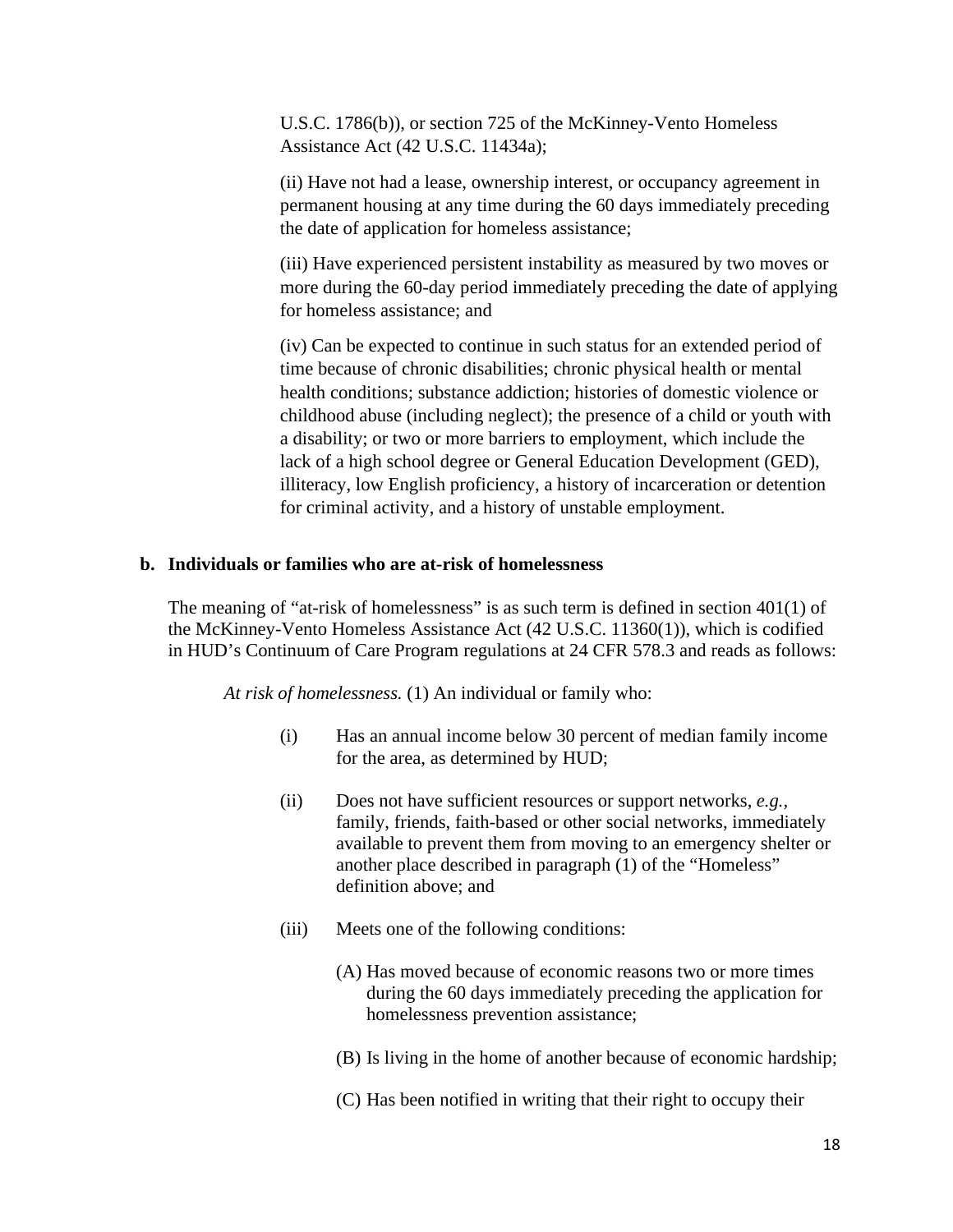U.S.C. 1786(b)), or section 725 of the McKinney-Vento Homeless Assistance Act (42 U.S.C. 11434a);

(ii) Have not had a lease, ownership interest, or occupancy agreement in permanent housing at any time during the 60 days immediately preceding the date of application for homeless assistance;

(iii) Have experienced persistent instability as measured by two moves or more during the 60-day period immediately preceding the date of applying for homeless assistance; and

(iv) Can be expected to continue in such status for an extended period of time because of chronic disabilities; chronic physical health or mental health conditions; substance addiction; histories of domestic violence or childhood abuse (including neglect); the presence of a child or youth with a disability; or two or more barriers to employment, which include the lack of a high school degree or General Education Development (GED), illiteracy, low English proficiency, a history of incarceration or detention for criminal activity, and a history of unstable employment.

**b. Individuals or families who are at-risk of homelessness**

The meaning of "at-risk of homelessness" is as such term is defined in section 401(1) of the McKinney-Vento Homeless Assistance Act (42 U.S.C. 11360(1)), which is codified in HUD's Continuum of Care Program regulations at 24 CFR 578.3 and reads as follows:

*At risk of homelessness.* (1) An individual or family who:

(i) Has an annual income below 30 percent of median family income for the area, as determined by HUD;

(ii) Does not have sufficient resources or support networks, *e.g.*, family, friends, faith-based or other social networks, immediately available to prevent them from moving to an emergency shelter or another place described in paragraph (1) of the "Homeless" definition above; and

(iii) Meets one of the following conditions:

(A) Has moved because of economic reasons two or more times during the 60 days immediately preceding the application for homelessness prevention assistance;

(B) Is living in the home of another because of economic hardship;

(C) Has been notified in writing that their right to occupy their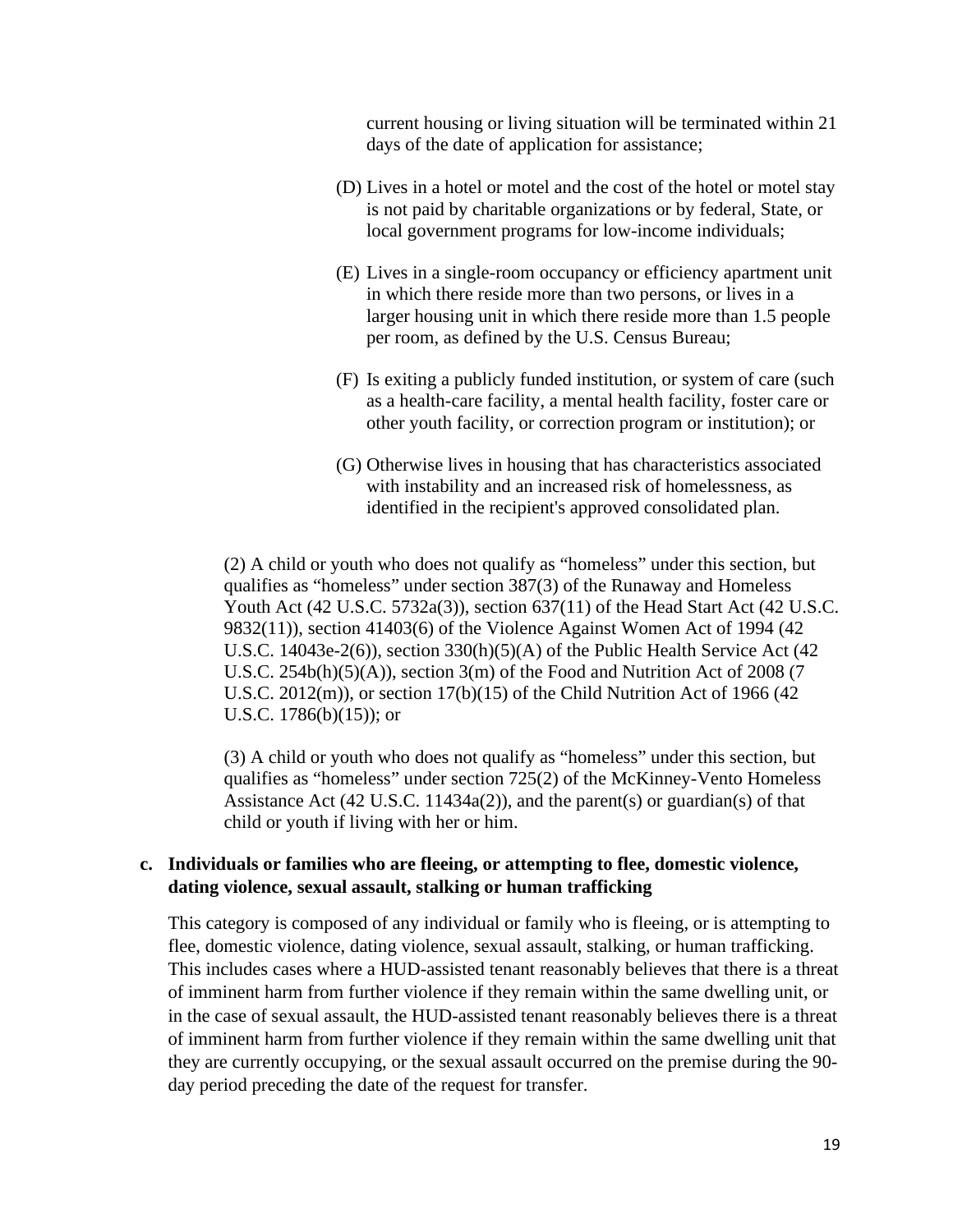current housing or living situation will be terminated within 21 days of the date of application for assistance;

(D) Lives in a hotel or motel and the cost of the hotel or motel stay is not paid by charitable organizations or by federal, State, or local government programs for low-income individuals;

(E) Lives in a single-room occupancy or efficiency apartment unit in which there reside more than two persons, or lives in a larger housing unit in which there reside more than 1.5 people per room, as defined by the U.S. Census Bureau;

(F) Is exiting a publicly funded institution, or system of care (such as a health-care facility, a mental health facility, foster care or other youth facility, or correction program or institution); or

(G) Otherwise lives in housing that has characteristics associated with instability and an increased risk of homelessness, as identified in the recipient's approved consolidated plan.

(2) A child or youth who does not qualify as "homeless" under this section, but qualifies as "homeless" under section 387(3) of the Runaway and Homeless Youth Act (42 U.S.C. 5732a(3)), section 637(11) of the Head Start Act (42 U.S.C. 9832(11)), section 41403(6) of the Violence Against Women Act of 1994 (42 U.S.C. 14043e-2(6)), section 330(h)(5)(A) of the Public Health Service Act (42 U.S.C. 254b(h)(5)(A)), section 3(m) of the Food and Nutrition Act of 2008 (7 U.S.C. 2012(m)), or section 17(b)(15) of the Child Nutrition Act of 1966 (42 U.S.C. 1786(b)(15)); or

(3) A child or youth who does not qualify as "homeless" under this section, but qualifies as "homeless" under section 725(2) of the McKinney-Vento Homeless Assistance Act (42 U.S.C. 11434a(2)), and the parent(s) or guardian(s) of that child or youth if living with her or him.

**c. Individuals or families who are fleeing, or attempting to flee, domestic violence, dating violence, sexual assault, stalking or human trafficking**

This category is composed of any individual or family who is fleeing, or is attempting to flee, domestic violence, dating violence, sexual assault, stalking, or human trafficking. This includes cases where a HUD-assisted tenant reasonably believes that there is a threat of imminent harm from further violence if they remain within the same dwelling unit, or in the case of sexual assault, the HUD-assisted tenant reasonably believes there is a threat of imminent harm from further violence if they remain within the same dwelling unit that they are currently occupying, or the sexual assault occurred on the premise during the 90-day period preceding the date of the request for transfer.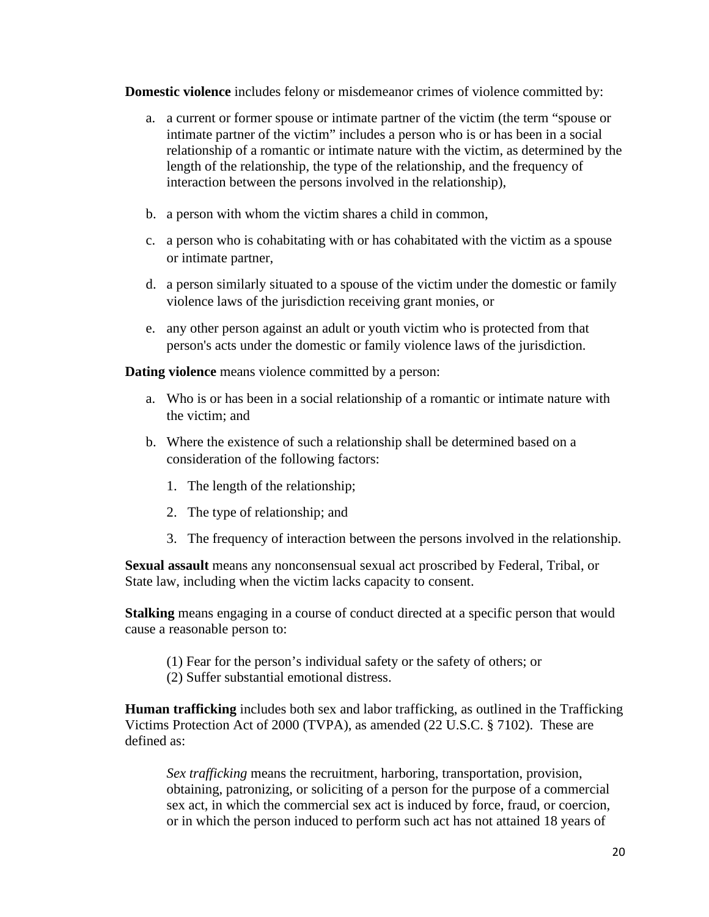**Domestic violence** includes felony or misdemeanor crimes of violence committed by:

a. a current or former spouse or intimate partner of the victim (the term "spouse or intimate partner of the victim" includes a person who is or has been in a social relationship of a romantic or intimate nature with the victim, as determined by the length of the relationship, the type of the relationship, and the frequency of interaction between the persons involved in the relationship),

b. a person with whom the victim shares a child in common,

c. a person who is cohabitating with or has cohabitated with the victim as a spouse or intimate partner,

d. a person similarly situated to a spouse of the victim under the domestic or family violence laws of the jurisdiction receiving grant monies, or

e. any other person against an adult or youth victim who is protected from that person's acts under the domestic or family violence laws of the jurisdiction.

**Dating violence** means violence committed by a person:

a. Who is or has been in a social relationship of a romantic or intimate nature with the victim; and

b. Where the existence of such a relationship shall be determined based on a consideration of the following factors:

   1. The length of the relationship;

   2. The type of relationship; and

   3. The frequency of interaction between the persons involved in the relationship.

**Sexual assault** means any nonconsensual sexual act proscribed by Federal, Tribal, or State law, including when the victim lacks capacity to consent.

**Stalking** means engaging in a course of conduct directed at a specific person that would cause a reasonable person to:

(1) Fear for the person's individual safety or the safety of others; or
(2) Suffer substantial emotional distress.

**Human trafficking** includes both sex and labor trafficking, as outlined in the Trafficking Victims Protection Act of 2000 (TVPA), as amended (22 U.S.C. § 7102). These are defined as:

> *Sex trafficking* means the recruitment, harboring, transportation, provision, obtaining, patronizing, or soliciting of a person for the purpose of a commercial sex act, in which the commercial sex act is induced by force, fraud, or coercion, or in which the person induced to perform such act has not attained 18 years of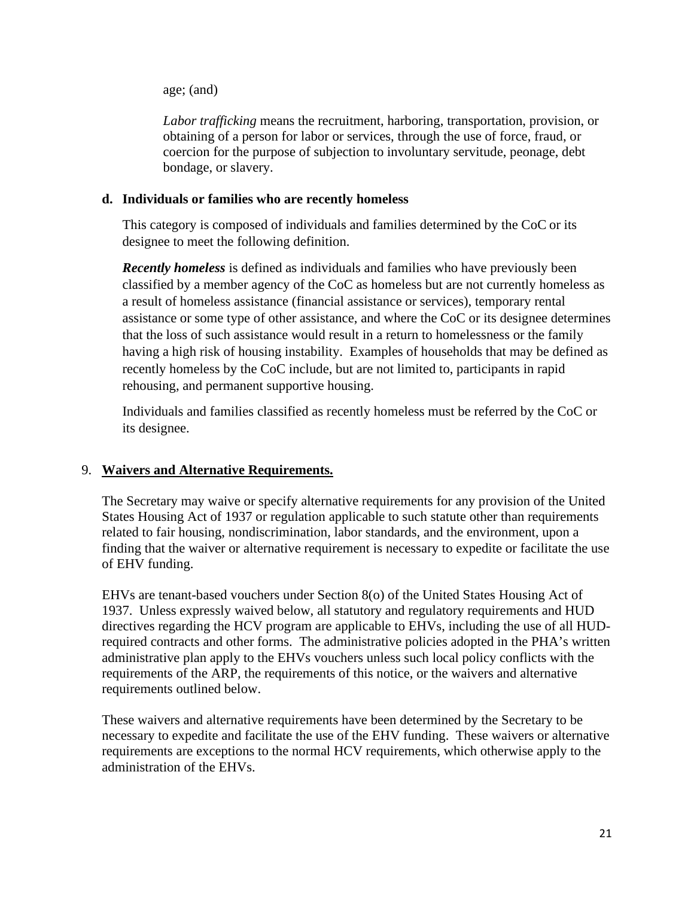age; (and)

*Labor trafficking* means the recruitment, harboring, transportation, provision, or obtaining of a person for labor or services, through the use of force, fraud, or coercion for the purpose of subjection to involuntary servitude, peonage, debt bondage, or slavery.

**d. Individuals or families who are recently homeless**

This category is composed of individuals and families determined by the CoC or its designee to meet the following definition.

***Recently homeless*** is defined as individuals and families who have previously been classified by a member agency of the CoC as homeless but are not currently homeless as a result of homeless assistance (financial assistance or services), temporary rental assistance or some type of other assistance, and where the CoC or its designee determines that the loss of such assistance would result in a return to homelessness or the family having a high risk of housing instability. Examples of households that may be defined as recently homeless by the CoC include, but are not limited to, participants in rapid rehousing, and permanent supportive housing.

Individuals and families classified as recently homeless must be referred by the CoC or its designee.

9. **Waivers and Alternative Requirements.**

The Secretary may waive or specify alternative requirements for any provision of the United States Housing Act of 1937 or regulation applicable to such statute other than requirements related to fair housing, nondiscrimination, labor standards, and the environment, upon a finding that the waiver or alternative requirement is necessary to expedite or facilitate the use of EHV funding.

EHVs are tenant-based vouchers under Section 8(o) of the United States Housing Act of 1937. Unless expressly waived below, all statutory and regulatory requirements and HUD directives regarding the HCV program are applicable to EHVs, including the use of all HUD-required contracts and other forms. The administrative policies adopted in the PHA's written administrative plan apply to the EHVs vouchers unless such local policy conflicts with the requirements of the ARP, the requirements of this notice, or the waivers and alternative requirements outlined below.

These waivers and alternative requirements have been determined by the Secretary to be necessary to expedite and facilitate the use of the EHV funding. These waivers or alternative requirements are exceptions to the normal HCV requirements, which otherwise apply to the administration of the EHVs.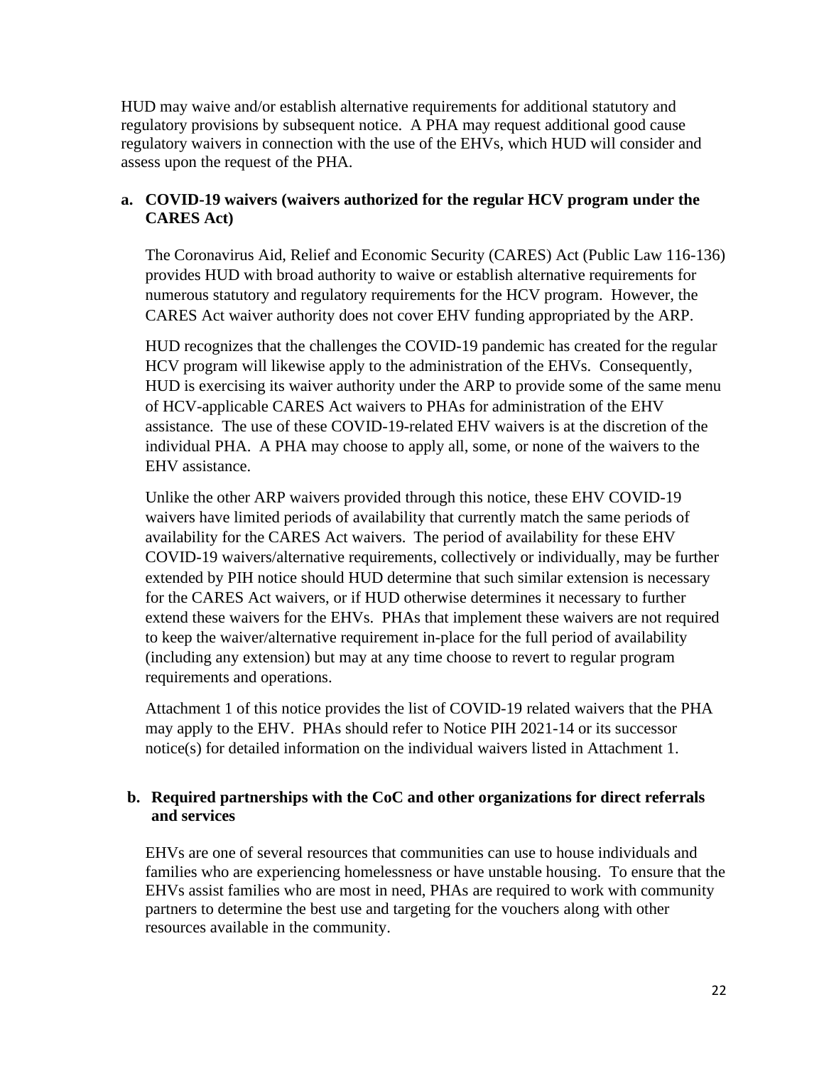HUD may waive and/or establish alternative requirements for additional statutory and regulatory provisions by subsequent notice. A PHA may request additional good cause regulatory waivers in connection with the use of the EHVs, which HUD will consider and assess upon the request of the PHA.

**a. COVID-19 waivers (waivers authorized for the regular HCV program under the CARES Act)**

The Coronavirus Aid, Relief and Economic Security (CARES) Act (Public Law 116-136) provides HUD with broad authority to waive or establish alternative requirements for numerous statutory and regulatory requirements for the HCV program. However, the CARES Act waiver authority does not cover EHV funding appropriated by the ARP.

HUD recognizes that the challenges the COVID-19 pandemic has created for the regular HCV program will likewise apply to the administration of the EHVs. Consequently, HUD is exercising its waiver authority under the ARP to provide some of the same menu of HCV-applicable CARES Act waivers to PHAs for administration of the EHV assistance. The use of these COVID-19-related EHV waivers is at the discretion of the individual PHA. A PHA may choose to apply all, some, or none of the waivers to the EHV assistance.

Unlike the other ARP waivers provided through this notice, these EHV COVID-19 waivers have limited periods of availability that currently match the same periods of availability for the CARES Act waivers. The period of availability for these EHV COVID-19 waivers/alternative requirements, collectively or individually, may be further extended by PIH notice should HUD determine that such similar extension is necessary for the CARES Act waivers, or if HUD otherwise determines it necessary to further extend these waivers for the EHVs. PHAs that implement these waivers are not required to keep the waiver/alternative requirement in-place for the full period of availability (including any extension) but may at any time choose to revert to regular program requirements and operations.

Attachment 1 of this notice provides the list of COVID-19 related waivers that the PHA may apply to the EHV. PHAs should refer to Notice PIH 2021-14 or its successor notice(s) for detailed information on the individual waivers listed in Attachment 1.

**b. Required partnerships with the CoC and other organizations for direct referrals and services**

EHVs are one of several resources that communities can use to house individuals and families who are experiencing homelessness or have unstable housing. To ensure that the EHVs assist families who are most in need, PHAs are required to work with community partners to determine the best use and targeting for the vouchers along with other resources available in the community.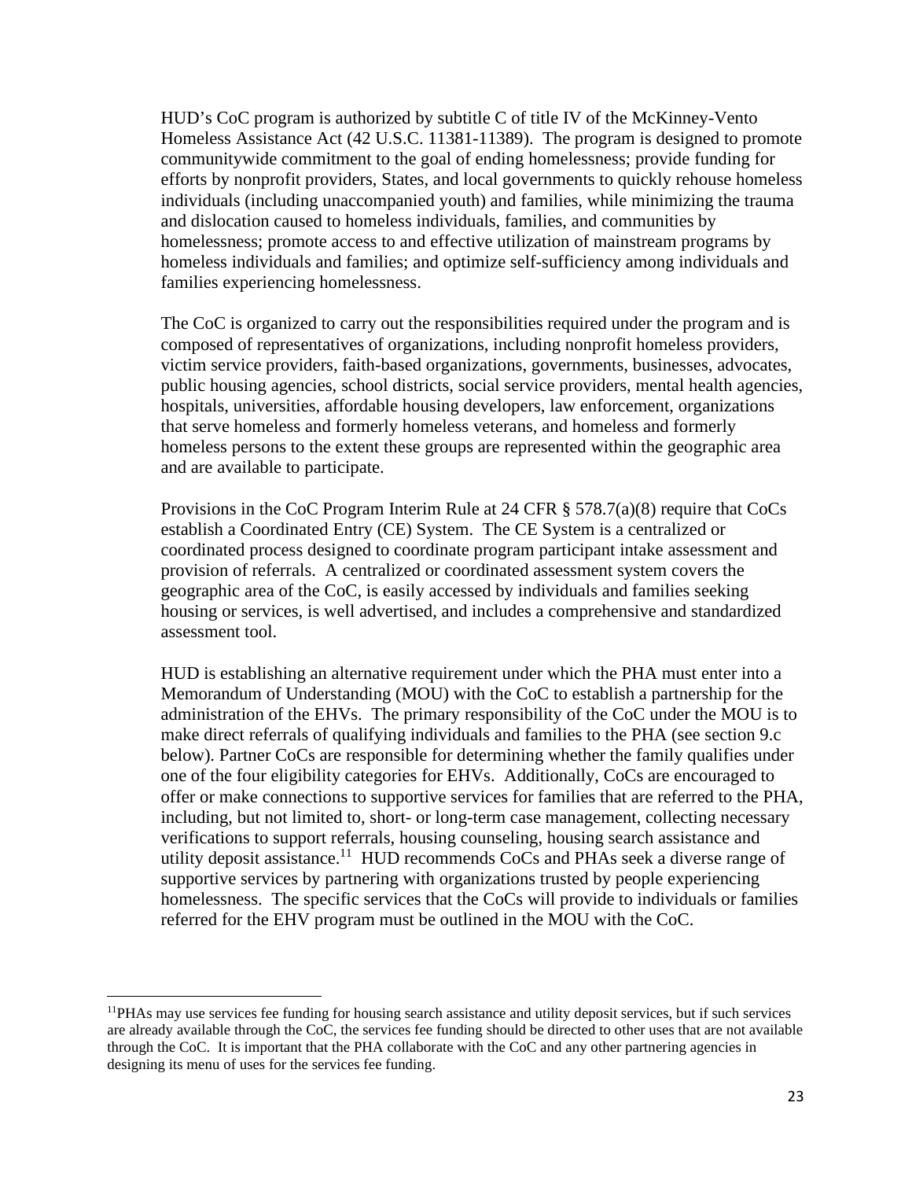HUD's CoC program is authorized by subtitle C of title IV of the McKinney-Vento Homeless Assistance Act (42 U.S.C. 11381-11389). The program is designed to promote communitywide commitment to the goal of ending homelessness; provide funding for efforts by nonprofit providers, States, and local governments to quickly rehouse homeless individuals (including unaccompanied youth) and families, while minimizing the trauma and dislocation caused to homeless individuals, families, and communities by homelessness; promote access to and effective utilization of mainstream programs by homeless individuals and families; and optimize self-sufficiency among individuals and families experiencing homelessness.

The CoC is organized to carry out the responsibilities required under the program and is composed of representatives of organizations, including nonprofit homeless providers, victim service providers, faith-based organizations, governments, businesses, advocates, public housing agencies, school districts, social service providers, mental health agencies, hospitals, universities, affordable housing developers, law enforcement, organizations that serve homeless and formerly homeless veterans, and homeless and formerly homeless persons to the extent these groups are represented within the geographic area and are available to participate.

Provisions in the CoC Program Interim Rule at 24 CFR § 578.7(a)(8) require that CoCs establish a Coordinated Entry (CE) System. The CE System is a centralized or coordinated process designed to coordinate program participant intake assessment and provision of referrals. A centralized or coordinated assessment system covers the geographic area of the CoC, is easily accessed by individuals and families seeking housing or services, is well advertised, and includes a comprehensive and standardized assessment tool.

HUD is establishing an alternative requirement under which the PHA must enter into a Memorandum of Understanding (MOU) with the CoC to establish a partnership for the administration of the EHVs. The primary responsibility of the CoC under the MOU is to make direct referrals of qualifying individuals and families to the PHA (see section 9.c below). Partner CoCs are responsible for determining whether the family qualifies under one of the four eligibility categories for EHVs. Additionally, CoCs are encouraged to offer or make connections to supportive services for families that are referred to the PHA, including, but not limited to, short- or long-term case management, collecting necessary verifications to support referrals, housing counseling, housing search assistance and utility deposit assistance.[11] HUD recommends CoCs and PHAs seek a diverse range of supportive services by partnering with organizations trusted by people experiencing homelessness. The specific services that the CoCs will provide to individuals or families referred for the EHV program must be outlined in the MOU with the CoC.

---

[11] PHAs may use services fee funding for housing search assistance and utility deposit services, but if such services are already available through the CoC, the services fee funding should be directed to other uses that are not available through the CoC. It is important that the PHA collaborate with the CoC and any other partnering agencies in designing its menu of uses for the services fee funding.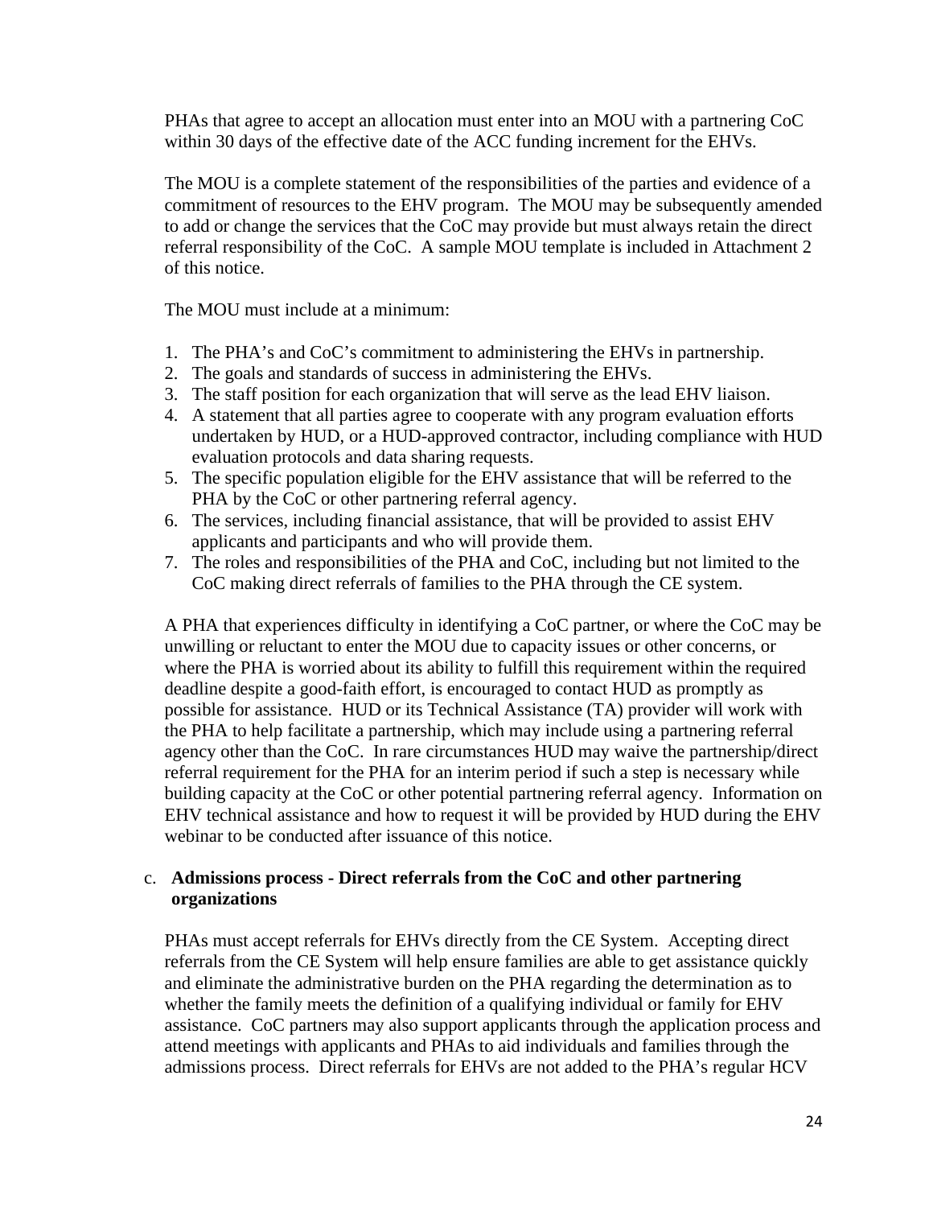PHAs that agree to accept an allocation must enter into an MOU with a partnering CoC within 30 days of the effective date of the ACC funding increment for the EHVs.

The MOU is a complete statement of the responsibilities of the parties and evidence of a commitment of resources to the EHV program. The MOU may be subsequently amended to add or change the services that the CoC may provide but must always retain the direct referral responsibility of the CoC. A sample MOU template is included in Attachment 2 of this notice.

The MOU must include at a minimum:

1. The PHA's and CoC's commitment to administering the EHVs in partnership.
2. The goals and standards of success in administering the EHVs.
3. The staff position for each organization that will serve as the lead EHV liaison.
4. A statement that all parties agree to cooperate with any program evaluation efforts undertaken by HUD, or a HUD-approved contractor, including compliance with HUD evaluation protocols and data sharing requests.
5. The specific population eligible for the EHV assistance that will be referred to the PHA by the CoC or other partnering referral agency.
6. The services, including financial assistance, that will be provided to assist EHV applicants and participants and who will provide them.
7. The roles and responsibilities of the PHA and CoC, including but not limited to the CoC making direct referrals of families to the PHA through the CE system.

A PHA that experiences difficulty in identifying a CoC partner, or where the CoC may be unwilling or reluctant to enter the MOU due to capacity issues or other concerns, or where the PHA is worried about its ability to fulfill this requirement within the required deadline despite a good-faith effort, is encouraged to contact HUD as promptly as possible for assistance. HUD or its Technical Assistance (TA) provider will work with the PHA to help facilitate a partnership, which may include using a partnering referral agency other than the CoC. In rare circumstances HUD may waive the partnership/direct referral requirement for the PHA for an interim period if such a step is necessary while building capacity at the CoC or other potential partnering referral agency. Information on EHV technical assistance and how to request it will be provided by HUD during the EHV webinar to be conducted after issuance of this notice.

c. **Admissions process - Direct referrals from the CoC and other partnering organizations**

PHAs must accept referrals for EHVs directly from the CE System. Accepting direct referrals from the CE System will help ensure families are able to get assistance quickly and eliminate the administrative burden on the PHA regarding the determination as to whether the family meets the definition of a qualifying individual or family for EHV assistance. CoC partners may also support applicants through the application process and attend meetings with applicants and PHAs to aid individuals and families through the admissions process. Direct referrals for EHVs are not added to the PHA's regular HCV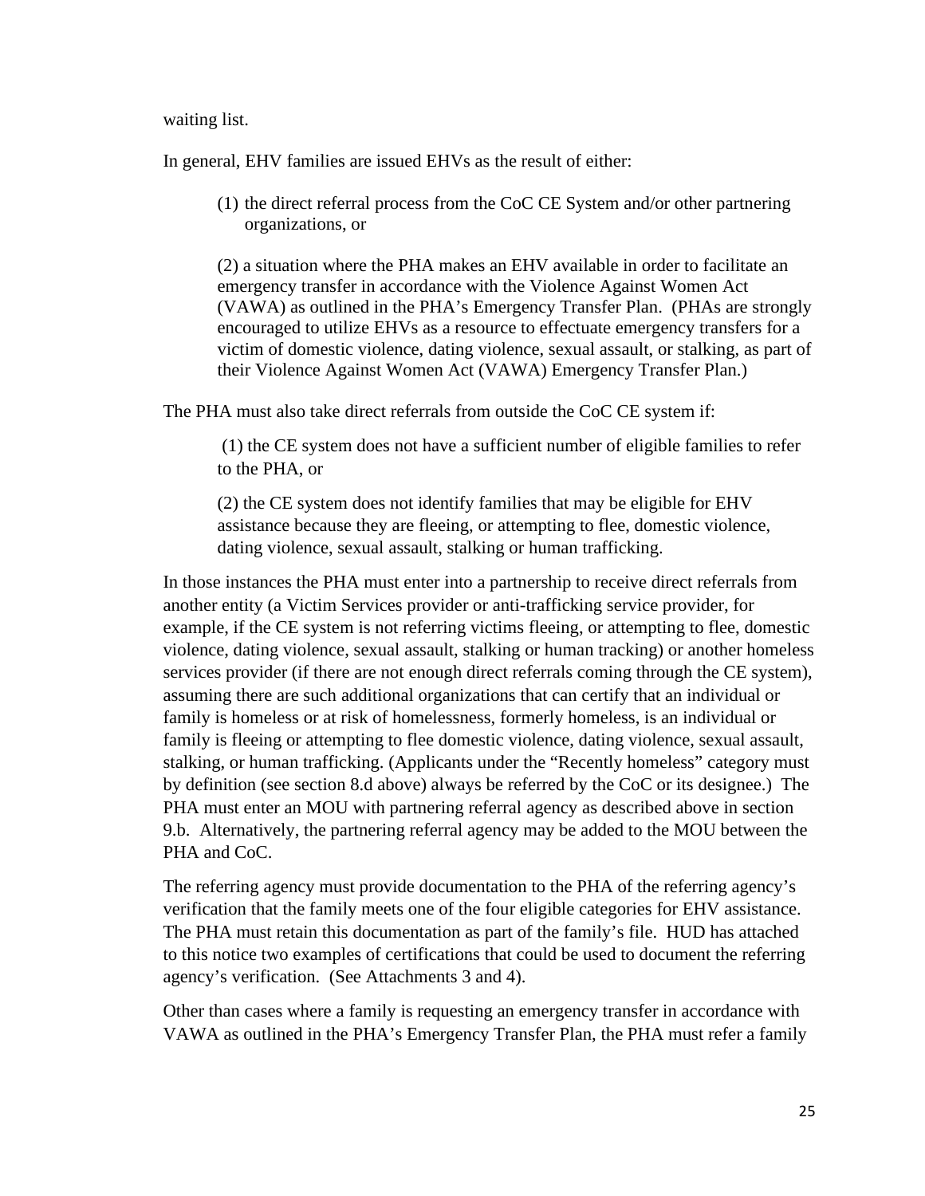waiting list.

In general, EHV families are issued EHVs as the result of either:

(1) the direct referral process from the CoC CE System and/or other partnering organizations, or

(2) a situation where the PHA makes an EHV available in order to facilitate an emergency transfer in accordance with the Violence Against Women Act (VAWA) as outlined in the PHA's Emergency Transfer Plan. (PHAs are strongly encouraged to utilize EHVs as a resource to effectuate emergency transfers for a victim of domestic violence, dating violence, sexual assault, or stalking, as part of their Violence Against Women Act (VAWA) Emergency Transfer Plan.)

The PHA must also take direct referrals from outside the CoC CE system if:

(1) the CE system does not have a sufficient number of eligible families to refer to the PHA, or

(2) the CE system does not identify families that may be eligible for EHV assistance because they are fleeing, or attempting to flee, domestic violence, dating violence, sexual assault, stalking or human trafficking.

In those instances the PHA must enter into a partnership to receive direct referrals from another entity (a Victim Services provider or anti-trafficking service provider, for example, if the CE system is not referring victims fleeing, or attempting to flee, domestic violence, dating violence, sexual assault, stalking or human tracking) or another homeless services provider (if there are not enough direct referrals coming through the CE system), assuming there are such additional organizations that can certify that an individual or family is homeless or at risk of homelessness, formerly homeless, is an individual or family is fleeing or attempting to flee domestic violence, dating violence, sexual assault, stalking, or human trafficking. (Applicants under the "Recently homeless" category must by definition (see section 8.d above) always be referred by the CoC or its designee.) The PHA must enter an MOU with partnering referral agency as described above in section 9.b. Alternatively, the partnering referral agency may be added to the MOU between the PHA and CoC.

The referring agency must provide documentation to the PHA of the referring agency's verification that the family meets one of the four eligible categories for EHV assistance. The PHA must retain this documentation as part of the family's file. HUD has attached to this notice two examples of certifications that could be used to document the referring agency's verification. (See Attachments 3 and 4).

Other than cases where a family is requesting an emergency transfer in accordance with VAWA as outlined in the PHA's Emergency Transfer Plan, the PHA must refer a family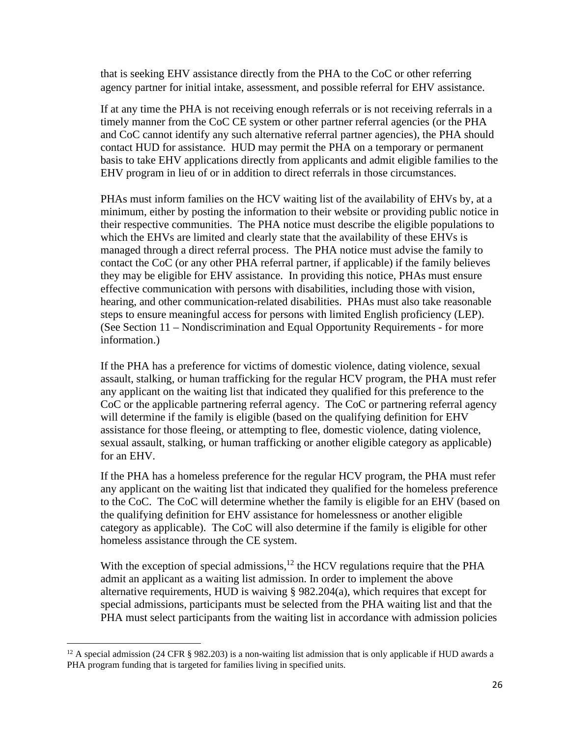that is seeking EHV assistance directly from the PHA to the CoC or other referring agency partner for initial intake, assessment, and possible referral for EHV assistance.

If at any time the PHA is not receiving enough referrals or is not receiving referrals in a timely manner from the CoC CE system or other partner referral agencies (or the PHA and CoC cannot identify any such alternative referral partner agencies), the PHA should contact HUD for assistance. HUD may permit the PHA on a temporary or permanent basis to take EHV applications directly from applicants and admit eligible families to the EHV program in lieu of or in addition to direct referrals in those circumstances.

PHAs must inform families on the HCV waiting list of the availability of EHVs by, at a minimum, either by posting the information to their website or providing public notice in their respective communities. The PHA notice must describe the eligible populations to which the EHVs are limited and clearly state that the availability of these EHVs is managed through a direct referral process. The PHA notice must advise the family to contact the CoC (or any other PHA referral partner, if applicable) if the family believes they may be eligible for EHV assistance. In providing this notice, PHAs must ensure effective communication with persons with disabilities, including those with vision, hearing, and other communication-related disabilities. PHAs must also take reasonable steps to ensure meaningful access for persons with limited English proficiency (LEP). (See Section 11 – Nondiscrimination and Equal Opportunity Requirements - for more information.)

If the PHA has a preference for victims of domestic violence, dating violence, sexual assault, stalking, or human trafficking for the regular HCV program, the PHA must refer any applicant on the waiting list that indicated they qualified for this preference to the CoC or the applicable partnering referral agency. The CoC or partnering referral agency will determine if the family is eligible (based on the qualifying definition for EHV assistance for those fleeing, or attempting to flee, domestic violence, dating violence, sexual assault, stalking, or human trafficking or another eligible category as applicable) for an EHV.

If the PHA has a homeless preference for the regular HCV program, the PHA must refer any applicant on the waiting list that indicated they qualified for the homeless preference to the CoC. The CoC will determine whether the family is eligible for an EHV (based on the qualifying definition for EHV assistance for homelessness or another eligible category as applicable). The CoC will also determine if the family is eligible for other homeless assistance through the CE system.

With the exception of special admissions,[12] the HCV regulations require that the PHA admit an applicant as a waiting list admission. In order to implement the above alternative requirements, HUD is waiving § 982.204(a), which requires that except for special admissions, participants must be selected from the PHA waiting list and that the PHA must select participants from the waiting list in accordance with admission policies

[12] A special admission (24 CFR § 982.203) is a non-waiting list admission that is only applicable if HUD awards a PHA program funding that is targeted for families living in specified units.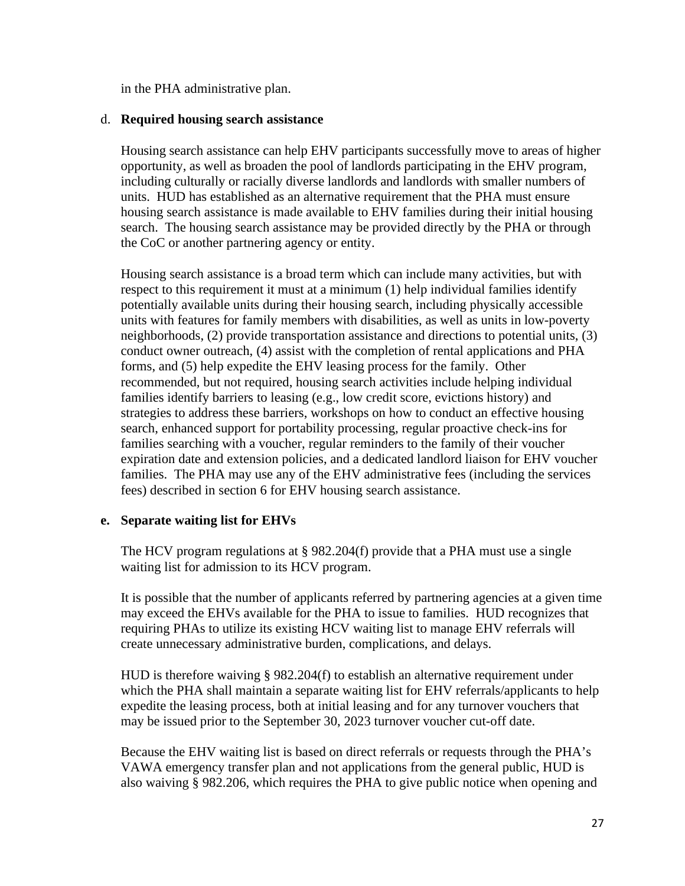in the PHA administrative plan.

d. **Required housing search assistance**

Housing search assistance can help EHV participants successfully move to areas of higher opportunity, as well as broaden the pool of landlords participating in the EHV program, including culturally or racially diverse landlords and landlords with smaller numbers of units. HUD has established as an alternative requirement that the PHA must ensure housing search assistance is made available to EHV families during their initial housing search. The housing search assistance may be provided directly by the PHA or through the CoC or another partnering agency or entity.

Housing search assistance is a broad term which can include many activities, but with respect to this requirement it must at a minimum (1) help individual families identify potentially available units during their housing search, including physically accessible units with features for family members with disabilities, as well as units in low-poverty neighborhoods, (2) provide transportation assistance and directions to potential units, (3) conduct owner outreach, (4) assist with the completion of rental applications and PHA forms, and (5) help expedite the EHV leasing process for the family. Other recommended, but not required, housing search activities include helping individual families identify barriers to leasing (e.g., low credit score, evictions history) and strategies to address these barriers, workshops on how to conduct an effective housing search, enhanced support for portability processing, regular proactive check-ins for families searching with a voucher, regular reminders to the family of their voucher expiration date and extension policies, and a dedicated landlord liaison for EHV voucher families. The PHA may use any of the EHV administrative fees (including the services fees) described in section 6 for EHV housing search assistance.

**e. Separate waiting list for EHVs**

The HCV program regulations at § 982.204(f) provide that a PHA must use a single waiting list for admission to its HCV program.

It is possible that the number of applicants referred by partnering agencies at a given time may exceed the EHVs available for the PHA to issue to families. HUD recognizes that requiring PHAs to utilize its existing HCV waiting list to manage EHV referrals will create unnecessary administrative burden, complications, and delays.

HUD is therefore waiving § 982.204(f) to establish an alternative requirement under which the PHA shall maintain a separate waiting list for EHV referrals/applicants to help expedite the leasing process, both at initial leasing and for any turnover vouchers that may be issued prior to the September 30, 2023 turnover voucher cut-off date.

Because the EHV waiting list is based on direct referrals or requests through the PHA's VAWA emergency transfer plan and not applications from the general public, HUD is also waiving § 982.206, which requires the PHA to give public notice when opening and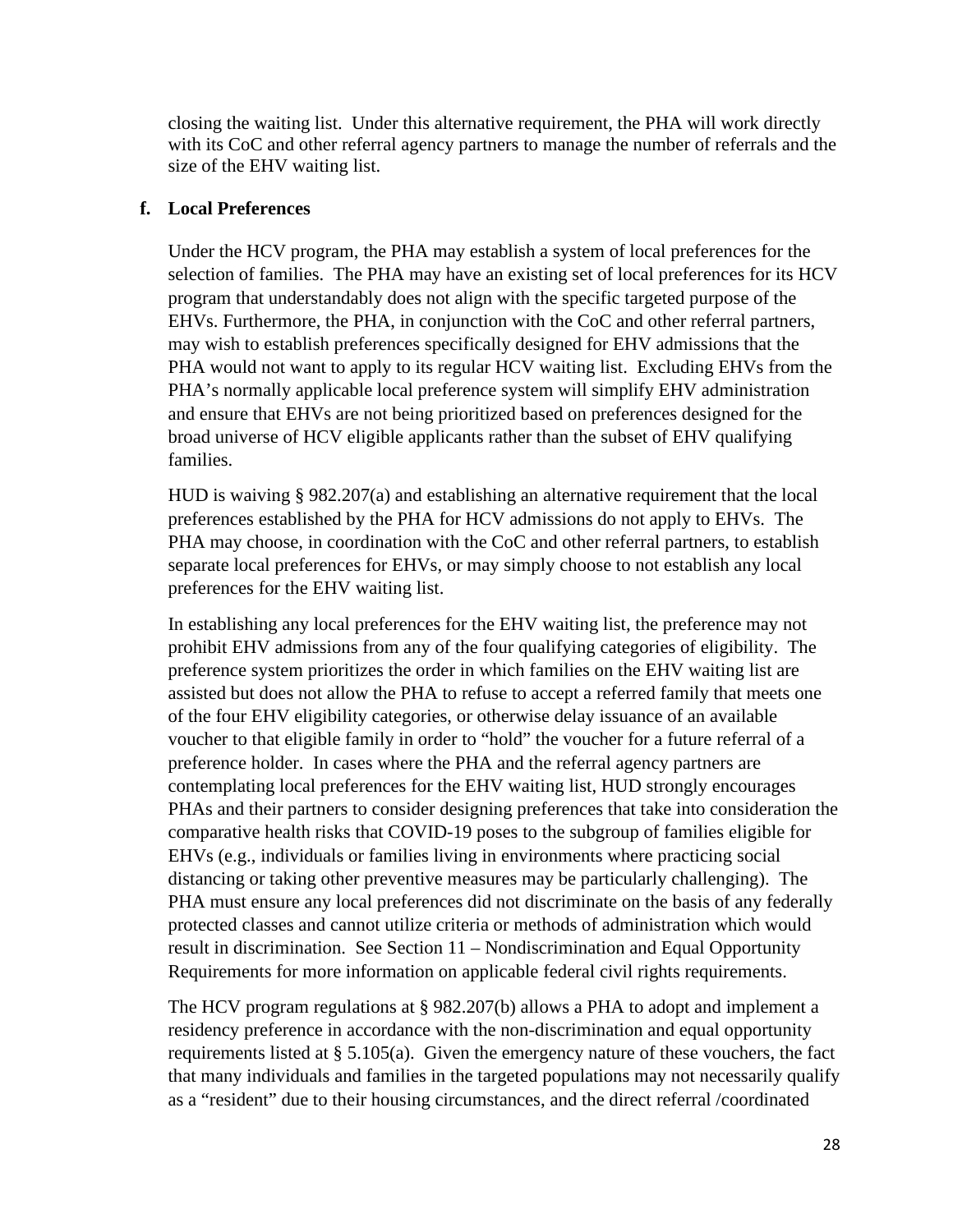closing the waiting list. Under this alternative requirement, the PHA will work directly with its CoC and other referral agency partners to manage the number of referrals and the size of the EHV waiting list.

**f. Local Preferences**

Under the HCV program, the PHA may establish a system of local preferences for the selection of families. The PHA may have an existing set of local preferences for its HCV program that understandably does not align with the specific targeted purpose of the EHVs. Furthermore, the PHA, in conjunction with the CoC and other referral partners, may wish to establish preferences specifically designed for EHV admissions that the PHA would not want to apply to its regular HCV waiting list. Excluding EHVs from the PHA's normally applicable local preference system will simplify EHV administration and ensure that EHVs are not being prioritized based on preferences designed for the broad universe of HCV eligible applicants rather than the subset of EHV qualifying families.

HUD is waiving § 982.207(a) and establishing an alternative requirement that the local preferences established by the PHA for HCV admissions do not apply to EHVs. The PHA may choose, in coordination with the CoC and other referral partners, to establish separate local preferences for EHVs, or may simply choose to not establish any local preferences for the EHV waiting list.

In establishing any local preferences for the EHV waiting list, the preference may not prohibit EHV admissions from any of the four qualifying categories of eligibility. The preference system prioritizes the order in which families on the EHV waiting list are assisted but does not allow the PHA to refuse to accept a referred family that meets one of the four EHV eligibility categories, or otherwise delay issuance of an available voucher to that eligible family in order to "hold" the voucher for a future referral of a preference holder. In cases where the PHA and the referral agency partners are contemplating local preferences for the EHV waiting list, HUD strongly encourages PHAs and their partners to consider designing preferences that take into consideration the comparative health risks that COVID-19 poses to the subgroup of families eligible for EHVs (e.g., individuals or families living in environments where practicing social distancing or taking other preventive measures may be particularly challenging). The PHA must ensure any local preferences did not discriminate on the basis of any federally protected classes and cannot utilize criteria or methods of administration which would result in discrimination. See Section 11 – Nondiscrimination and Equal Opportunity Requirements for more information on applicable federal civil rights requirements.

The HCV program regulations at § 982.207(b) allows a PHA to adopt and implement a residency preference in accordance with the non-discrimination and equal opportunity requirements listed at § 5.105(a). Given the emergency nature of these vouchers, the fact that many individuals and families in the targeted populations may not necessarily qualify as a "resident" due to their housing circumstances, and the direct referral /coordinated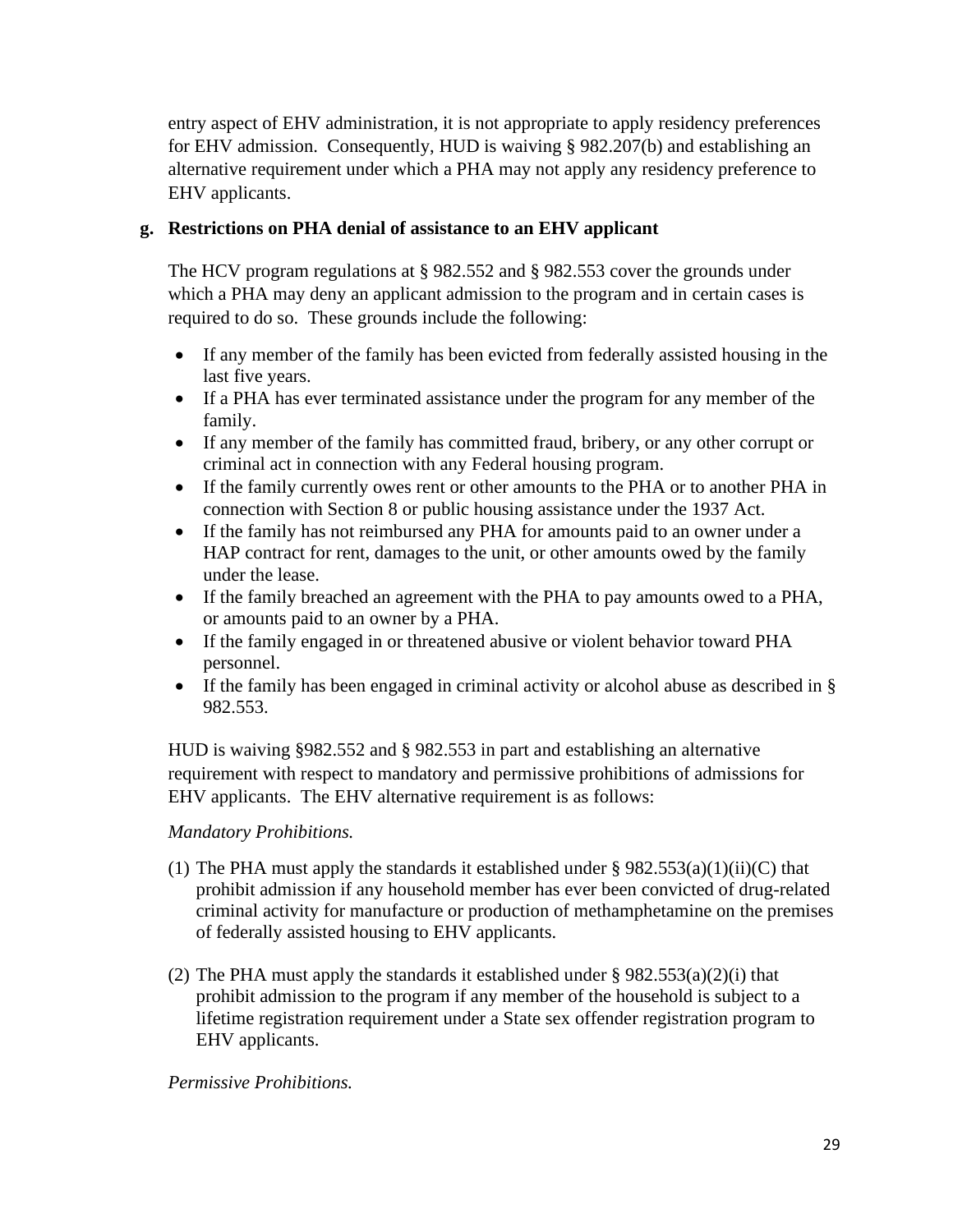entry aspect of EHV administration, it is not appropriate to apply residency preferences for EHV admission. Consequently, HUD is waiving § 982.207(b) and establishing an alternative requirement under which a PHA may not apply any residency preference to EHV applicants.

### g. Restrictions on PHA denial of assistance to an EHV applicant

The HCV program regulations at § 982.552 and § 982.553 cover the grounds under which a PHA may deny an applicant admission to the program and in certain cases is required to do so. These grounds include the following:

- If any member of the family has been evicted from federally assisted housing in the last five years.
- If a PHA has ever terminated assistance under the program for any member of the family.
- If any member of the family has committed fraud, bribery, or any other corrupt or criminal act in connection with any Federal housing program.
- If the family currently owes rent or other amounts to the PHA or to another PHA in connection with Section 8 or public housing assistance under the 1937 Act.
- If the family has not reimbursed any PHA for amounts paid to an owner under a HAP contract for rent, damages to the unit, or other amounts owed by the family under the lease.
- If the family breached an agreement with the PHA to pay amounts owed to a PHA, or amounts paid to an owner by a PHA.
- If the family engaged in or threatened abusive or violent behavior toward PHA personnel.
- If the family has been engaged in criminal activity or alcohol abuse as described in § 982.553.

HUD is waiving §982.552 and § 982.553 in part and establishing an alternative requirement with respect to mandatory and permissive prohibitions of admissions for EHV applicants. The EHV alternative requirement is as follows:

*Mandatory Prohibitions.*

(1) The PHA must apply the standards it established under § 982.553(a)(1)(ii)(C) that prohibit admission if any household member has ever been convicted of drug-related criminal activity for manufacture or production of methamphetamine on the premises of federally assisted housing to EHV applicants.

(2) The PHA must apply the standards it established under § 982.553(a)(2)(i) that prohibit admission to the program if any member of the household is subject to a lifetime registration requirement under a State sex offender registration program to EHV applicants.

*Permissive Prohibitions.*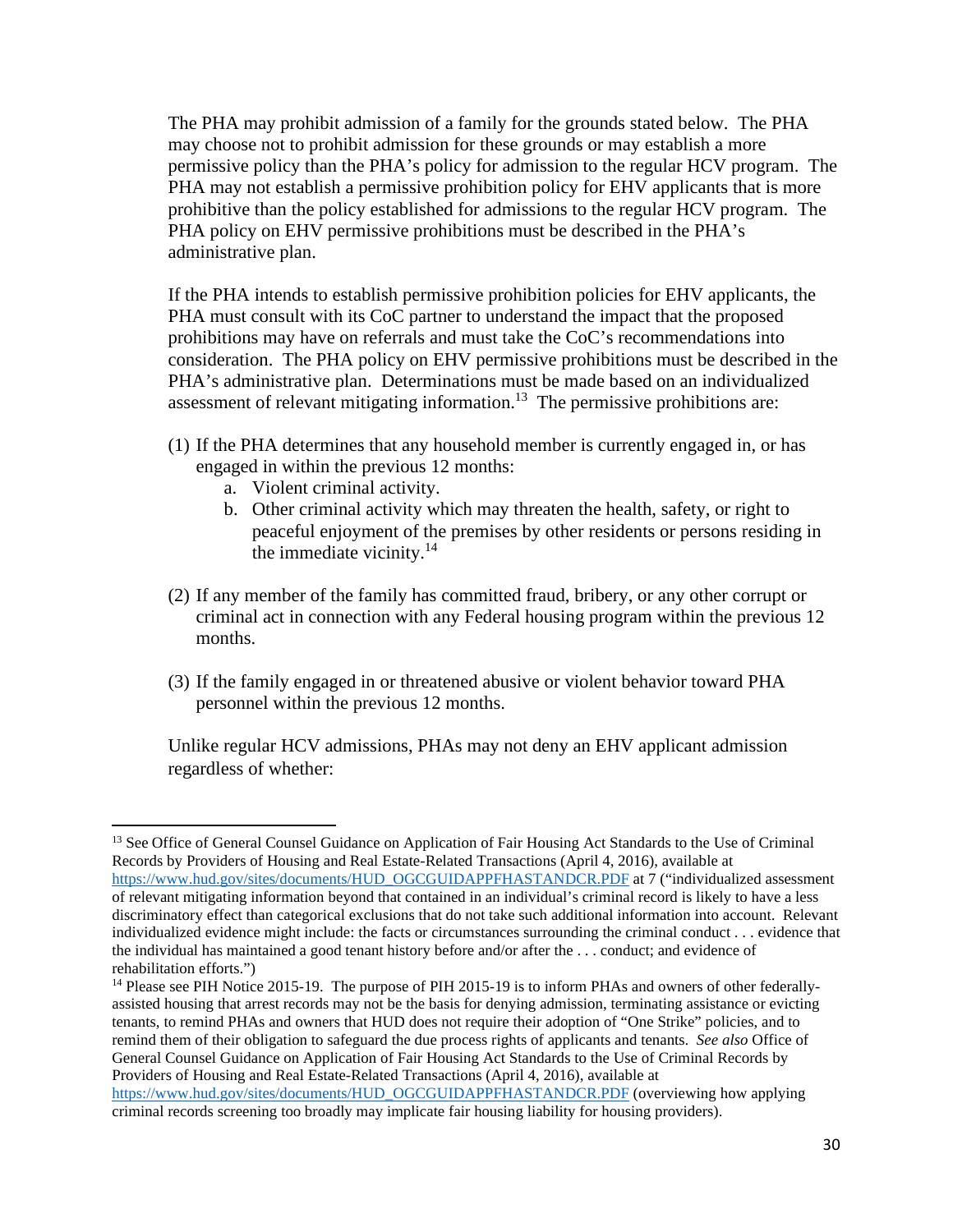The PHA may prohibit admission of a family for the grounds stated below. The PHA may choose not to prohibit admission for these grounds or may establish a more permissive policy than the PHA's policy for admission to the regular HCV program. The PHA may not establish a permissive prohibition policy for EHV applicants that is more prohibitive than the policy established for admissions to the regular HCV program. The PHA policy on EHV permissive prohibitions must be described in the PHA's administrative plan.

If the PHA intends to establish permissive prohibition policies for EHV applicants, the PHA must consult with its CoC partner to understand the impact that the proposed prohibitions may have on referrals and must take the CoC's recommendations into consideration. The PHA policy on EHV permissive prohibitions must be described in the PHA's administrative plan. Determinations must be made based on an individualized assessment of relevant mitigating information.[13] The permissive prohibitions are:

(1) If the PHA determines that any household member is currently engaged in, or has engaged in within the previous 12 months:
   a. Violent criminal activity.
   b. Other criminal activity which may threaten the health, safety, or right to peaceful enjoyment of the premises by other residents or persons residing in the immediate vicinity.[14]

(2) If any member of the family has committed fraud, bribery, or any other corrupt or criminal act in connection with any Federal housing program within the previous 12 months.

(3) If the family engaged in or threatened abusive or violent behavior toward PHA personnel within the previous 12 months.

Unlike regular HCV admissions, PHAs may not deny an EHV applicant admission regardless of whether:

---

[13] See Office of General Counsel Guidance on Application of Fair Housing Act Standards to the Use of Criminal Records by Providers of Housing and Real Estate-Related Transactions (April 4, 2016), available at https://www.hud.gov/sites/documents/HUD_OGCGUIDAPPFHASTANDCR.PDF at 7 ("individualized assessment of relevant mitigating information beyond that contained in an individual's criminal record is likely to have a less discriminatory effect than categorical exclusions that do not take such additional information into account. Relevant individualized evidence might include: the facts or circumstances surrounding the criminal conduct . . . evidence that the individual has maintained a good tenant history before and/or after the . . . conduct; and evidence of rehabilitation efforts.")

[14] Please see PIH Notice 2015-19. The purpose of PIH 2015-19 is to inform PHAs and owners of other federally-assisted housing that arrest records may not be the basis for denying admission, terminating assistance or evicting tenants, to remind PHAs and owners that HUD does not require their adoption of "One Strike" policies, and to remind them of their obligation to safeguard the due process rights of applicants and tenants. *See also* Office of General Counsel Guidance on Application of Fair Housing Act Standards to the Use of Criminal Records by Providers of Housing and Real Estate-Related Transactions (April 4, 2016), available at https://www.hud.gov/sites/documents/HUD_OGCGUIDAPPFHASTANDCR.PDF (overviewing how applying criminal records screening too broadly may implicate fair housing liability for housing providers).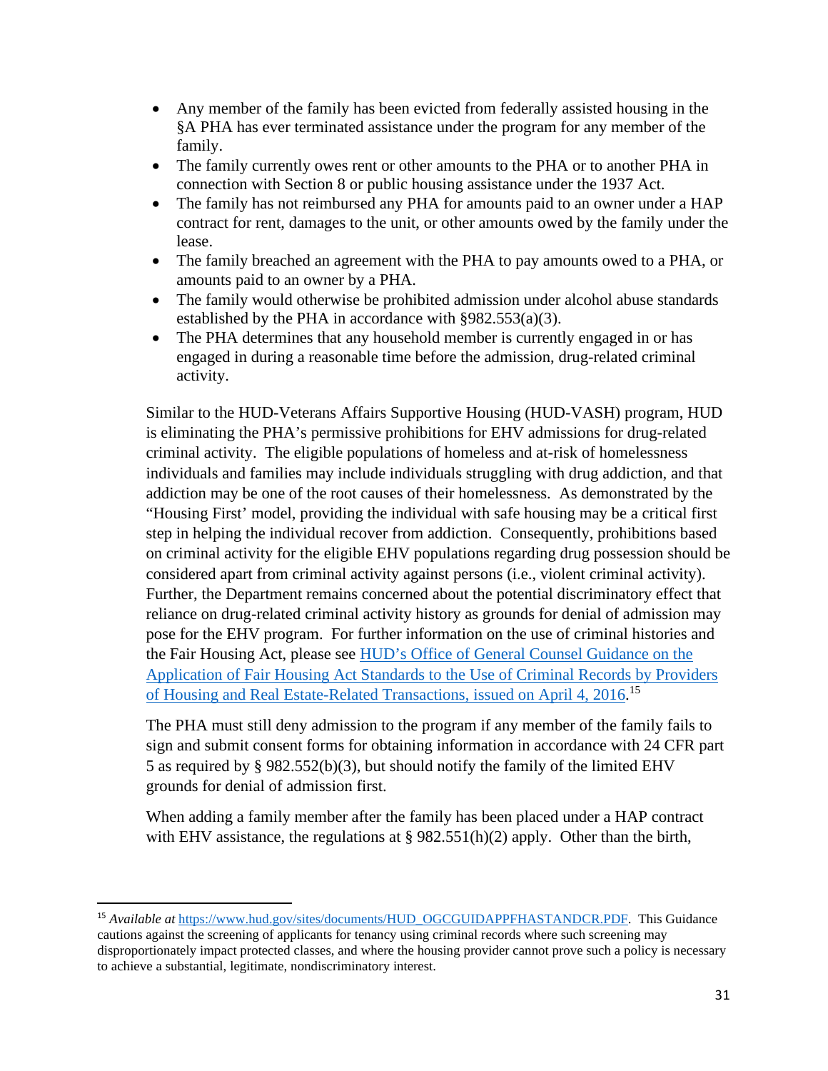- Any member of the family has been evicted from federally assisted housing in the §A PHA has ever terminated assistance under the program for any member of the family.
- The family currently owes rent or other amounts to the PHA or to another PHA in connection with Section 8 or public housing assistance under the 1937 Act.
- The family has not reimbursed any PHA for amounts paid to an owner under a HAP contract for rent, damages to the unit, or other amounts owed by the family under the lease.
- The family breached an agreement with the PHA to pay amounts owed to a PHA, or amounts paid to an owner by a PHA.
- The family would otherwise be prohibited admission under alcohol abuse standards established by the PHA in accordance with §982.553(a)(3).
- The PHA determines that any household member is currently engaged in or has engaged in during a reasonable time before the admission, drug-related criminal activity.

Similar to the HUD-Veterans Affairs Supportive Housing (HUD-VASH) program, HUD is eliminating the PHA's permissive prohibitions for EHV admissions for drug-related criminal activity. The eligible populations of homeless and at-risk of homelessness individuals and families may include individuals struggling with drug addiction, and that addiction may be one of the root causes of their homelessness. As demonstrated by the "Housing First' model, providing the individual with safe housing may be a critical first step in helping the individual recover from addiction. Consequently, prohibitions based on criminal activity for the eligible EHV populations regarding drug possession should be considered apart from criminal activity against persons (i.e., violent criminal activity). Further, the Department remains concerned about the potential discriminatory effect that reliance on drug-related criminal activity history as grounds for denial of admission may pose for the EHV program. For further information on the use of criminal histories and the Fair Housing Act, please see [HUD's Office of General Counsel Guidance on the Application of Fair Housing Act Standards to the Use of Criminal Records by Providers of Housing and Real Estate-Related Transactions, issued on April 4, 2016](https://www.hud.gov/sites/documents/HUD_OGCGUIDAPPFHASTANDCR.PDF).[15]

The PHA must still deny admission to the program if any member of the family fails to sign and submit consent forms for obtaining information in accordance with 24 CFR part 5 as required by § 982.552(b)(3), but should notify the family of the limited EHV grounds for denial of admission first.

When adding a family member after the family has been placed under a HAP contract with EHV assistance, the regulations at § 982.551(h)(2) apply. Other than the birth,

[15] *Available at* https://www.hud.gov/sites/documents/HUD_OGCGUIDAPPFHASTANDCR.PDF. This Guidance cautions against the screening of applicants for tenancy using criminal records where such screening may disproportionately impact protected classes, and where the housing provider cannot prove such a policy is necessary to achieve a substantial, legitimate, nondiscriminatory interest.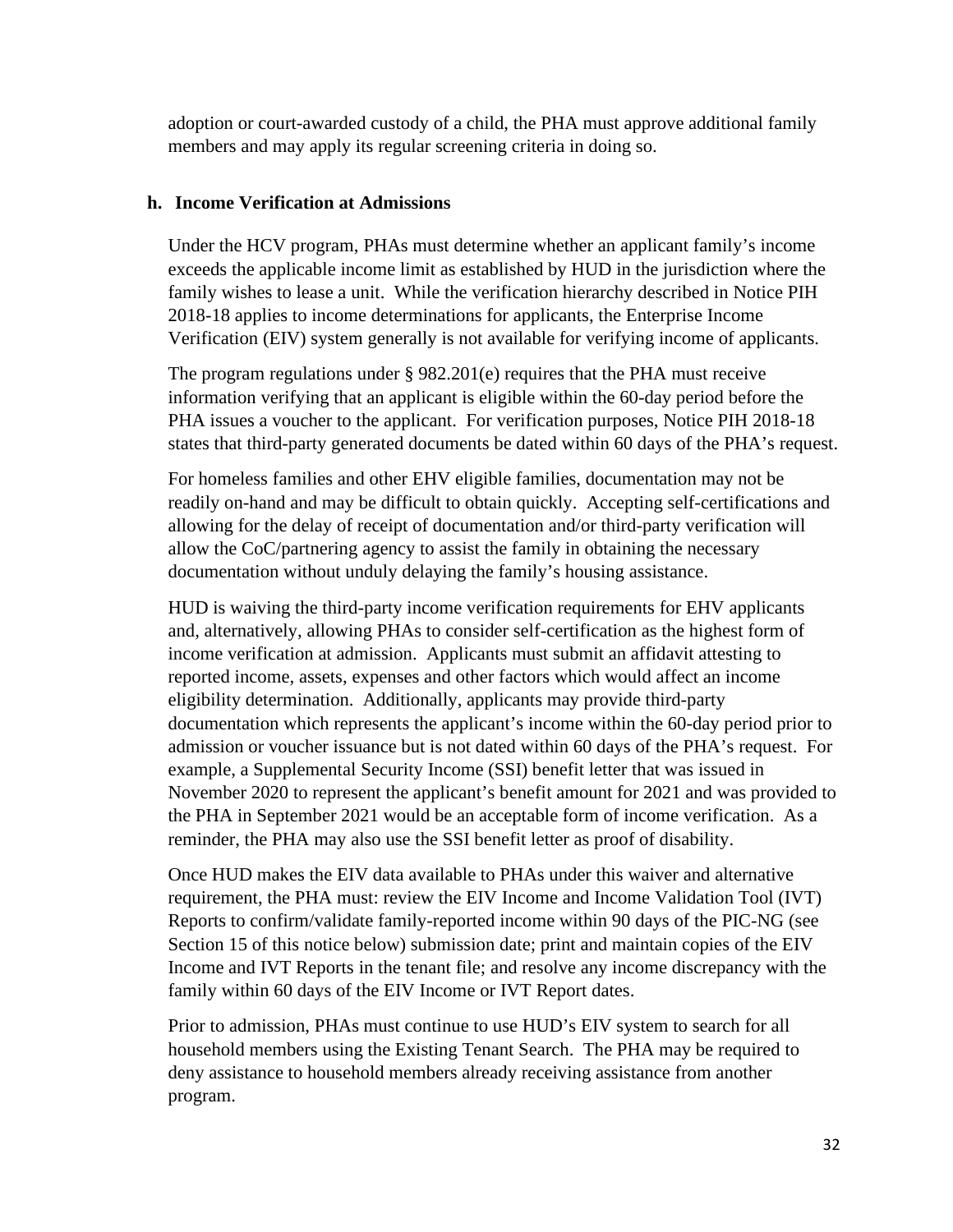adoption or court-awarded custody of a child, the PHA must approve additional family members and may apply its regular screening criteria in doing so.

### h. Income Verification at Admissions

Under the HCV program, PHAs must determine whether an applicant family's income exceeds the applicable income limit as established by HUD in the jurisdiction where the family wishes to lease a unit. While the verification hierarchy described in Notice PIH 2018-18 applies to income determinations for applicants, the Enterprise Income Verification (EIV) system generally is not available for verifying income of applicants.

The program regulations under § 982.201(e) requires that the PHA must receive information verifying that an applicant is eligible within the 60-day period before the PHA issues a voucher to the applicant. For verification purposes, Notice PIH 2018-18 states that third-party generated documents be dated within 60 days of the PHA's request.

For homeless families and other EHV eligible families, documentation may not be readily on-hand and may be difficult to obtain quickly. Accepting self-certifications and allowing for the delay of receipt of documentation and/or third-party verification will allow the CoC/partnering agency to assist the family in obtaining the necessary documentation without unduly delaying the family's housing assistance.

HUD is waiving the third-party income verification requirements for EHV applicants and, alternatively, allowing PHAs to consider self-certification as the highest form of income verification at admission. Applicants must submit an affidavit attesting to reported income, assets, expenses and other factors which would affect an income eligibility determination. Additionally, applicants may provide third-party documentation which represents the applicant's income within the 60-day period prior to admission or voucher issuance but is not dated within 60 days of the PHA's request. For example, a Supplemental Security Income (SSI) benefit letter that was issued in November 2020 to represent the applicant's benefit amount for 2021 and was provided to the PHA in September 2021 would be an acceptable form of income verification. As a reminder, the PHA may also use the SSI benefit letter as proof of disability.

Once HUD makes the EIV data available to PHAs under this waiver and alternative requirement, the PHA must: review the EIV Income and Income Validation Tool (IVT) Reports to confirm/validate family-reported income within 90 days of the PIC-NG (see Section 15 of this notice below) submission date; print and maintain copies of the EIV Income and IVT Reports in the tenant file; and resolve any income discrepancy with the family within 60 days of the EIV Income or IVT Report dates.

Prior to admission, PHAs must continue to use HUD's EIV system to search for all household members using the Existing Tenant Search. The PHA may be required to deny assistance to household members already receiving assistance from another program.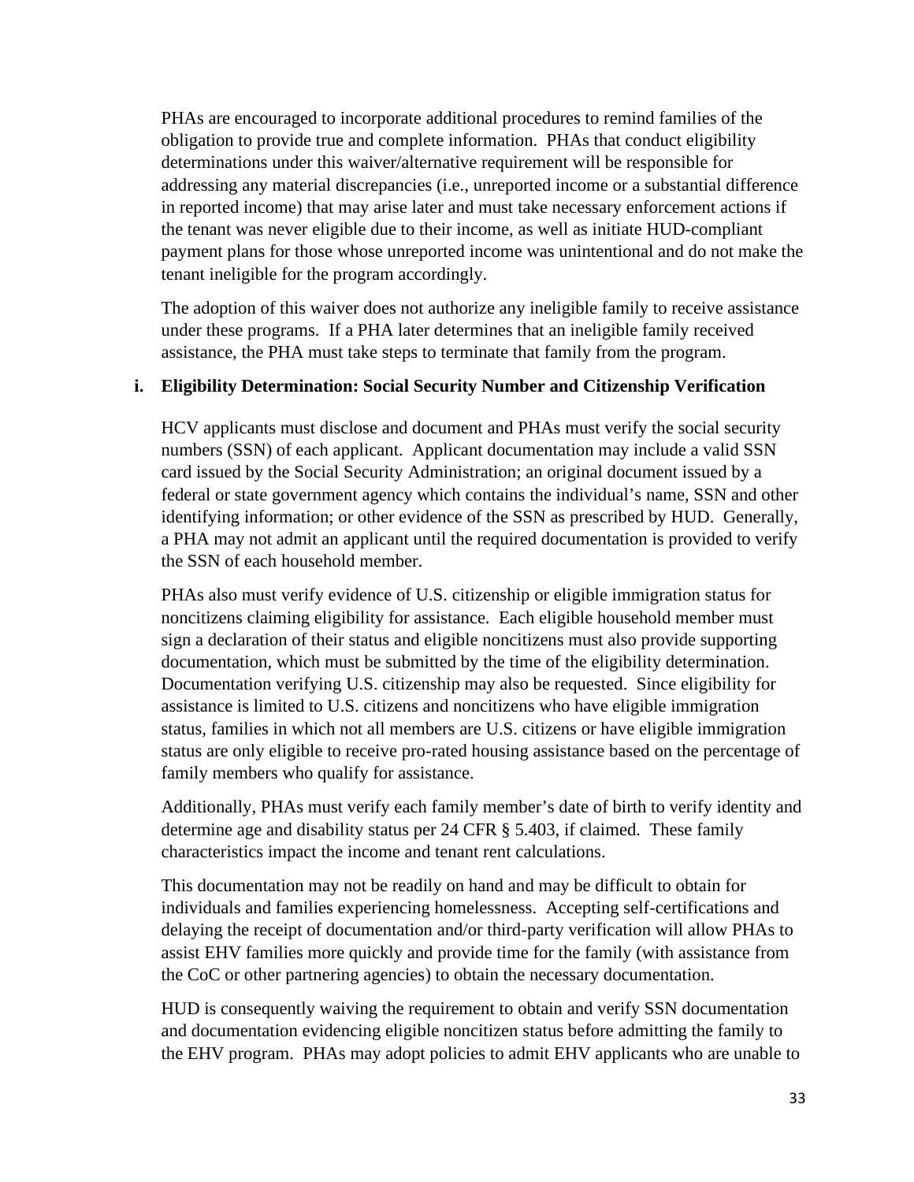PHAs are encouraged to incorporate additional procedures to remind families of the obligation to provide true and complete information. PHAs that conduct eligibility determinations under this waiver/alternative requirement will be responsible for addressing any material discrepancies (i.e., unreported income or a substantial difference in reported income) that may arise later and must take necessary enforcement actions if the tenant was never eligible due to their income, as well as initiate HUD-compliant payment plans for those whose unreported income was unintentional and do not make the tenant ineligible for the program accordingly.

The adoption of this waiver does not authorize any ineligible family to receive assistance under these programs. If a PHA later determines that an ineligible family received assistance, the PHA must take steps to terminate that family from the program.

**i. Eligibility Determination: Social Security Number and Citizenship Verification**

HCV applicants must disclose and document and PHAs must verify the social security numbers (SSN) of each applicant. Applicant documentation may include a valid SSN card issued by the Social Security Administration; an original document issued by a federal or state government agency which contains the individual's name, SSN and other identifying information; or other evidence of the SSN as prescribed by HUD. Generally, a PHA may not admit an applicant until the required documentation is provided to verify the SSN of each household member.

PHAs also must verify evidence of U.S. citizenship or eligible immigration status for noncitizens claiming eligibility for assistance. Each eligible household member must sign a declaration of their status and eligible noncitizens must also provide supporting documentation, which must be submitted by the time of the eligibility determination. Documentation verifying U.S. citizenship may also be requested. Since eligibility for assistance is limited to U.S. citizens and noncitizens who have eligible immigration status, families in which not all members are U.S. citizens or have eligible immigration status are only eligible to receive pro-rated housing assistance based on the percentage of family members who qualify for assistance.

Additionally, PHAs must verify each family member's date of birth to verify identity and determine age and disability status per 24 CFR § 5.403, if claimed. These family characteristics impact the income and tenant rent calculations.

This documentation may not be readily on hand and may be difficult to obtain for individuals and families experiencing homelessness. Accepting self-certifications and delaying the receipt of documentation and/or third-party verification will allow PHAs to assist EHV families more quickly and provide time for the family (with assistance from the CoC or other partnering agencies) to obtain the necessary documentation.

HUD is consequently waiving the requirement to obtain and verify SSN documentation and documentation evidencing eligible noncitizen status before admitting the family to the EHV program. PHAs may adopt policies to admit EHV applicants who are unable to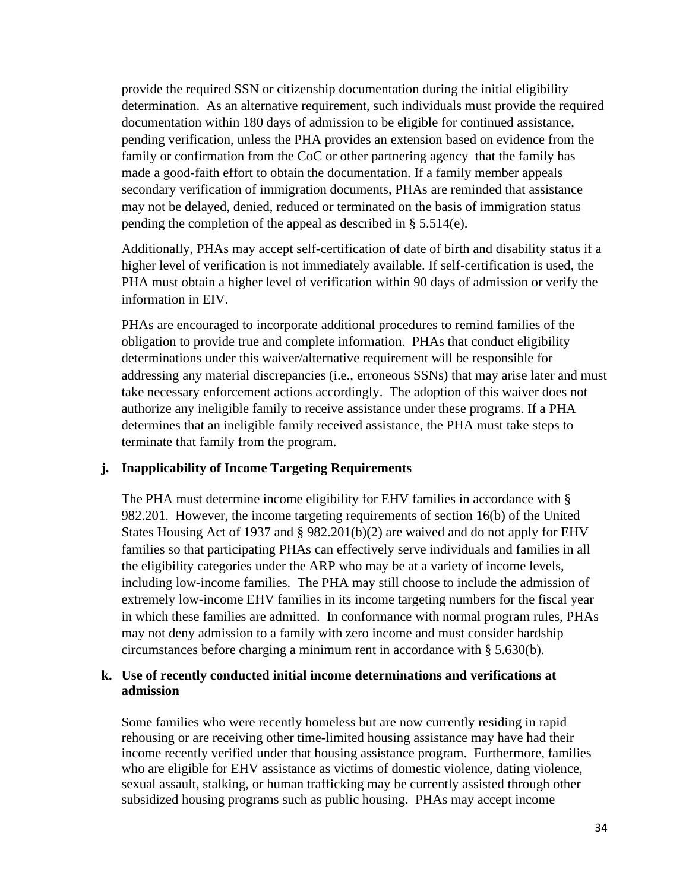provide the required SSN or citizenship documentation during the initial eligibility determination. As an alternative requirement, such individuals must provide the required documentation within 180 days of admission to be eligible for continued assistance, pending verification, unless the PHA provides an extension based on evidence from the family or confirmation from the CoC or other partnering agency that the family has made a good-faith effort to obtain the documentation. If a family member appeals secondary verification of immigration documents, PHAs are reminded that assistance may not be delayed, denied, reduced or terminated on the basis of immigration status pending the completion of the appeal as described in § 5.514(e).

Additionally, PHAs may accept self-certification of date of birth and disability status if a higher level of verification is not immediately available. If self-certification is used, the PHA must obtain a higher level of verification within 90 days of admission or verify the information in EIV.

PHAs are encouraged to incorporate additional procedures to remind families of the obligation to provide true and complete information. PHAs that conduct eligibility determinations under this waiver/alternative requirement will be responsible for addressing any material discrepancies (i.e., erroneous SSNs) that may arise later and must take necessary enforcement actions accordingly. The adoption of this waiver does not authorize any ineligible family to receive assistance under these programs. If a PHA determines that an ineligible family received assistance, the PHA must take steps to terminate that family from the program.

**j. Inapplicability of Income Targeting Requirements**

The PHA must determine income eligibility for EHV families in accordance with § 982.201. However, the income targeting requirements of section 16(b) of the United States Housing Act of 1937 and § 982.201(b)(2) are waived and do not apply for EHV families so that participating PHAs can effectively serve individuals and families in all the eligibility categories under the ARP who may be at a variety of income levels, including low-income families. The PHA may still choose to include the admission of extremely low-income EHV families in its income targeting numbers for the fiscal year in which these families are admitted. In conformance with normal program rules, PHAs may not deny admission to a family with zero income and must consider hardship circumstances before charging a minimum rent in accordance with § 5.630(b).

**k. Use of recently conducted initial income determinations and verifications at admission**

Some families who were recently homeless but are now currently residing in rapid rehousing or are receiving other time-limited housing assistance may have had their income recently verified under that housing assistance program. Furthermore, families who are eligible for EHV assistance as victims of domestic violence, dating violence, sexual assault, stalking, or human trafficking may be currently assisted through other subsidized housing programs such as public housing. PHAs may accept income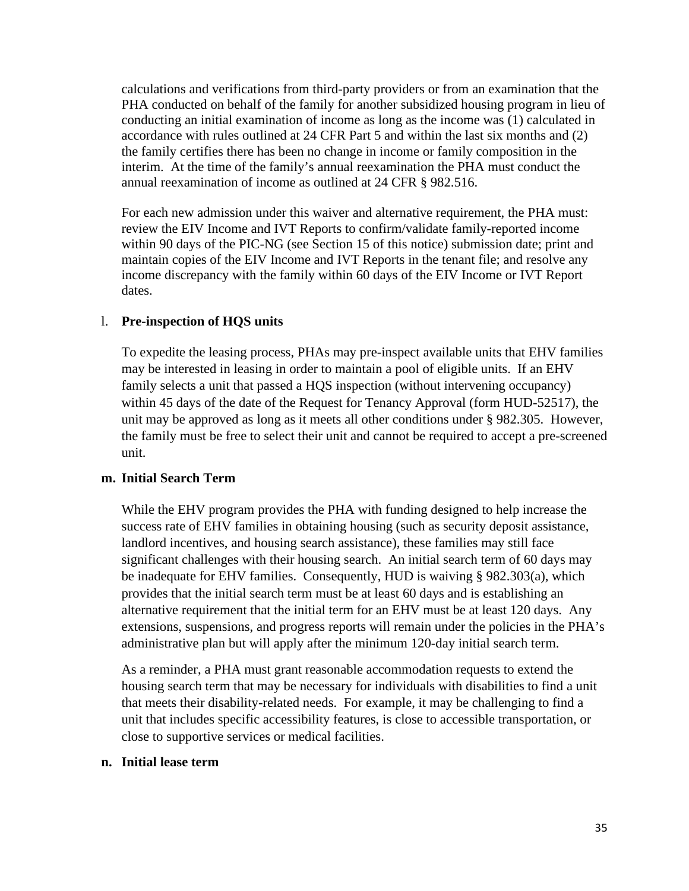calculations and verifications from third-party providers or from an examination that the PHA conducted on behalf of the family for another subsidized housing program in lieu of conducting an initial examination of income as long as the income was (1) calculated in accordance with rules outlined at 24 CFR Part 5 and within the last six months and (2) the family certifies there has been no change in income or family composition in the interim. At the time of the family's annual reexamination the PHA must conduct the annual reexamination of income as outlined at 24 CFR § 982.516.

For each new admission under this waiver and alternative requirement, the PHA must: review the EIV Income and IVT Reports to confirm/validate family-reported income within 90 days of the PIC-NG (see Section 15 of this notice) submission date; print and maintain copies of the EIV Income and IVT Reports in the tenant file; and resolve any income discrepancy with the family within 60 days of the EIV Income or IVT Report dates.

l. **Pre-inspection of HQS units**

To expedite the leasing process, PHAs may pre-inspect available units that EHV families may be interested in leasing in order to maintain a pool of eligible units. If an EHV family selects a unit that passed a HQS inspection (without intervening occupancy) within 45 days of the date of the Request for Tenancy Approval (form HUD-52517), the unit may be approved as long as it meets all other conditions under § 982.305. However, the family must be free to select their unit and cannot be required to accept a pre-screened unit.

**m. Initial Search Term**

While the EHV program provides the PHA with funding designed to help increase the success rate of EHV families in obtaining housing (such as security deposit assistance, landlord incentives, and housing search assistance), these families may still face significant challenges with their housing search. An initial search term of 60 days may be inadequate for EHV families. Consequently, HUD is waiving § 982.303(a), which provides that the initial search term must be at least 60 days and is establishing an alternative requirement that the initial term for an EHV must be at least 120 days. Any extensions, suspensions, and progress reports will remain under the policies in the PHA's administrative plan but will apply after the minimum 120-day initial search term.

As a reminder, a PHA must grant reasonable accommodation requests to extend the housing search term that may be necessary for individuals with disabilities to find a unit that meets their disability-related needs. For example, it may be challenging to find a unit that includes specific accessibility features, is close to accessible transportation, or close to supportive services or medical facilities.

**n. Initial lease term**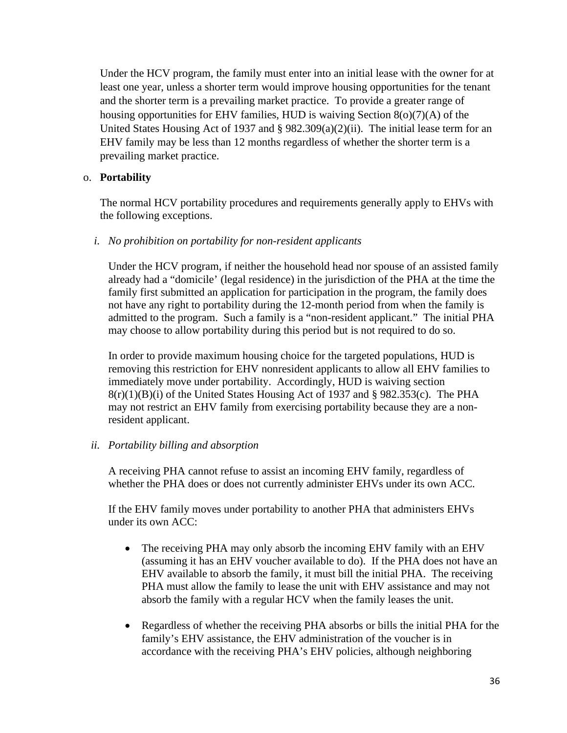Under the HCV program, the family must enter into an initial lease with the owner for at least one year, unless a shorter term would improve housing opportunities for the tenant and the shorter term is a prevailing market practice. To provide a greater range of housing opportunities for EHV families, HUD is waiving Section 8(o)(7)(A) of the United States Housing Act of 1937 and § 982.309(a)(2)(ii). The initial lease term for an EHV family may be less than 12 months regardless of whether the shorter term is a prevailing market practice.

o. **Portability**

The normal HCV portability procedures and requirements generally apply to EHVs with the following exceptions.

*i. No prohibition on portability for non-resident applicants*

Under the HCV program, if neither the household head nor spouse of an assisted family already had a "domicile' (legal residence) in the jurisdiction of the PHA at the time the family first submitted an application for participation in the program, the family does not have any right to portability during the 12-month period from when the family is admitted to the program. Such a family is a "non-resident applicant." The initial PHA may choose to allow portability during this period but is not required to do so.

In order to provide maximum housing choice for the targeted populations, HUD is removing this restriction for EHV nonresident applicants to allow all EHV families to immediately move under portability. Accordingly, HUD is waiving section 8(r)(1)(B)(i) of the United States Housing Act of 1937 and § 982.353(c). The PHA may not restrict an EHV family from exercising portability because they are a non-resident applicant.

*ii. Portability billing and absorption*

A receiving PHA cannot refuse to assist an incoming EHV family, regardless of whether the PHA does or does not currently administer EHVs under its own ACC.

If the EHV family moves under portability to another PHA that administers EHVs under its own ACC:

- The receiving PHA may only absorb the incoming EHV family with an EHV (assuming it has an EHV voucher available to do). If the PHA does not have an EHV available to absorb the family, it must bill the initial PHA. The receiving PHA must allow the family to lease the unit with EHV assistance and may not absorb the family with a regular HCV when the family leases the unit.
- Regardless of whether the receiving PHA absorbs or bills the initial PHA for the family's EHV assistance, the EHV administration of the voucher is in accordance with the receiving PHA's EHV policies, although neighboring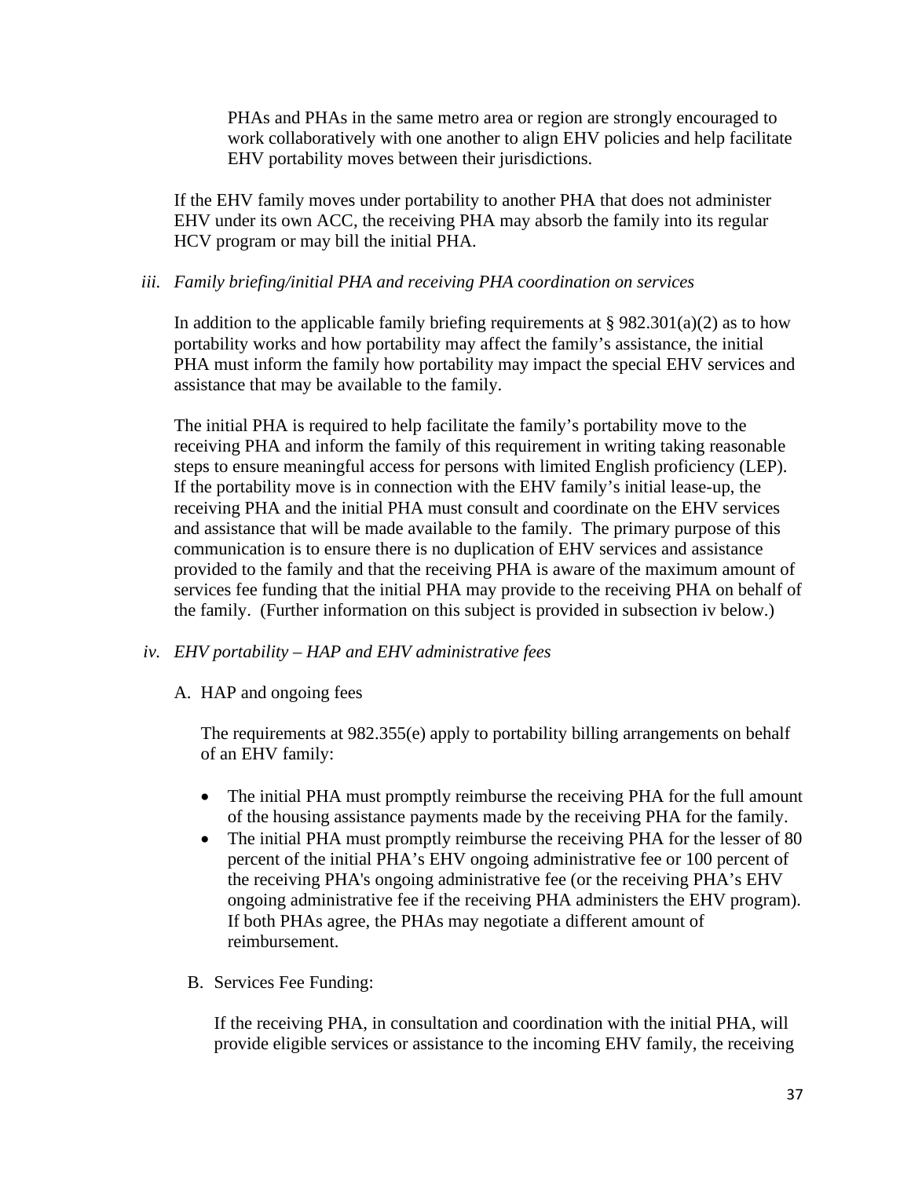PHAs and PHAs in the same metro area or region are strongly encouraged to work collaboratively with one another to align EHV policies and help facilitate EHV portability moves between their jurisdictions.

If the EHV family moves under portability to another PHA that does not administer EHV under its own ACC, the receiving PHA may absorb the family into its regular HCV program or may bill the initial PHA.

*iii. Family briefing/initial PHA and receiving PHA coordination on services*

In addition to the applicable family briefing requirements at § 982.301(a)(2) as to how portability works and how portability may affect the family's assistance, the initial PHA must inform the family how portability may impact the special EHV services and assistance that may be available to the family.

The initial PHA is required to help facilitate the family's portability move to the receiving PHA and inform the family of this requirement in writing taking reasonable steps to ensure meaningful access for persons with limited English proficiency (LEP). If the portability move is in connection with the EHV family's initial lease-up, the receiving PHA and the initial PHA must consult and coordinate on the EHV services and assistance that will be made available to the family. The primary purpose of this communication is to ensure there is no duplication of EHV services and assistance provided to the family and that the receiving PHA is aware of the maximum amount of services fee funding that the initial PHA may provide to the receiving PHA on behalf of the family. (Further information on this subject is provided in subsection iv below.)

*iv. EHV portability – HAP and EHV administrative fees*

A. HAP and ongoing fees

The requirements at 982.355(e) apply to portability billing arrangements on behalf of an EHV family:

- The initial PHA must promptly reimburse the receiving PHA for the full amount of the housing assistance payments made by the receiving PHA for the family.
- The initial PHA must promptly reimburse the receiving PHA for the lesser of 80 percent of the initial PHA's EHV ongoing administrative fee or 100 percent of the receiving PHA's ongoing administrative fee (or the receiving PHA's EHV ongoing administrative fee if the receiving PHA administers the EHV program). If both PHAs agree, the PHAs may negotiate a different amount of reimbursement.

B. Services Fee Funding:

If the receiving PHA, in consultation and coordination with the initial PHA, will provide eligible services or assistance to the incoming EHV family, the receiving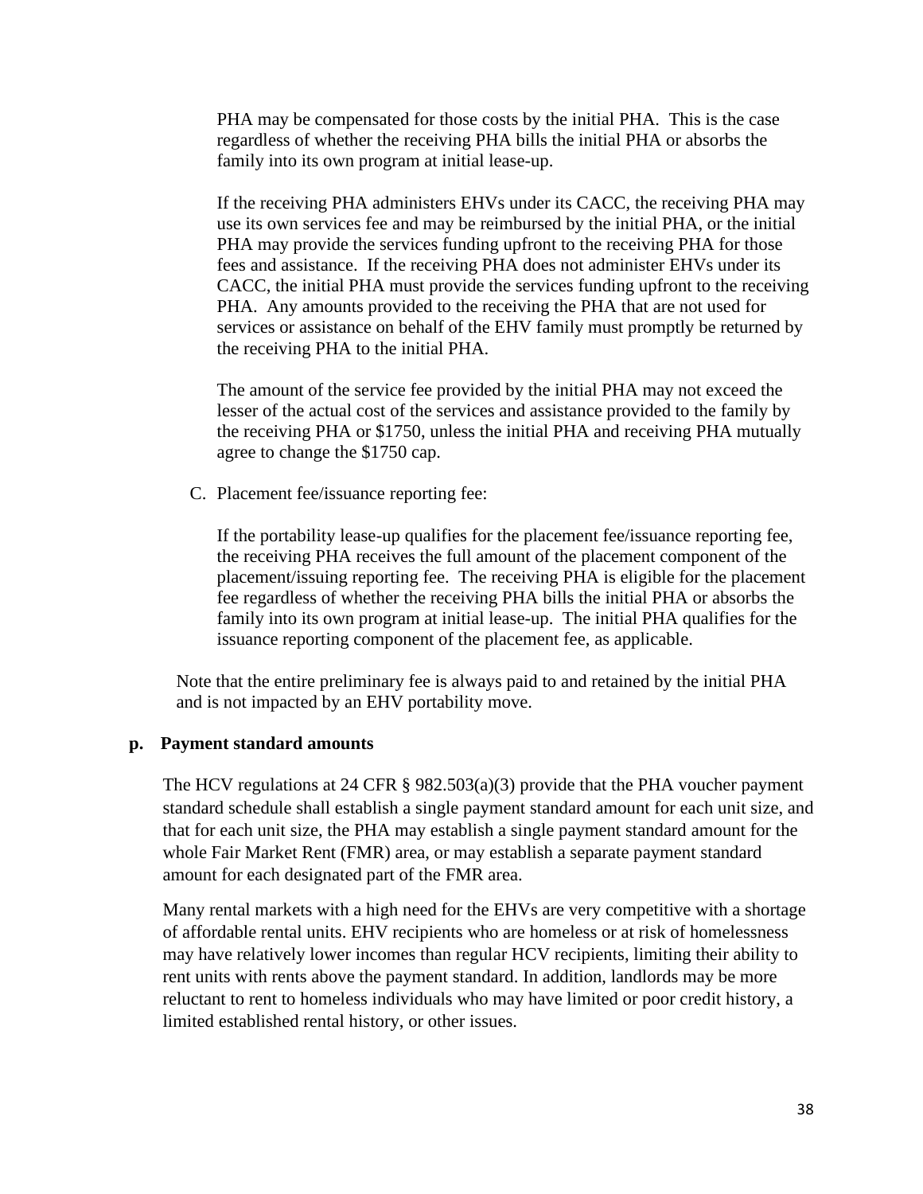PHA may be compensated for those costs by the initial PHA. This is the case regardless of whether the receiving PHA bills the initial PHA or absorbs the family into its own program at initial lease-up.

If the receiving PHA administers EHVs under its CACC, the receiving PHA may use its own services fee and may be reimbursed by the initial PHA, or the initial PHA may provide the services funding upfront to the receiving PHA for those fees and assistance. If the receiving PHA does not administer EHVs under its CACC, the initial PHA must provide the services funding upfront to the receiving PHA. Any amounts provided to the receiving the PHA that are not used for services or assistance on behalf of the EHV family must promptly be returned by the receiving PHA to the initial PHA.

The amount of the service fee provided by the initial PHA may not exceed the lesser of the actual cost of the services and assistance provided to the family by the receiving PHA or $1750, unless the initial PHA and receiving PHA mutually agree to change the $1750 cap.

C. Placement fee/issuance reporting fee:

If the portability lease-up qualifies for the placement fee/issuance reporting fee, the receiving PHA receives the full amount of the placement component of the placement/issuing reporting fee. The receiving PHA is eligible for the placement fee regardless of whether the receiving PHA bills the initial PHA or absorbs the family into its own program at initial lease-up. The initial PHA qualifies for the issuance reporting component of the placement fee, as applicable.

Note that the entire preliminary fee is always paid to and retained by the initial PHA and is not impacted by an EHV portability move.

**p. Payment standard amounts**

The HCV regulations at 24 CFR § 982.503(a)(3) provide that the PHA voucher payment standard schedule shall establish a single payment standard amount for each unit size, and that for each unit size, the PHA may establish a single payment standard amount for the whole Fair Market Rent (FMR) area, or may establish a separate payment standard amount for each designated part of the FMR area.

Many rental markets with a high need for the EHVs are very competitive with a shortage of affordable rental units. EHV recipients who are homeless or at risk of homelessness may have relatively lower incomes than regular HCV recipients, limiting their ability to rent units with rents above the payment standard. In addition, landlords may be more reluctant to rent to homeless individuals who may have limited or poor credit history, a limited established rental history, or other issues.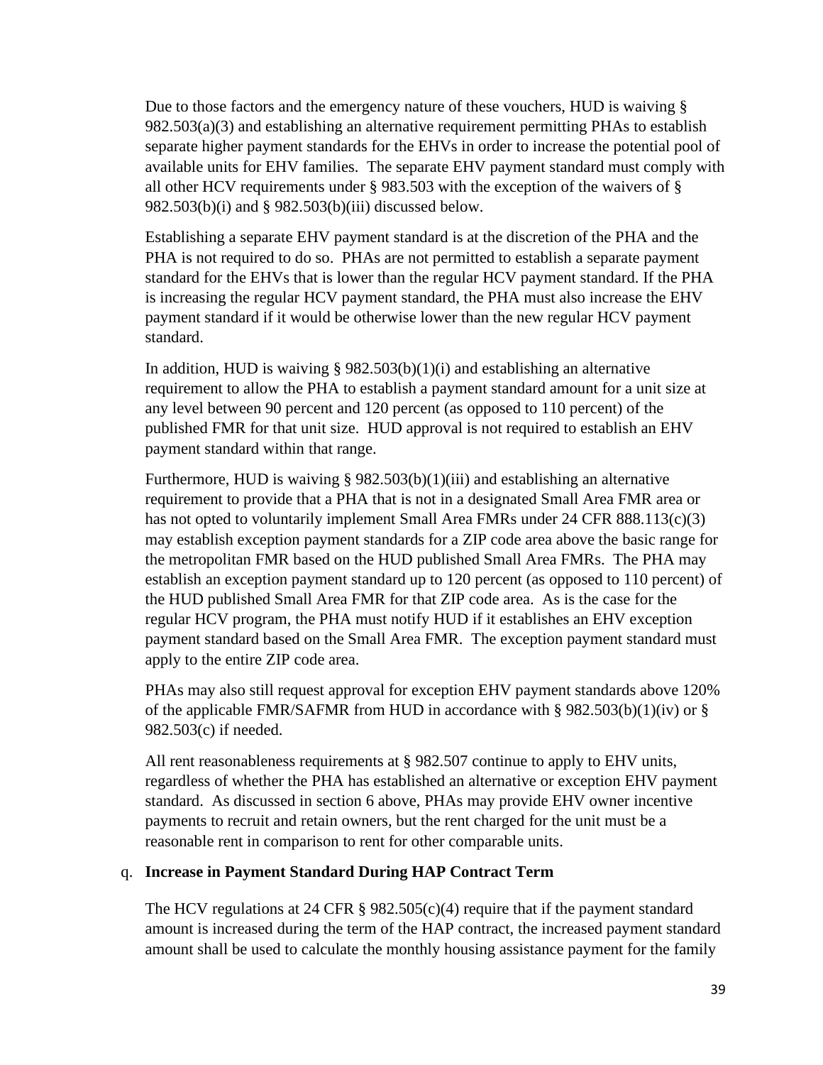Due to those factors and the emergency nature of these vouchers, HUD is waiving § 982.503(a)(3) and establishing an alternative requirement permitting PHAs to establish separate higher payment standards for the EHVs in order to increase the potential pool of available units for EHV families. The separate EHV payment standard must comply with all other HCV requirements under § 983.503 with the exception of the waivers of § 982.503(b)(i) and § 982.503(b)(iii) discussed below.

Establishing a separate EHV payment standard is at the discretion of the PHA and the PHA is not required to do so. PHAs are not permitted to establish a separate payment standard for the EHVs that is lower than the regular HCV payment standard. If the PHA is increasing the regular HCV payment standard, the PHA must also increase the EHV payment standard if it would be otherwise lower than the new regular HCV payment standard.

In addition, HUD is waiving § 982.503(b)(1)(i) and establishing an alternative requirement to allow the PHA to establish a payment standard amount for a unit size at any level between 90 percent and 120 percent (as opposed to 110 percent) of the published FMR for that unit size. HUD approval is not required to establish an EHV payment standard within that range.

Furthermore, HUD is waiving § 982.503(b)(1)(iii) and establishing an alternative requirement to provide that a PHA that is not in a designated Small Area FMR area or has not opted to voluntarily implement Small Area FMRs under 24 CFR 888.113(c)(3) may establish exception payment standards for a ZIP code area above the basic range for the metropolitan FMR based on the HUD published Small Area FMRs. The PHA may establish an exception payment standard up to 120 percent (as opposed to 110 percent) of the HUD published Small Area FMR for that ZIP code area. As is the case for the regular HCV program, the PHA must notify HUD if it establishes an EHV exception payment standard based on the Small Area FMR. The exception payment standard must apply to the entire ZIP code area.

PHAs may also still request approval for exception EHV payment standards above 120% of the applicable FMR/SAFMR from HUD in accordance with § 982.503(b)(1)(iv) or § 982.503(c) if needed.

All rent reasonableness requirements at § 982.507 continue to apply to EHV units, regardless of whether the PHA has established an alternative or exception EHV payment standard. As discussed in section 6 above, PHAs may provide EHV owner incentive payments to recruit and retain owners, but the rent charged for the unit must be a reasonable rent in comparison to rent for other comparable units.

q. **Increase in Payment Standard During HAP Contract Term**

The HCV regulations at 24 CFR § 982.505(c)(4) require that if the payment standard amount is increased during the term of the HAP contract, the increased payment standard amount shall be used to calculate the monthly housing assistance payment for the family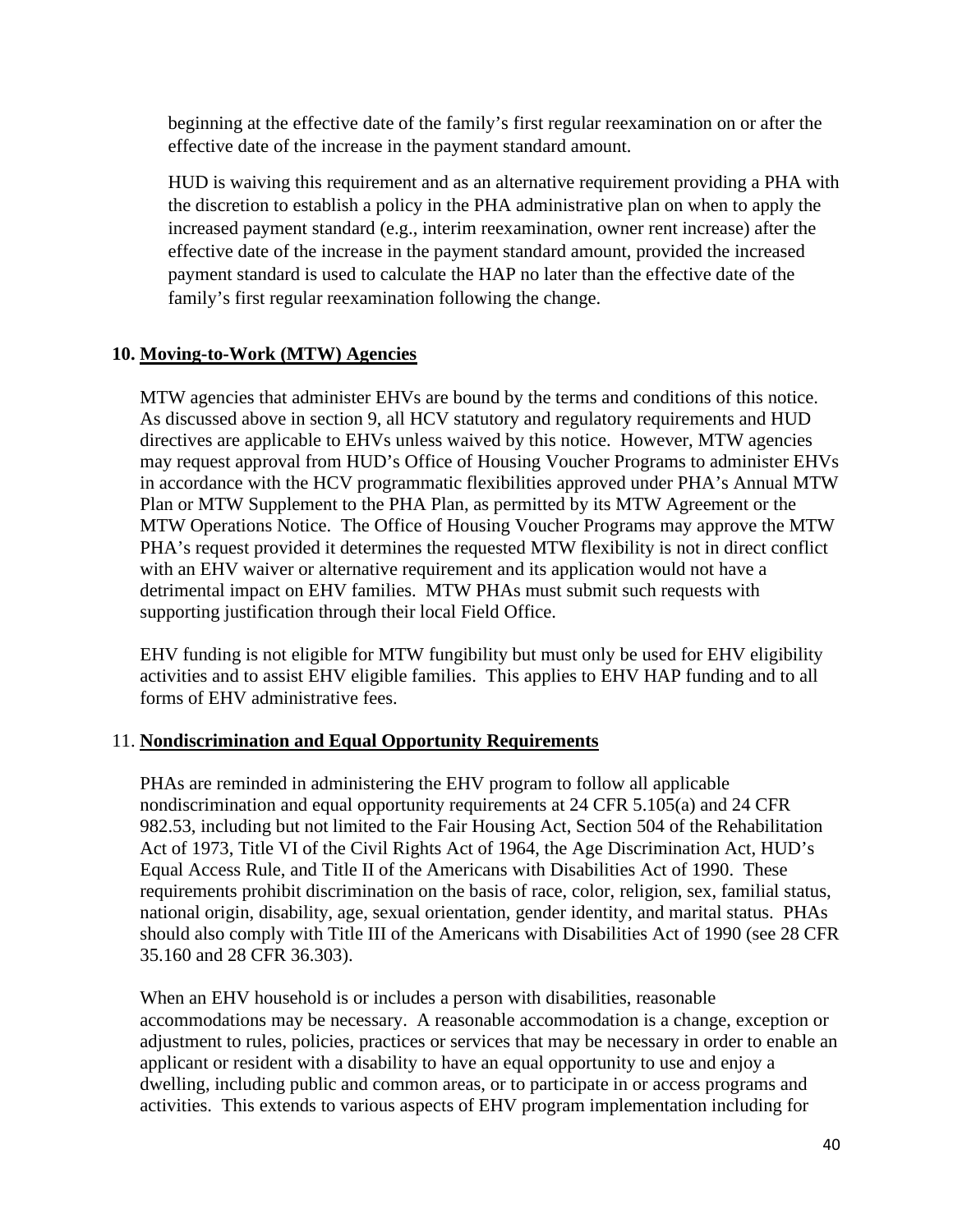beginning at the effective date of the family's first regular reexamination on or after the effective date of the increase in the payment standard amount.

HUD is waiving this requirement and as an alternative requirement providing a PHA with the discretion to establish a policy in the PHA administrative plan on when to apply the increased payment standard (e.g., interim reexamination, owner rent increase) after the effective date of the increase in the payment standard amount, provided the increased payment standard is used to calculate the HAP no later than the effective date of the family's first regular reexamination following the change.

## 10. Moving-to-Work (MTW) Agencies

MTW agencies that administer EHVs are bound by the terms and conditions of this notice. As discussed above in section 9, all HCV statutory and regulatory requirements and HUD directives are applicable to EHVs unless waived by this notice. However, MTW agencies may request approval from HUD's Office of Housing Voucher Programs to administer EHVs in accordance with the HCV programmatic flexibilities approved under PHA's Annual MTW Plan or MTW Supplement to the PHA Plan, as permitted by its MTW Agreement or the MTW Operations Notice. The Office of Housing Voucher Programs may approve the MTW PHA's request provided it determines the requested MTW flexibility is not in direct conflict with an EHV waiver or alternative requirement and its application would not have a detrimental impact on EHV families. MTW PHAs must submit such requests with supporting justification through their local Field Office.

EHV funding is not eligible for MTW fungibility but must only be used for EHV eligibility activities and to assist EHV eligible families. This applies to EHV HAP funding and to all forms of EHV administrative fees.

## 11. Nondiscrimination and Equal Opportunity Requirements

PHAs are reminded in administering the EHV program to follow all applicable nondiscrimination and equal opportunity requirements at 24 CFR 5.105(a) and 24 CFR 982.53, including but not limited to the Fair Housing Act, Section 504 of the Rehabilitation Act of 1973, Title VI of the Civil Rights Act of 1964, the Age Discrimination Act, HUD's Equal Access Rule, and Title II of the Americans with Disabilities Act of 1990. These requirements prohibit discrimination on the basis of race, color, religion, sex, familial status, national origin, disability, age, sexual orientation, gender identity, and marital status. PHAs should also comply with Title III of the Americans with Disabilities Act of 1990 (see 28 CFR 35.160 and 28 CFR 36.303).

When an EHV household is or includes a person with disabilities, reasonable accommodations may be necessary. A reasonable accommodation is a change, exception or adjustment to rules, policies, practices or services that may be necessary in order to enable an applicant or resident with a disability to have an equal opportunity to use and enjoy a dwelling, including public and common areas, or to participate in or access programs and activities. This extends to various aspects of EHV program implementation including for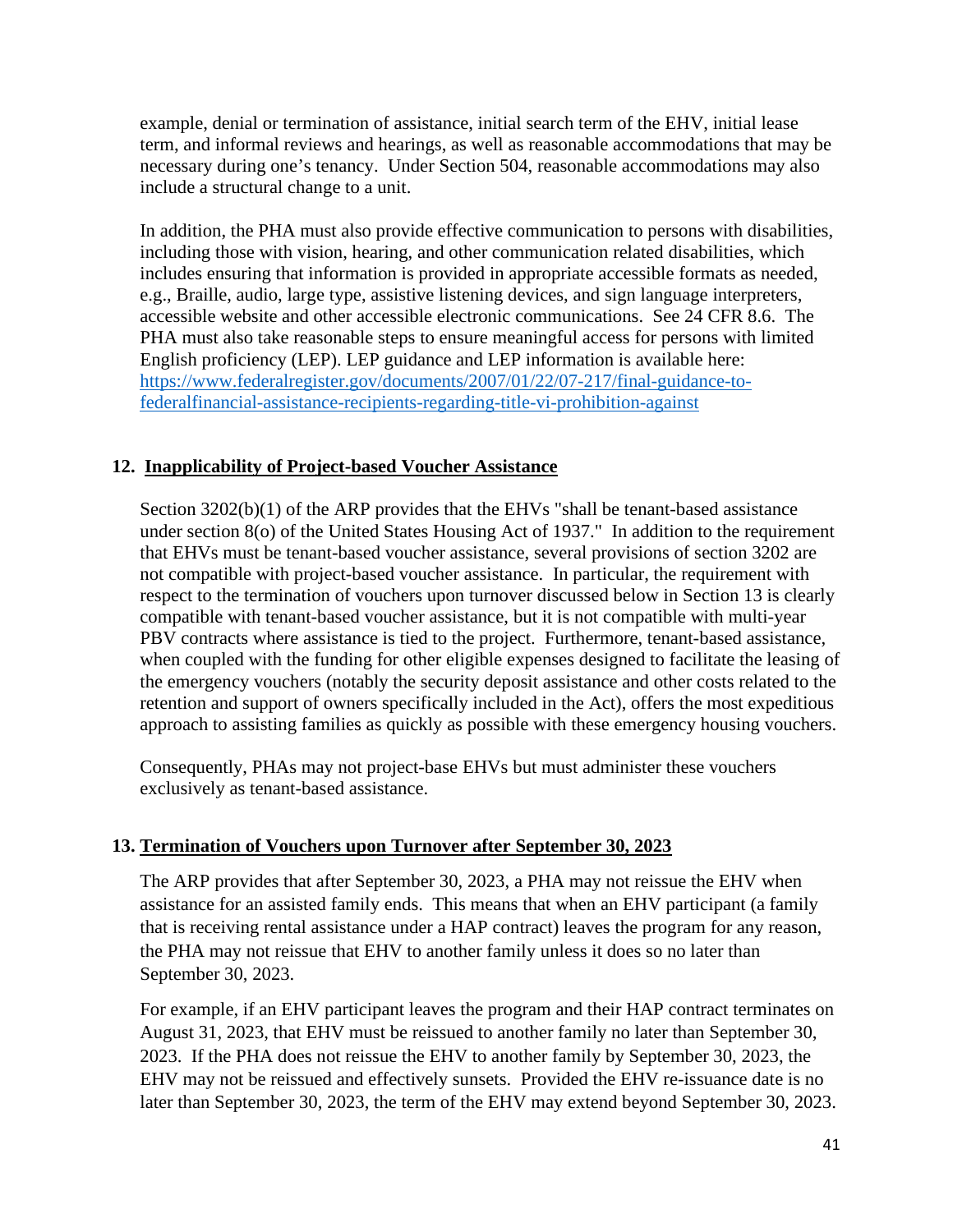example, denial or termination of assistance, initial search term of the EHV, initial lease term, and informal reviews and hearings, as well as reasonable accommodations that may be necessary during one's tenancy. Under Section 504, reasonable accommodations may also include a structural change to a unit.

In addition, the PHA must also provide effective communication to persons with disabilities, including those with vision, hearing, and other communication related disabilities, which includes ensuring that information is provided in appropriate accessible formats as needed, e.g., Braille, audio, large type, assistive listening devices, and sign language interpreters, accessible website and other accessible electronic communications. See 24 CFR 8.6. The PHA must also take reasonable steps to ensure meaningful access for persons with limited English proficiency (LEP). LEP guidance and LEP information is available here: [https://www.federalregister.gov/documents/2007/01/22/07-217/final-guidance-to-federalfinancial-assistance-recipients-regarding-title-vi-prohibition-against](https://www.federalregister.gov/documents/2007/01/22/07-217/final-guidance-to-federalfinancial-assistance-recipients-regarding-title-vi-prohibition-against)

## 12. Inapplicability of Project-based Voucher Assistance

Section 3202(b)(1) of the ARP provides that the EHVs "shall be tenant-based assistance under section 8(o) of the United States Housing Act of 1937." In addition to the requirement that EHVs must be tenant-based voucher assistance, several provisions of section 3202 are not compatible with project-based voucher assistance. In particular, the requirement with respect to the termination of vouchers upon turnover discussed below in Section 13 is clearly compatible with tenant-based voucher assistance, but it is not compatible with multi-year PBV contracts where assistance is tied to the project. Furthermore, tenant-based assistance, when coupled with the funding for other eligible expenses designed to facilitate the leasing of the emergency vouchers (notably the security deposit assistance and other costs related to the retention and support of owners specifically included in the Act), offers the most expeditious approach to assisting families as quickly as possible with these emergency housing vouchers.

Consequently, PHAs may not project-base EHVs but must administer these vouchers exclusively as tenant-based assistance.

## 13. Termination of Vouchers upon Turnover after September 30, 2023

The ARP provides that after September 30, 2023, a PHA may not reissue the EHV when assistance for an assisted family ends. This means that when an EHV participant (a family that is receiving rental assistance under a HAP contract) leaves the program for any reason, the PHA may not reissue that EHV to another family unless it does so no later than September 30, 2023.

For example, if an EHV participant leaves the program and their HAP contract terminates on August 31, 2023, that EHV must be reissued to another family no later than September 30, 2023. If the PHA does not reissue the EHV to another family by September 30, 2023, the EHV may not be reissued and effectively sunsets. Provided the EHV re-issuance date is no later than September 30, 2023, the term of the EHV may extend beyond September 30, 2023.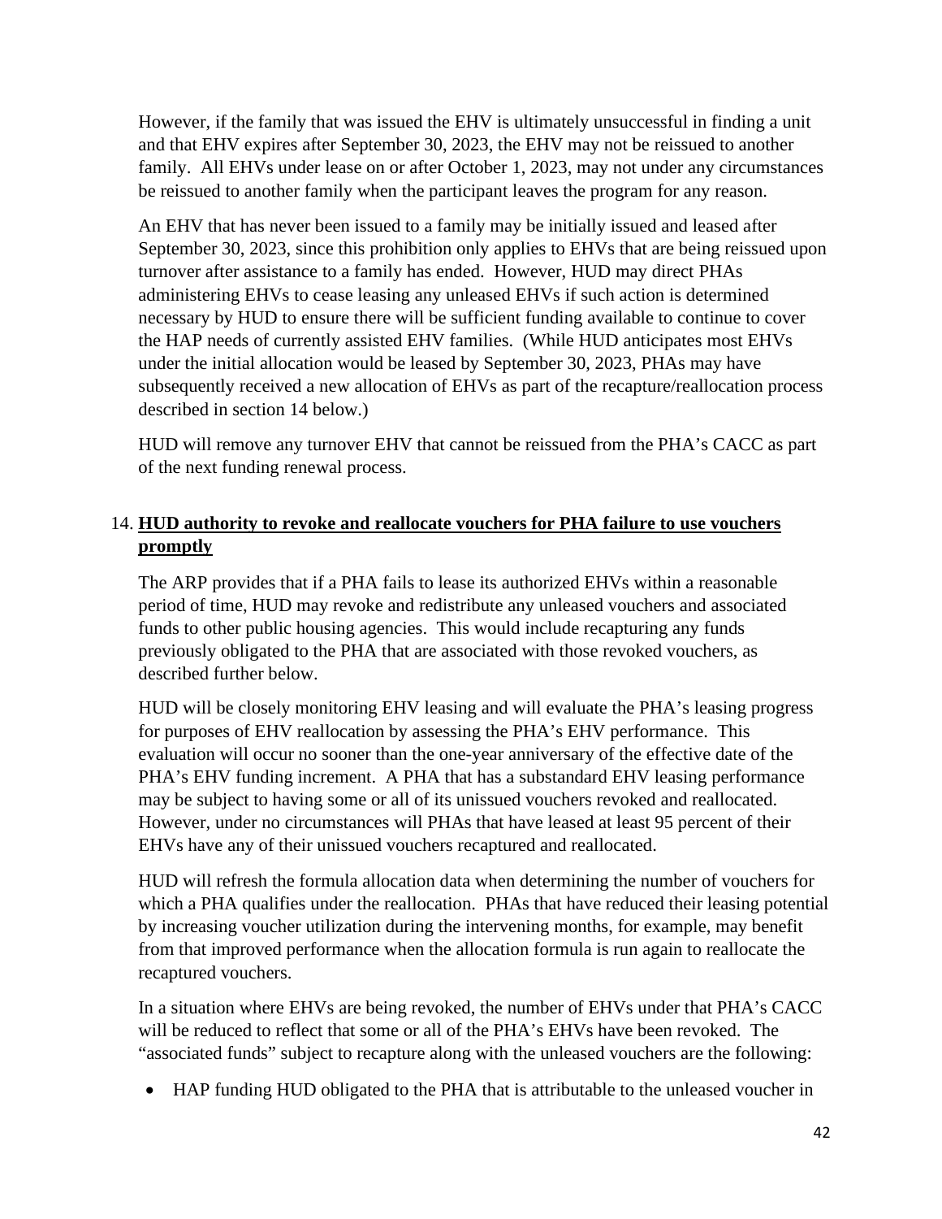However, if the family that was issued the EHV is ultimately unsuccessful in finding a unit and that EHV expires after September 30, 2023, the EHV may not be reissued to another family. All EHVs under lease on or after October 1, 2023, may not under any circumstances be reissued to another family when the participant leaves the program for any reason.

An EHV that has never been issued to a family may be initially issued and leased after September 30, 2023, since this prohibition only applies to EHVs that are being reissued upon turnover after assistance to a family has ended. However, HUD may direct PHAs administering EHVs to cease leasing any unleased EHVs if such action is determined necessary by HUD to ensure there will be sufficient funding available to continue to cover the HAP needs of currently assisted EHV families. (While HUD anticipates most EHVs under the initial allocation would be leased by September 30, 2023, PHAs may have subsequently received a new allocation of EHVs as part of the recapture/reallocation process described in section 14 below.)

HUD will remove any turnover EHV that cannot be reissued from the PHA's CACC as part of the next funding renewal process.

14. **HUD authority to revoke and reallocate vouchers for PHA failure to use vouchers promptly**

The ARP provides that if a PHA fails to lease its authorized EHVs within a reasonable period of time, HUD may revoke and redistribute any unleased vouchers and associated funds to other public housing agencies. This would include recapturing any funds previously obligated to the PHA that are associated with those revoked vouchers, as described further below.

HUD will be closely monitoring EHV leasing and will evaluate the PHA's leasing progress for purposes of EHV reallocation by assessing the PHA's EHV performance. This evaluation will occur no sooner than the one-year anniversary of the effective date of the PHA's EHV funding increment. A PHA that has a substandard EHV leasing performance may be subject to having some or all of its unissued vouchers revoked and reallocated. However, under no circumstances will PHAs that have leased at least 95 percent of their EHVs have any of their unissued vouchers recaptured and reallocated.

HUD will refresh the formula allocation data when determining the number of vouchers for which a PHA qualifies under the reallocation. PHAs that have reduced their leasing potential by increasing voucher utilization during the intervening months, for example, may benefit from that improved performance when the allocation formula is run again to reallocate the recaptured vouchers.

In a situation where EHVs are being revoked, the number of EHVs under that PHA's CACC will be reduced to reflect that some or all of the PHA's EHVs have been revoked. The "associated funds" subject to recapture along with the unleased vouchers are the following:

- HAP funding HUD obligated to the PHA that is attributable to the unleased voucher in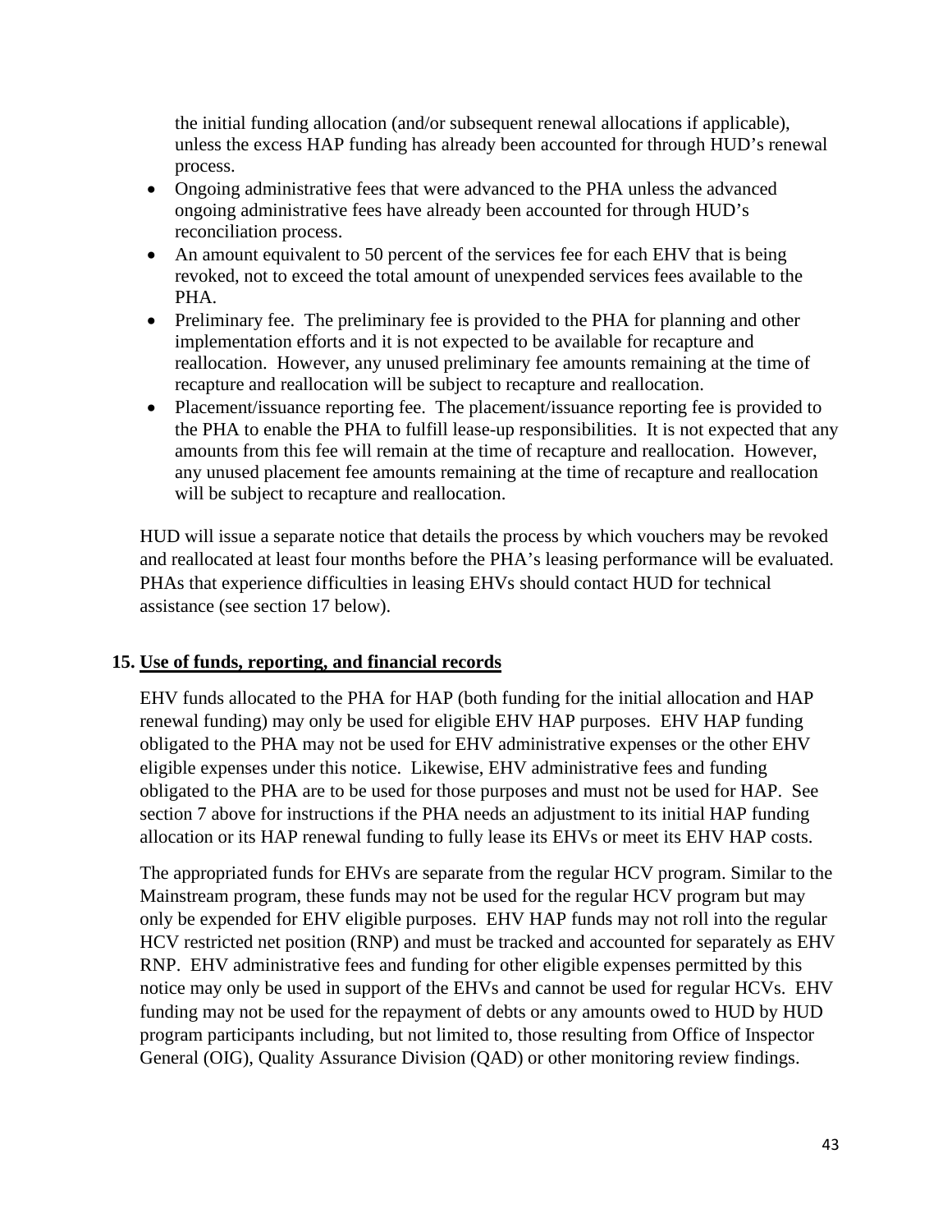the initial funding allocation (and/or subsequent renewal allocations if applicable), unless the excess HAP funding has already been accounted for through HUD's renewal process.

- Ongoing administrative fees that were advanced to the PHA unless the advanced ongoing administrative fees have already been accounted for through HUD's reconciliation process.
- An amount equivalent to 50 percent of the services fee for each EHV that is being revoked, not to exceed the total amount of unexpended services fees available to the PHA.
- Preliminary fee. The preliminary fee is provided to the PHA for planning and other implementation efforts and it is not expected to be available for recapture and reallocation. However, any unused preliminary fee amounts remaining at the time of recapture and reallocation will be subject to recapture and reallocation.
- Placement/issuance reporting fee. The placement/issuance reporting fee is provided to the PHA to enable the PHA to fulfill lease-up responsibilities. It is not expected that any amounts from this fee will remain at the time of recapture and reallocation. However, any unused placement fee amounts remaining at the time of recapture and reallocation will be subject to recapture and reallocation.

HUD will issue a separate notice that details the process by which vouchers may be revoked and reallocated at least four months before the PHA's leasing performance will be evaluated. PHAs that experience difficulties in leasing EHVs should contact HUD for technical assistance (see section 17 below).

## 15. Use of funds, reporting, and financial records

EHV funds allocated to the PHA for HAP (both funding for the initial allocation and HAP renewal funding) may only be used for eligible EHV HAP purposes. EHV HAP funding obligated to the PHA may not be used for EHV administrative expenses or the other EHV eligible expenses under this notice. Likewise, EHV administrative fees and funding obligated to the PHA are to be used for those purposes and must not be used for HAP. See section 7 above for instructions if the PHA needs an adjustment to its initial HAP funding allocation or its HAP renewal funding to fully lease its EHVs or meet its EHV HAP costs.

The appropriated funds for EHVs are separate from the regular HCV program. Similar to the Mainstream program, these funds may not be used for the regular HCV program but may only be expended for EHV eligible purposes. EHV HAP funds may not roll into the regular HCV restricted net position (RNP) and must be tracked and accounted for separately as EHV RNP. EHV administrative fees and funding for other eligible expenses permitted by this notice may only be used in support of the EHVs and cannot be used for regular HCVs. EHV funding may not be used for the repayment of debts or any amounts owed to HUD by HUD program participants including, but not limited to, those resulting from Office of Inspector General (OIG), Quality Assurance Division (QAD) or other monitoring review findings.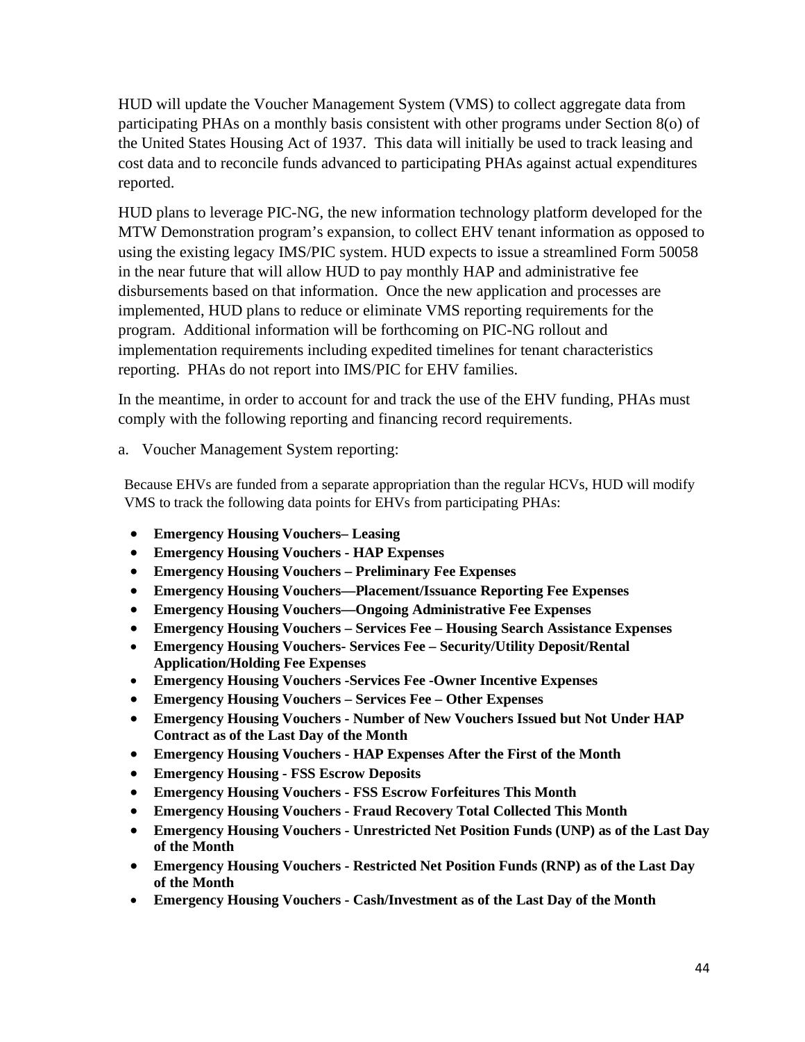HUD will update the Voucher Management System (VMS) to collect aggregate data from participating PHAs on a monthly basis consistent with other programs under Section 8(o) of the United States Housing Act of 1937. This data will initially be used to track leasing and cost data and to reconcile funds advanced to participating PHAs against actual expenditures reported.

HUD plans to leverage PIC-NG, the new information technology platform developed for the MTW Demonstration program's expansion, to collect EHV tenant information as opposed to using the existing legacy IMS/PIC system. HUD expects to issue a streamlined Form 50058 in the near future that will allow HUD to pay monthly HAP and administrative fee disbursements based on that information. Once the new application and processes are implemented, HUD plans to reduce or eliminate VMS reporting requirements for the program. Additional information will be forthcoming on PIC-NG rollout and implementation requirements including expedited timelines for tenant characteristics reporting. PHAs do not report into IMS/PIC for EHV families.

In the meantime, in order to account for and track the use of the EHV funding, PHAs must comply with the following reporting and financing record requirements.

a. Voucher Management System reporting:

Because EHVs are funded from a separate appropriation than the regular HCVs, HUD will modify VMS to track the following data points for EHVs from participating PHAs:

- **Emergency Housing Vouchers– Leasing**
- **Emergency Housing Vouchers - HAP Expenses**
- **Emergency Housing Vouchers – Preliminary Fee Expenses**
- **Emergency Housing Vouchers—Placement/Issuance Reporting Fee Expenses**
- **Emergency Housing Vouchers—Ongoing Administrative Fee Expenses**
- **Emergency Housing Vouchers – Services Fee – Housing Search Assistance Expenses**
- **Emergency Housing Vouchers- Services Fee – Security/Utility Deposit/Rental Application/Holding Fee Expenses**
- **Emergency Housing Vouchers -Services Fee -Owner Incentive Expenses**
- **Emergency Housing Vouchers – Services Fee – Other Expenses**
- **Emergency Housing Vouchers - Number of New Vouchers Issued but Not Under HAP Contract as of the Last Day of the Month**
- **Emergency Housing Vouchers - HAP Expenses After the First of the Month**
- **Emergency Housing - FSS Escrow Deposits**
- **Emergency Housing Vouchers - FSS Escrow Forfeitures This Month**
- **Emergency Housing Vouchers - Fraud Recovery Total Collected This Month**
- **Emergency Housing Vouchers - Unrestricted Net Position Funds (UNP) as of the Last Day of the Month**
- **Emergency Housing Vouchers - Restricted Net Position Funds (RNP) as of the Last Day of the Month**
- **Emergency Housing Vouchers - Cash/Investment as of the Last Day of the Month**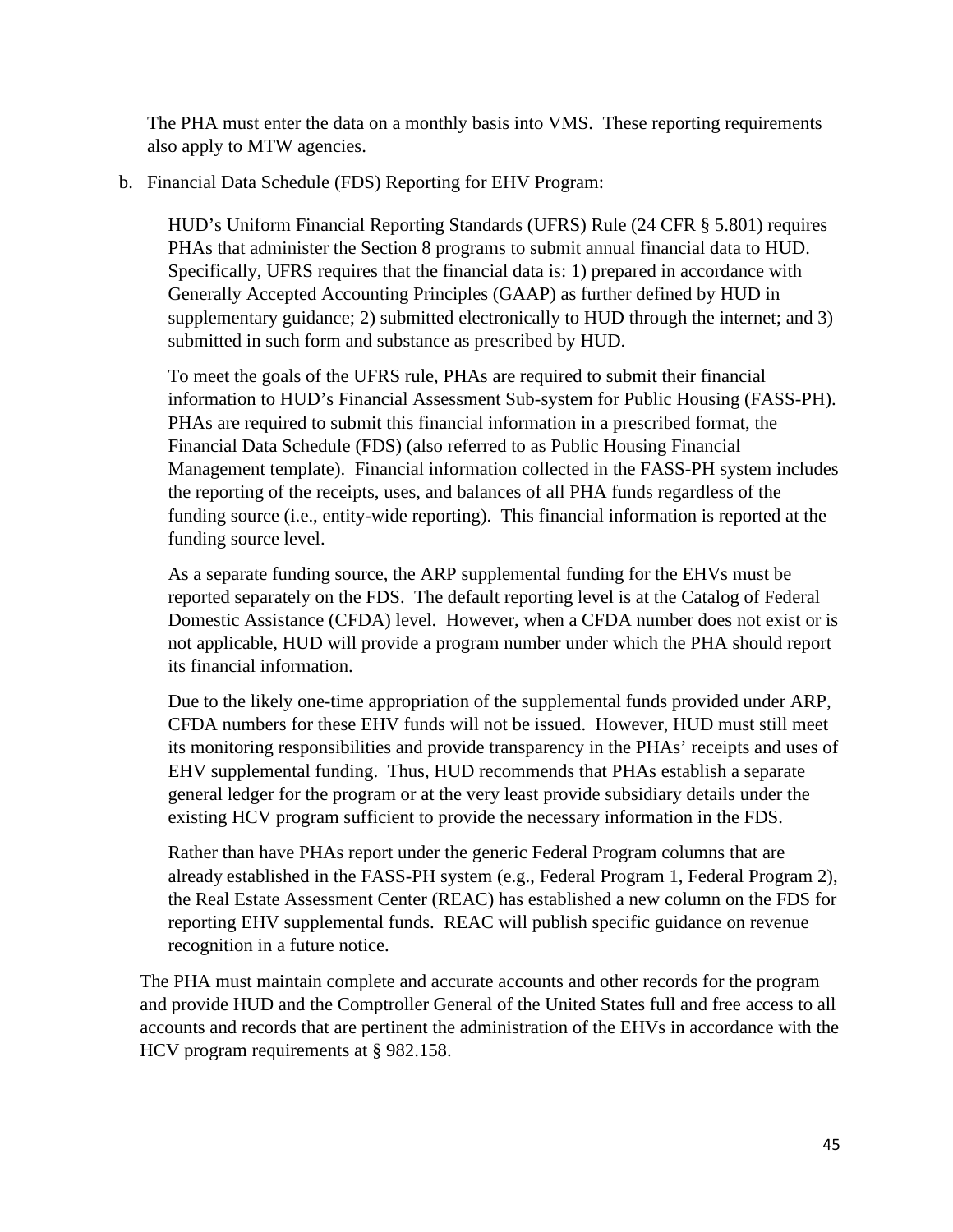The PHA must enter the data on a monthly basis into VMS. These reporting requirements also apply to MTW agencies.

b. Financial Data Schedule (FDS) Reporting for EHV Program:

   HUD's Uniform Financial Reporting Standards (UFRS) Rule (24 CFR § 5.801) requires PHAs that administer the Section 8 programs to submit annual financial data to HUD. Specifically, UFRS requires that the financial data is: 1) prepared in accordance with Generally Accepted Accounting Principles (GAAP) as further defined by HUD in supplementary guidance; 2) submitted electronically to HUD through the internet; and 3) submitted in such form and substance as prescribed by HUD.

   To meet the goals of the UFRS rule, PHAs are required to submit their financial information to HUD's Financial Assessment Sub-system for Public Housing (FASS-PH). PHAs are required to submit this financial information in a prescribed format, the Financial Data Schedule (FDS) (also referred to as Public Housing Financial Management template). Financial information collected in the FASS-PH system includes the reporting of the receipts, uses, and balances of all PHA funds regardless of the funding source (i.e., entity-wide reporting). This financial information is reported at the funding source level.

   As a separate funding source, the ARP supplemental funding for the EHVs must be reported separately on the FDS. The default reporting level is at the Catalog of Federal Domestic Assistance (CFDA) level. However, when a CFDA number does not exist or is not applicable, HUD will provide a program number under which the PHA should report its financial information.

   Due to the likely one-time appropriation of the supplemental funds provided under ARP, CFDA numbers for these EHV funds will not be issued. However, HUD must still meet its monitoring responsibilities and provide transparency in the PHAs' receipts and uses of EHV supplemental funding. Thus, HUD recommends that PHAs establish a separate general ledger for the program or at the very least provide subsidiary details under the existing HCV program sufficient to provide the necessary information in the FDS.

   Rather than have PHAs report under the generic Federal Program columns that are already established in the FASS-PH system (e.g., Federal Program 1, Federal Program 2), the Real Estate Assessment Center (REAC) has established a new column on the FDS for reporting EHV supplemental funds. REAC will publish specific guidance on revenue recognition in a future notice.

The PHA must maintain complete and accurate accounts and other records for the program and provide HUD and the Comptroller General of the United States full and free access to all accounts and records that are pertinent the administration of the EHVs in accordance with the HCV program requirements at § 982.158.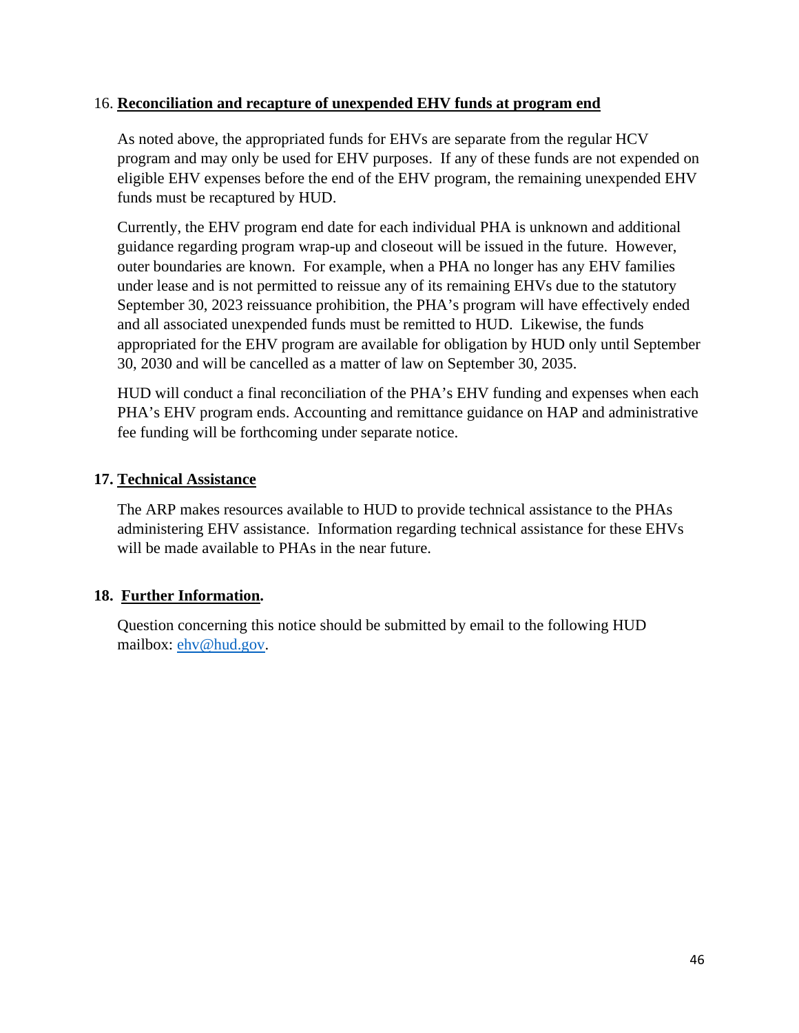## 16. Reconciliation and recapture of unexpended EHV funds at program end

As noted above, the appropriated funds for EHVs are separate from the regular HCV program and may only be used for EHV purposes. If any of these funds are not expended on eligible EHV expenses before the end of the EHV program, the remaining unexpended EHV funds must be recaptured by HUD.

Currently, the EHV program end date for each individual PHA is unknown and additional guidance regarding program wrap-up and closeout will be issued in the future. However, outer boundaries are known. For example, when a PHA no longer has any EHV families under lease and is not permitted to reissue any of its remaining EHVs due to the statutory September 30, 2023 reissuance prohibition, the PHA's program will have effectively ended and all associated unexpended funds must be remitted to HUD. Likewise, the funds appropriated for the EHV program are available for obligation by HUD only until September 30, 2030 and will be cancelled as a matter of law on September 30, 2035.

HUD will conduct a final reconciliation of the PHA's EHV funding and expenses when each PHA's EHV program ends. Accounting and remittance guidance on HAP and administrative fee funding will be forthcoming under separate notice.

## 17. Technical Assistance

The ARP makes resources available to HUD to provide technical assistance to the PHAs administering EHV assistance. Information regarding technical assistance for these EHVs will be made available to PHAs in the near future.

## 18. Further Information.

Question concerning this notice should be submitted by email to the following HUD mailbox: [ehv@hud.gov](mailto:ehv@hud.gov).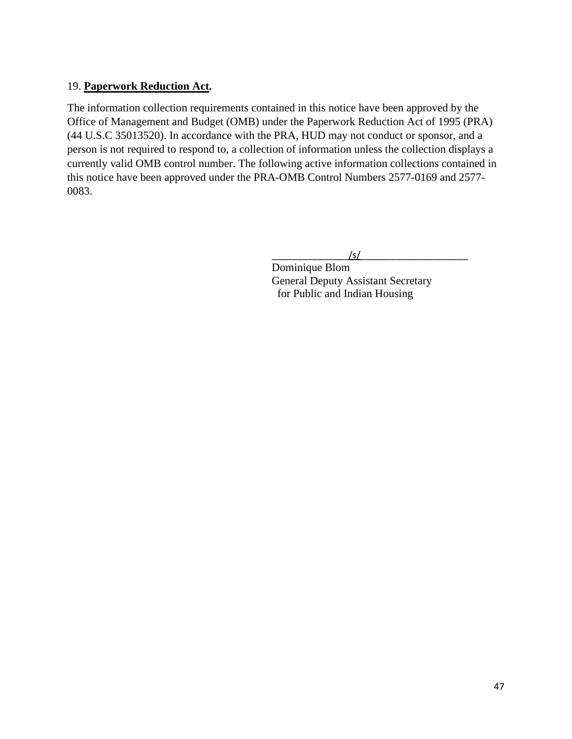19. **Paperwork Reduction Act.**

The information collection requirements contained in this notice have been approved by the Office of Management and Budget (OMB) under the Paperwork Reduction Act of 1995 (PRA) (44 U.S.C 35013520). In accordance with the PRA, HUD may not conduct or sponsor, and a person is not required to respond to, a collection of information unless the collection displays a currently valid OMB control number. The following active information collections contained in this notice have been approved under the PRA-OMB Control Numbers 2577-0169 and 2577-0083.

______________/s/____________________
Dominique Blom
General Deputy Assistant Secretary
for Public and Indian Housing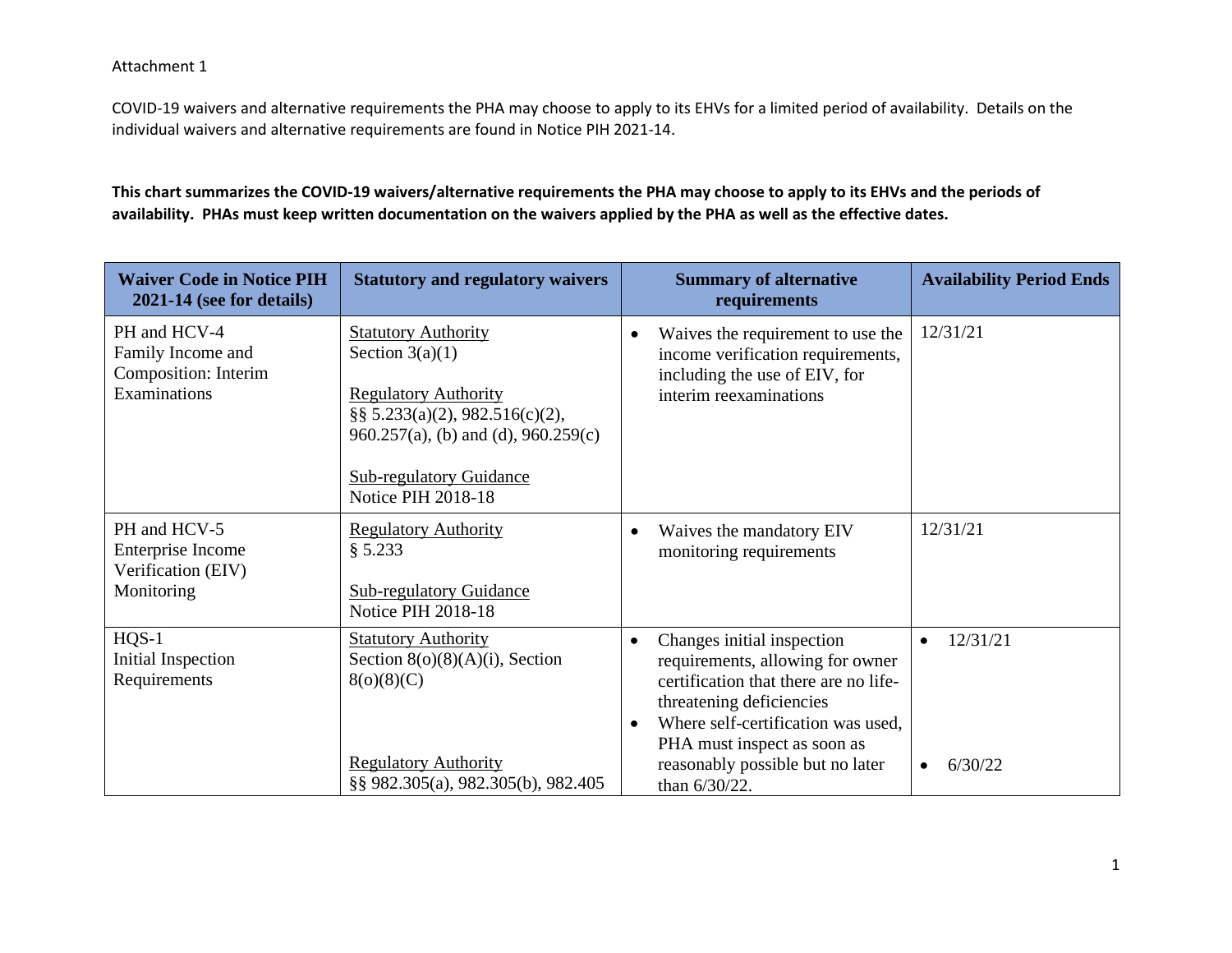Attachment 1

COVID-19 waivers and alternative requirements the PHA may choose to apply to its EHVs for a limited period of availability. Details on the individual waivers and alternative requirements are found in Notice PIH 2021-14.

**This chart summarizes the COVID-19 waivers/alternative requirements the PHA may choose to apply to its EHVs and the periods of availability. PHAs must keep written documentation on the waivers applied by the PHA as well as the effective dates.**

| Waiver Code in Notice PIH 2021-14 (see for details) | Statutory and regulatory waivers | Summary of alternative requirements | Availability Period Ends |
|---|---|---|---|
| PH and HCV-4<br>Family Income and Composition: Interim Examinations | Statutory Authority<br>Section 3(a)(1)<br><br>Regulatory Authority<br>§§ 5.233(a)(2), 982.516(c)(2), 960.257(a), (b) and (d), 960.259(c)<br><br>Sub-regulatory Guidance<br>Notice PIH 2018-18 | • Waives the requirement to use the income verification requirements, including the use of EIV, for interim reexaminations | 12/31/21 |
| PH and HCV-5<br>Enterprise Income Verification (EIV) Monitoring | Regulatory Authority<br>§ 5.233<br><br>Sub-regulatory Guidance<br>Notice PIH 2018-18 | • Waives the mandatory EIV monitoring requirements | 12/31/21 |
| HQS-1<br>Initial Inspection Requirements | Statutory Authority<br>Section 8(o)(8)(A)(i), Section 8(o)(8)(C)<br><br>Regulatory Authority<br>§§ 982.305(a), 982.305(b), 982.405 | • Changes initial inspection requirements, allowing for owner certification that there are no life-threatening deficiencies<br>• Where self-certification was used, PHA must inspect as soon as reasonably possible but no later than 6/30/22. | • 12/31/21<br><br>• 6/30/22 |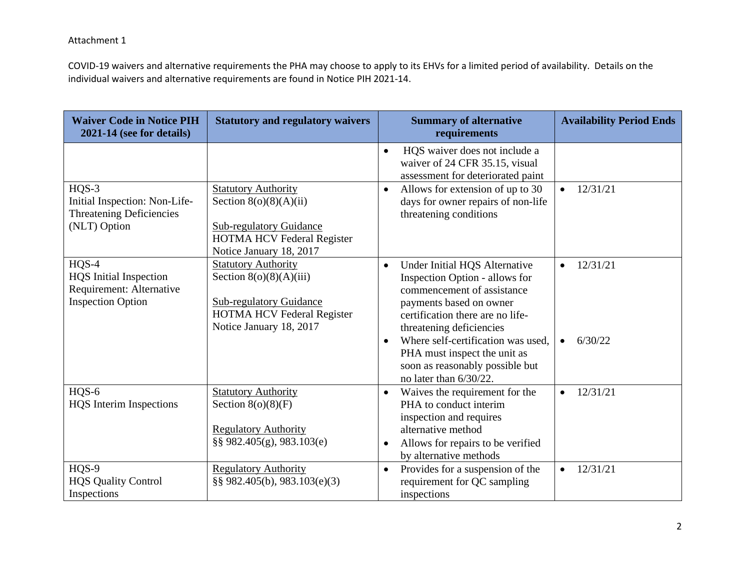Attachment 1

COVID-19 waivers and alternative requirements the PHA may choose to apply to its EHVs for a limited period of availability. Details on the individual waivers and alternative requirements are found in Notice PIH 2021-14.

| Waiver Code in Notice PIH 2021-14 (see for details) | Statutory and regulatory waivers | Summary of alternative requirements | Availability Period Ends |
|---|---|---|---|
| | | • HQS waiver does not include a waiver of 24 CFR 35.15, visual assessment for deteriorated paint | |
| HQS-3<br>Initial Inspection: Non-Life-Threatening Deficiencies (NLT) Option | Statutory Authority<br>Section 8(o)(8)(A)(ii)<br><br>Sub-regulatory Guidance<br>HOTMA HCV Federal Register Notice January 18, 2017 | • Allows for extension of up to 30 days for owner repairs of non-life threatening conditions | • 12/31/21 |
| HQS-4<br>HQS Initial Inspection Requirement: Alternative Inspection Option | Statutory Authority<br>Section 8(o)(8)(A)(iii)<br><br>Sub-regulatory Guidance<br>HOTMA HCV Federal Register Notice January 18, 2017 | • Under Initial HQS Alternative Inspection Option - allows for commencement of assistance payments based on owner certification there are no life-threatening deficiencies<br>• Where self-certification was used, PHA must inspect the unit as soon as reasonably possible but no later than 6/30/22. | • 12/31/21<br><br>• 6/30/22 |
| HQS-6<br>HQS Interim Inspections | Statutory Authority<br>Section 8(o)(8)(F)<br><br>Regulatory Authority<br>§§ 982.405(g), 983.103(e) | • Waives the requirement for the PHA to conduct interim inspection and requires alternative method<br>• Allows for repairs to be verified by alternative methods | • 12/31/21 |
| HQS-9<br>HQS Quality Control Inspections | Regulatory Authority<br>§§ 982.405(b), 983.103(e)(3) | • Provides for a suspension of the requirement for QC sampling inspections | • 12/31/21 |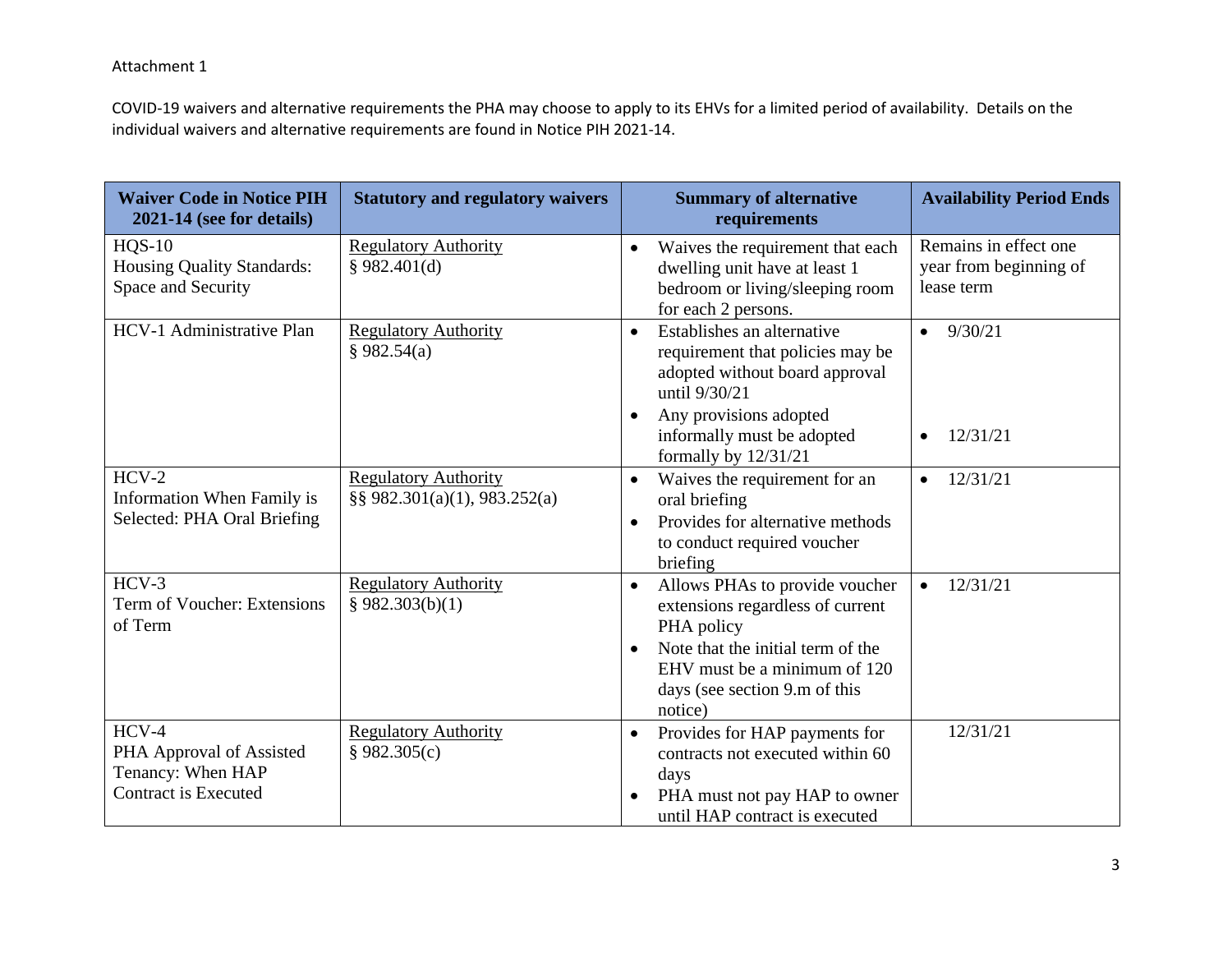Attachment 1

COVID-19 waivers and alternative requirements the PHA may choose to apply to its EHVs for a limited period of availability. Details on the individual waivers and alternative requirements are found in Notice PIH 2021-14.

| **Waiver Code in Notice PIH 2021-14 (see for details)** | **Statutory and regulatory waivers** | **Summary of alternative requirements** | **Availability Period Ends** |
|---|---|---|---|
| HQS-10<br>Housing Quality Standards: Space and Security | Regulatory Authority<br>§ 982.401(d) | • Waives the requirement that each dwelling unit have at least 1 bedroom or living/sleeping room for each 2 persons. | Remains in effect one year from beginning of lease term |
| HCV-1 Administrative Plan | Regulatory Authority<br>§ 982.54(a) | • Establishes an alternative requirement that policies may be adopted without board approval until 9/30/21<br>• Any provisions adopted informally must be adopted formally by 12/31/21 | • 9/30/21<br>• 12/31/21 |
| HCV-2<br>Information When Family is Selected: PHA Oral Briefing | Regulatory Authority<br>§§ 982.301(a)(1), 983.252(a) | • Waives the requirement for an oral briefing<br>• Provides for alternative methods to conduct required voucher briefing | • 12/31/21 |
| HCV-3<br>Term of Voucher: Extensions of Term | Regulatory Authority<br>§ 982.303(b)(1) | • Allows PHAs to provide voucher extensions regardless of current PHA policy<br>• Note that the initial term of the EHV must be a minimum of 120 days (see section 9.m of this notice) | • 12/31/21 |
| HCV-4<br>PHA Approval of Assisted Tenancy: When HAP Contract is Executed | Regulatory Authority<br>§ 982.305(c) | • Provides for HAP payments for contracts not executed within 60 days<br>• PHA must not pay HAP to owner until HAP contract is executed | 12/31/21 |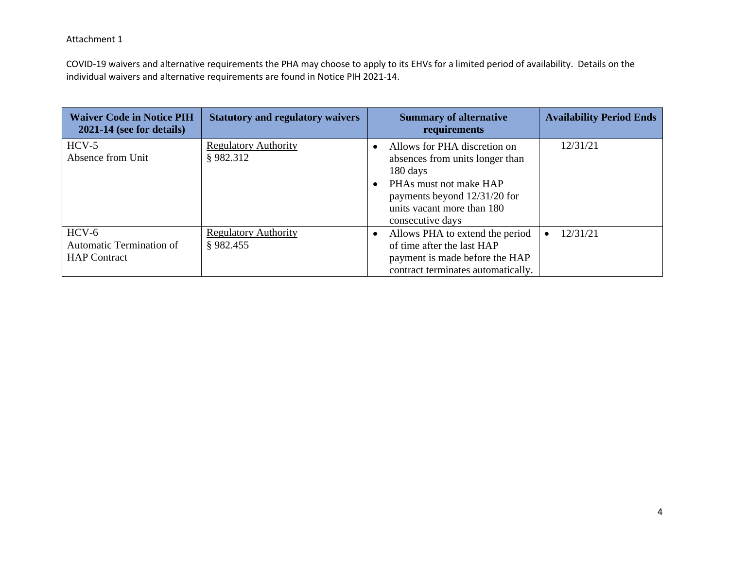Attachment 1

COVID-19 waivers and alternative requirements the PHA may choose to apply to its EHVs for a limited period of availability. Details on the individual waivers and alternative requirements are found in Notice PIH 2021-14.

| Waiver Code in Notice PIH 2021-14 (see for details) | Statutory and regulatory waivers | Summary of alternative requirements | Availability Period Ends |
|---|---|---|---|
| HCV-5<br>Absence from Unit | Regulatory Authority<br>§ 982.312 | • Allows for PHA discretion on absences from units longer than 180 days<br>• PHAs must not make HAP payments beyond 12/31/20 for units vacant more than 180 consecutive days | 12/31/21 |
| HCV-6<br>Automatic Termination of HAP Contract | Regulatory Authority<br>§ 982.455 | • Allows PHA to extend the period of time after the last HAP payment is made before the HAP contract terminates automatically. | • 12/31/21 |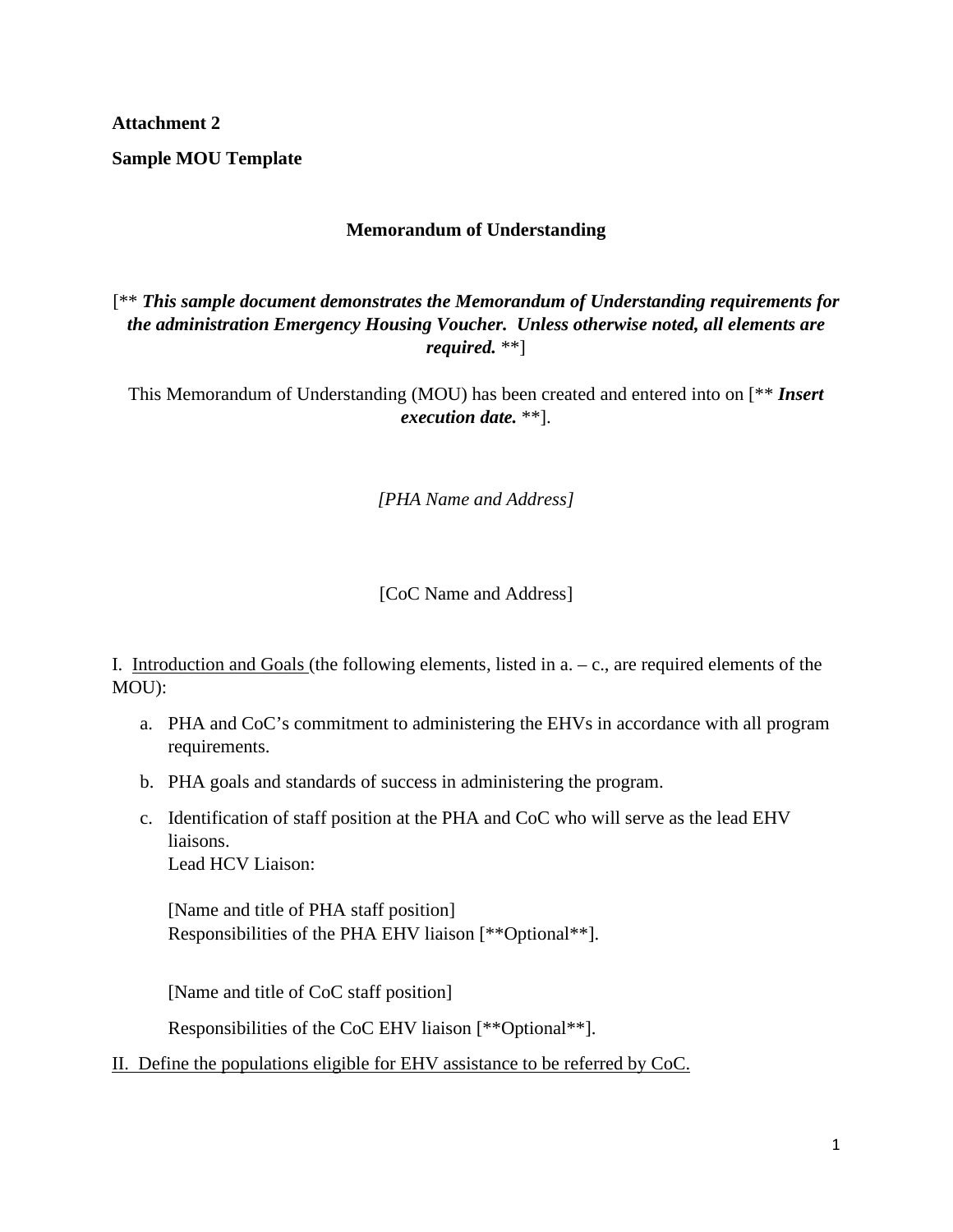**Attachment 2**

**Sample MOU Template**

**Memorandum of Understanding**

[** ***This sample document demonstrates the Memorandum of Understanding requirements for the administration Emergency Housing Voucher. Unless otherwise noted, all elements are required.*** **]

This Memorandum of Understanding (MOU) has been created and entered into on [** ***Insert execution date.*** **].

*[PHA Name and Address]*

[CoC Name and Address]

I. Introduction and Goals (the following elements, listed in a. – c., are required elements of the MOU):

a. PHA and CoC's commitment to administering the EHVs in accordance with all program requirements.

b. PHA goals and standards of success in administering the program.

c. Identification of staff position at the PHA and CoC who will serve as the lead EHV liaisons.
Lead HCV Liaison:

   [Name and title of PHA staff position]
   Responsibilities of the PHA EHV liaison [**Optional**].

   [Name and title of CoC staff position]

   Responsibilities of the CoC EHV liaison [**Optional**].

II. Define the populations eligible for EHV assistance to be referred by CoC.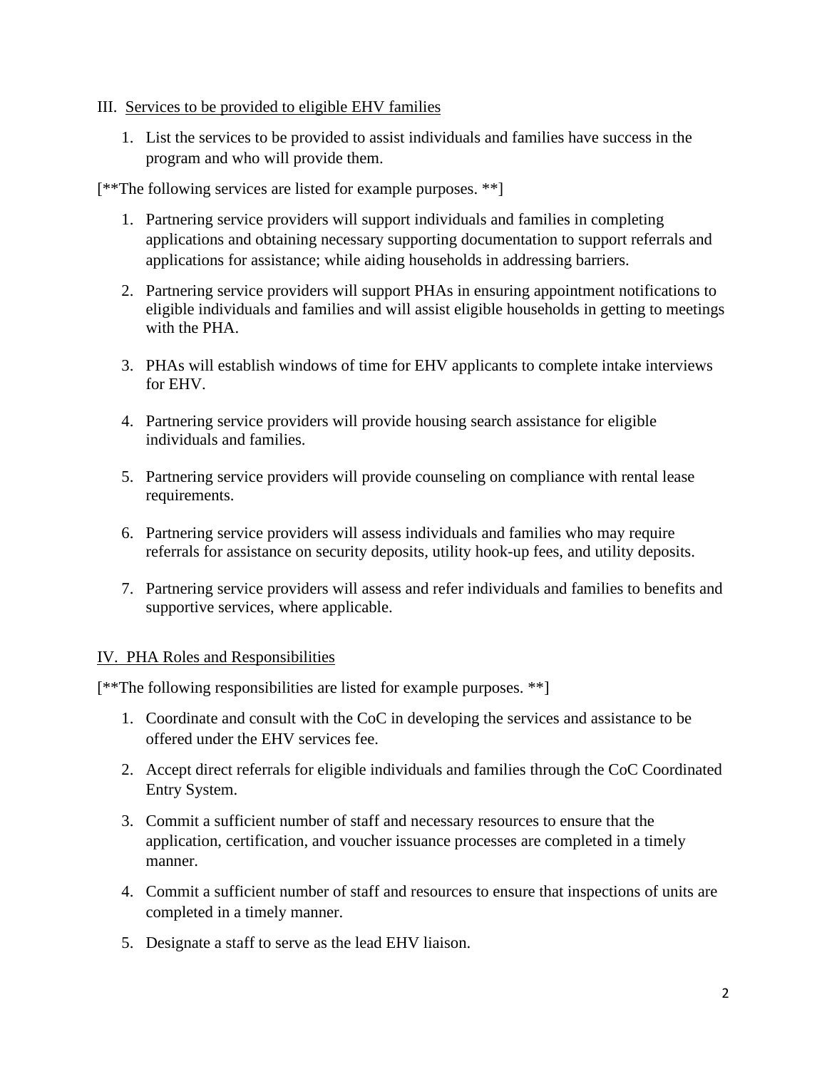III. Services to be provided to eligible EHV families

1. List the services to be provided to assist individuals and families have success in the program and who will provide them.

[**The following services are listed for example purposes. **]

1. Partnering service providers will support individuals and families in completing applications and obtaining necessary supporting documentation to support referrals and applications for assistance; while aiding households in addressing barriers.

2. Partnering service providers will support PHAs in ensuring appointment notifications to eligible individuals and families and will assist eligible households in getting to meetings with the PHA.

3. PHAs will establish windows of time for EHV applicants to complete intake interviews for EHV.

4. Partnering service providers will provide housing search assistance for eligible individuals and families.

5. Partnering service providers will provide counseling on compliance with rental lease requirements.

6. Partnering service providers will assess individuals and families who may require referrals for assistance on security deposits, utility hook-up fees, and utility deposits.

7. Partnering service providers will assess and refer individuals and families to benefits and supportive services, where applicable.

IV. PHA Roles and Responsibilities

[**The following responsibilities are listed for example purposes. **]

1. Coordinate and consult with the CoC in developing the services and assistance to be offered under the EHV services fee.

2. Accept direct referrals for eligible individuals and families through the CoC Coordinated Entry System.

3. Commit a sufficient number of staff and necessary resources to ensure that the application, certification, and voucher issuance processes are completed in a timely manner.

4. Commit a sufficient number of staff and resources to ensure that inspections of units are completed in a timely manner.

5. Designate a staff to serve as the lead EHV liaison.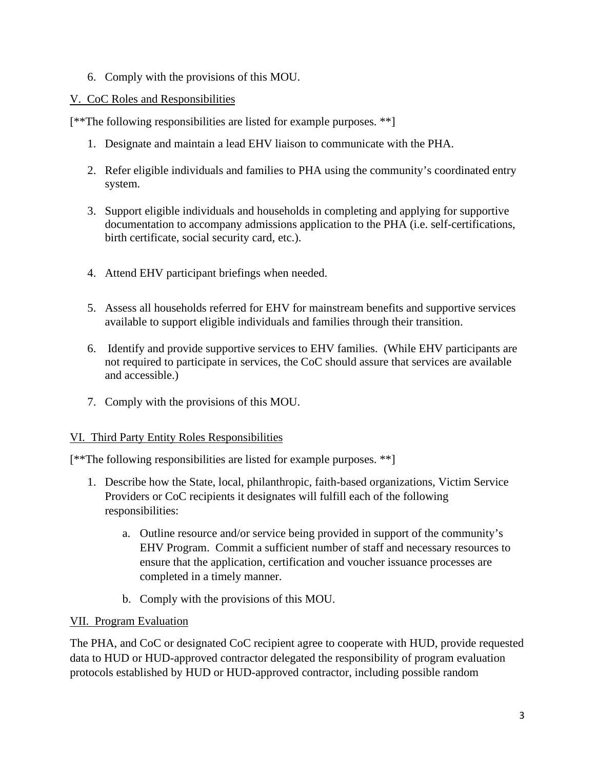6. Comply with the provisions of this MOU.

V. CoC Roles and Responsibilities

[**The following responsibilities are listed for example purposes. **]

1. Designate and maintain a lead EHV liaison to communicate with the PHA.

2. Refer eligible individuals and families to PHA using the community's coordinated entry system.

3. Support eligible individuals and households in completing and applying for supportive documentation to accompany admissions application to the PHA (i.e. self-certifications, birth certificate, social security card, etc.).

4. Attend EHV participant briefings when needed.

5. Assess all households referred for EHV for mainstream benefits and supportive services available to support eligible individuals and families through their transition.

6. Identify and provide supportive services to EHV families. (While EHV participants are not required to participate in services, the CoC should assure that services are available and accessible.)

7. Comply with the provisions of this MOU.

VI. Third Party Entity Roles Responsibilities

[**The following responsibilities are listed for example purposes. **]

1. Describe how the State, local, philanthropic, faith-based organizations, Victim Service Providers or CoC recipients it designates will fulfill each of the following responsibilities:

    a. Outline resource and/or service being provided in support of the community's EHV Program. Commit a sufficient number of staff and necessary resources to ensure that the application, certification and voucher issuance processes are completed in a timely manner.

    b. Comply with the provisions of this MOU.

VII. Program Evaluation

The PHA, and CoC or designated CoC recipient agree to cooperate with HUD, provide requested data to HUD or HUD-approved contractor delegated the responsibility of program evaluation protocols established by HUD or HUD-approved contractor, including possible random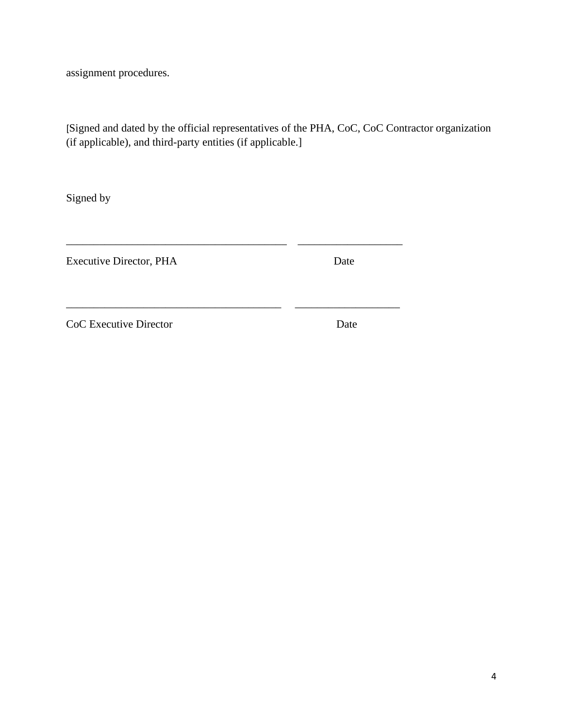assignment procedures.

[Signed and dated by the official representatives of the PHA, CoC, CoC Contractor organization (if applicable), and third-party entities (if applicable.]

Signed by

________________________________________ ___________________

Executive Director, PHA Date

________________________________________ ___________________

CoC Executive Director Date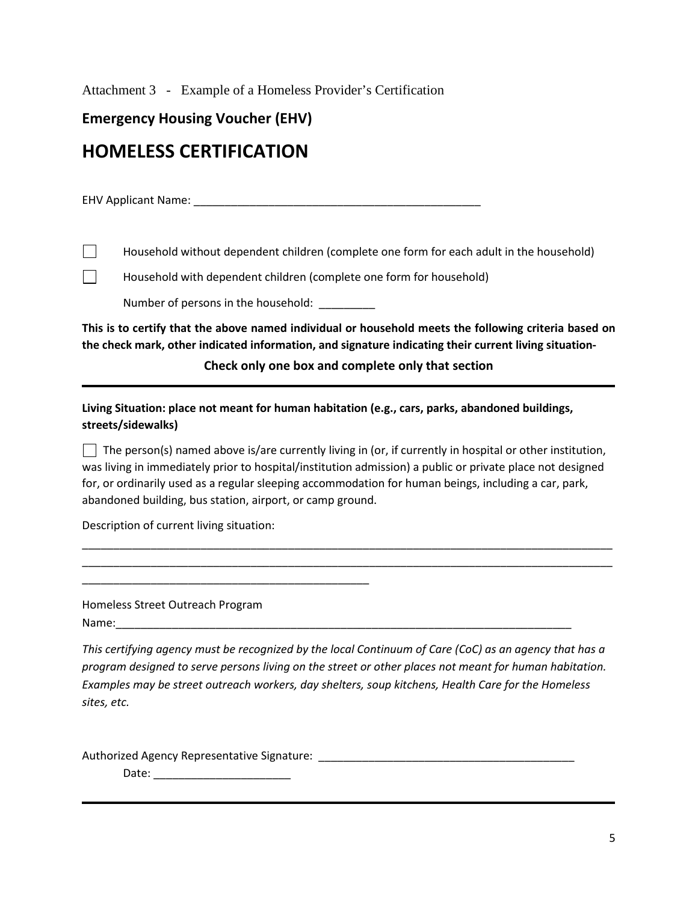Attachment 3 - Example of a Homeless Provider's Certification

**Emergency Housing Voucher (EHV)**

# HOMELESS CERTIFICATION

EHV Applicant Name: _______________________________________________

☐ Household without dependent children (complete one form for each adult in the household)

☐ Household with dependent children (complete one form for household)

Number of persons in the household: _________

**This is to certify that the above named individual or household meets the following criteria based on the check mark, other indicated information, and signature indicating their current living situation-**

**Check only one box and complete only that section**

---

**Living Situation: place not meant for human habitation (e.g., cars, parks, abandoned buildings, streets/sidewalks)**

☐ The person(s) named above is/are currently living in (or, if currently in hospital or other institution, was living in immediately prior to hospital/institution admission) a public or private place not designed for, or ordinarily used as a regular sleeping accommodation for human beings, including a car, park, abandoned building, bus station, airport, or camp ground.

Description of current living situation:

_____________________________________________________________________________________
_____________________________________________________________________________________
_______________________________________________

Homeless Street Outreach Program
Name:___________________________________________________________________________

*This certifying agency must be recognized by the local Continuum of Care (CoC) as an agency that has a program designed to serve persons living on the street or other places not meant for human habitation. Examples may be street outreach workers, day shelters, soup kitchens, Health Care for the Homeless sites, etc.*

Authorized Agency Representative Signature: __________________________________________

Date: ______________________

---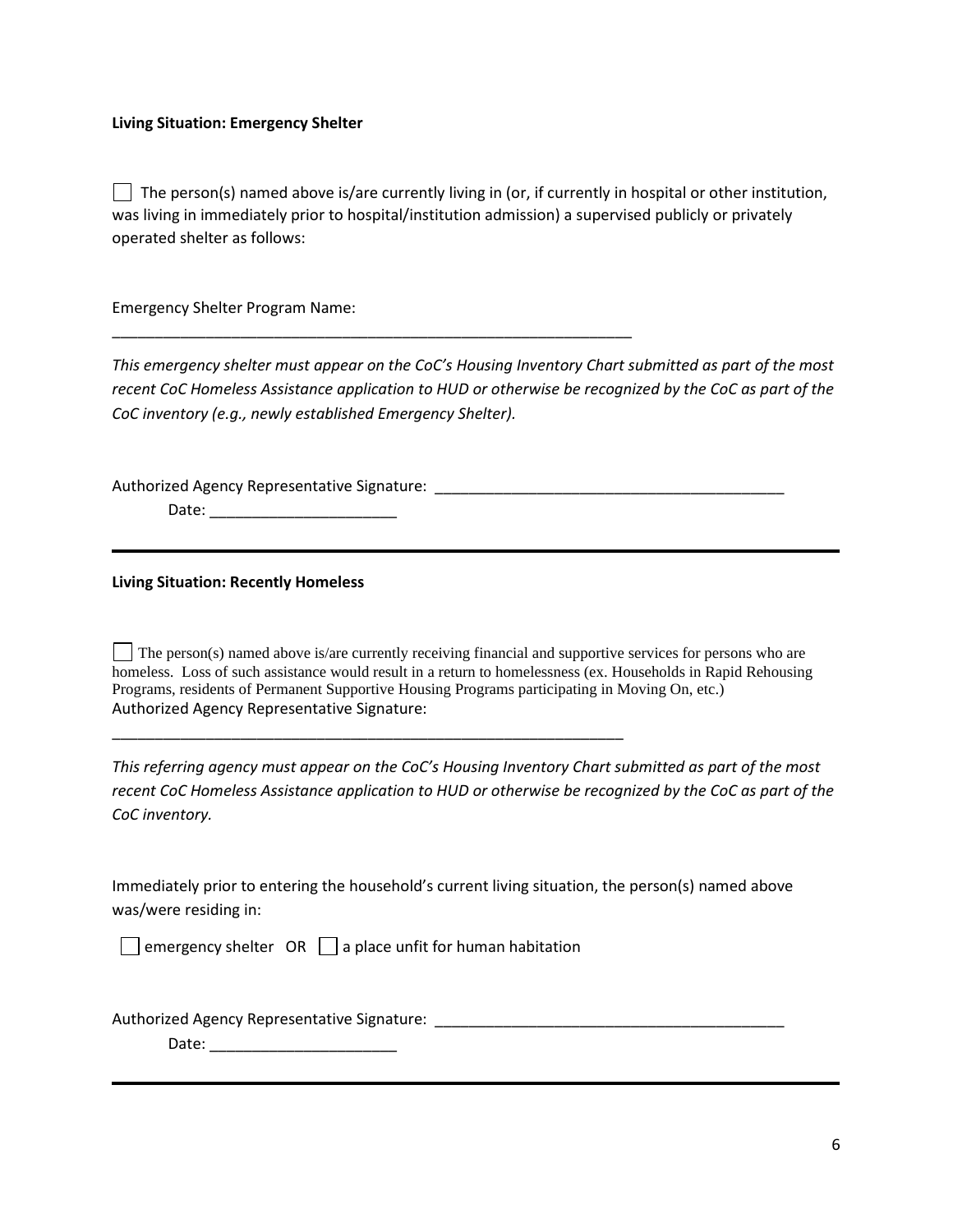**Living Situation: Emergency Shelter**

☐ The person(s) named above is/are currently living in (or, if currently in hospital or other institution, was living in immediately prior to hospital/institution admission) a supervised publicly or privately operated shelter as follows:

Emergency Shelter Program Name:

_______________________________________________________________

*This emergency shelter must appear on the CoC's Housing Inventory Chart submitted as part of the most recent CoC Homeless Assistance application to HUD or otherwise be recognized by the CoC as part of the CoC inventory (e.g., newly established Emergency Shelter).*

Authorized Agency Representative Signature: __________________________________________

Date: ______________________

---

**Living Situation: Recently Homeless**

☐ The person(s) named above is/are currently receiving financial and supportive services for persons who are homeless. Loss of such assistance would result in a return to homelessness (ex. Households in Rapid Rehousing Programs, residents of Permanent Supportive Housing Programs participating in Moving On, etc.)

Authorized Agency Representative Signature:

_______________________________________________________________

*This referring agency must appear on the CoC's Housing Inventory Chart submitted as part of the most recent CoC Homeless Assistance application to HUD or otherwise be recognized by the CoC as part of the CoC inventory.*

Immediately prior to entering the household's current living situation, the person(s) named above was/were residing in:

☐ emergency shelter OR ☐ a place unfit for human habitation

Authorized Agency Representative Signature: __________________________________________

Date: ______________________

---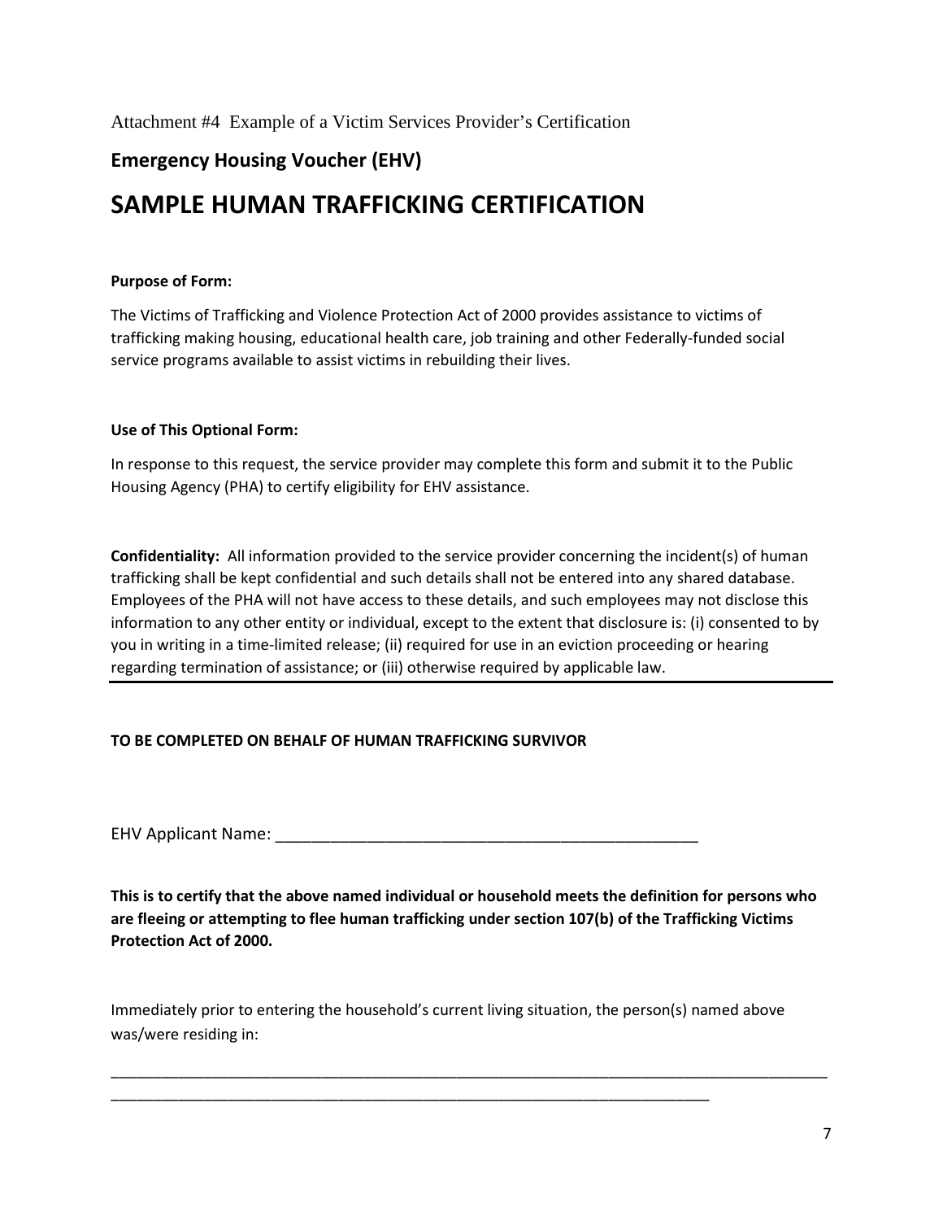Attachment #4 Example of a Victim Services Provider's Certification

## Emergency Housing Voucher (EHV)

# SAMPLE HUMAN TRAFFICKING CERTIFICATION

**Purpose of Form:**

The Victims of Trafficking and Violence Protection Act of 2000 provides assistance to victims of trafficking making housing, educational health care, job training and other Federally-funded social service programs available to assist victims in rebuilding their lives.

**Use of This Optional Form:**

In response to this request, the service provider may complete this form and submit it to the Public Housing Agency (PHA) to certify eligibility for EHV assistance.

**Confidentiality:** All information provided to the service provider concerning the incident(s) of human trafficking shall be kept confidential and such details shall not be entered into any shared database. Employees of the PHA will not have access to these details, and such employees may not disclose this information to any other entity or individual, except to the extent that disclosure is: (i) consented to by you in writing in a time-limited release; (ii) required for use in an eviction proceeding or hearing regarding termination of assistance; or (iii) otherwise required by applicable law.

---

**TO BE COMPLETED ON BEHALF OF HUMAN TRAFFICKING SURVIVOR**

EHV Applicant Name: _______________________________________________

**This is to certify that the above named individual or household meets the definition for persons who are fleeing or attempting to flee human trafficking under section 107(b) of the Trafficking Victims Protection Act of 2000.**

Immediately prior to entering the household's current living situation, the person(s) named above was/were residing in:

_______________________________________________________________________________________

_________________________________________________________________________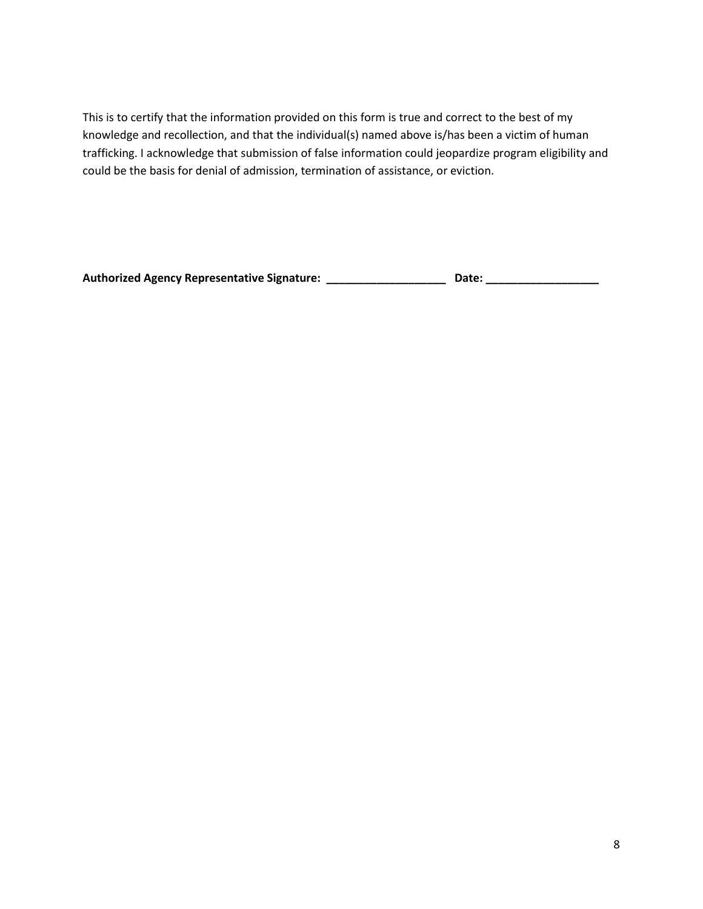This is to certify that the information provided on this form is true and correct to the best of my knowledge and recollection, and that the individual(s) named above is/has been a victim of human trafficking. I acknowledge that submission of false information could jeopardize program eligibility and could be the basis for denial of admission, termination of assistance, or eviction.

**Authorized Agency Representative Signature: ___________________ Date: __________________**